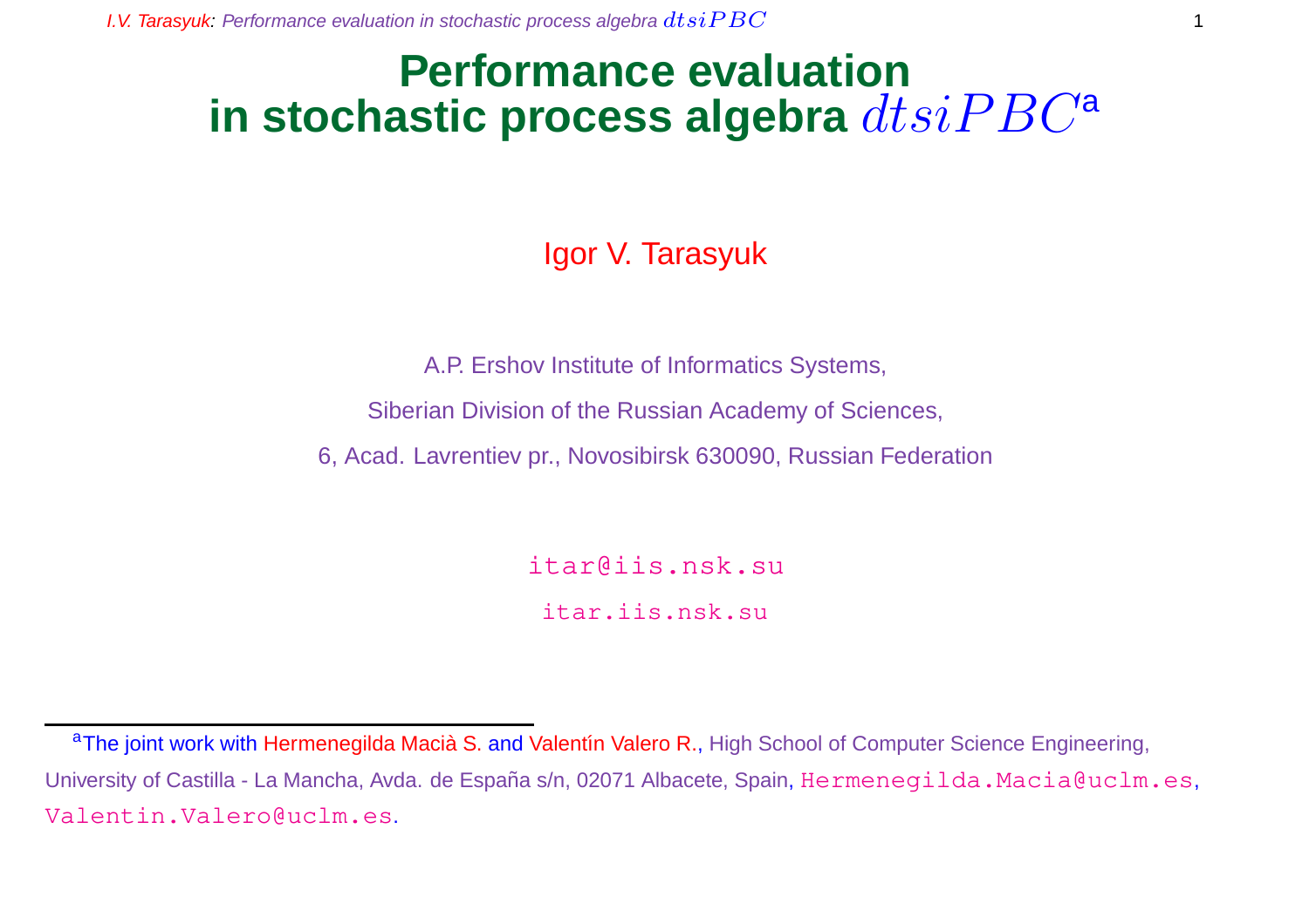# Performance evaluation in stochastic process algebra $dtsiPBC$[a]

Igor V. Tarasyuk

A.P. Ershov Institute of Informatics Systems,

Siberian Division of the Russian Academy of Sciences,

6, Acad. Lavrentiev pr., Novosibirsk 630090, Russian Federation

itar@iis.nsk.su

itar.iis.nsk.su

---

[a] The joint work with Hermenegilda Macià S. and Valentín Valero R., High School of Computer Science Engineering, University of Castilla - La Mancha, Avda. de España s/n, 02071 Albacete, Spain, Hermenegilda.Macia@uclm.es, Valentin.Valero@uclm.es.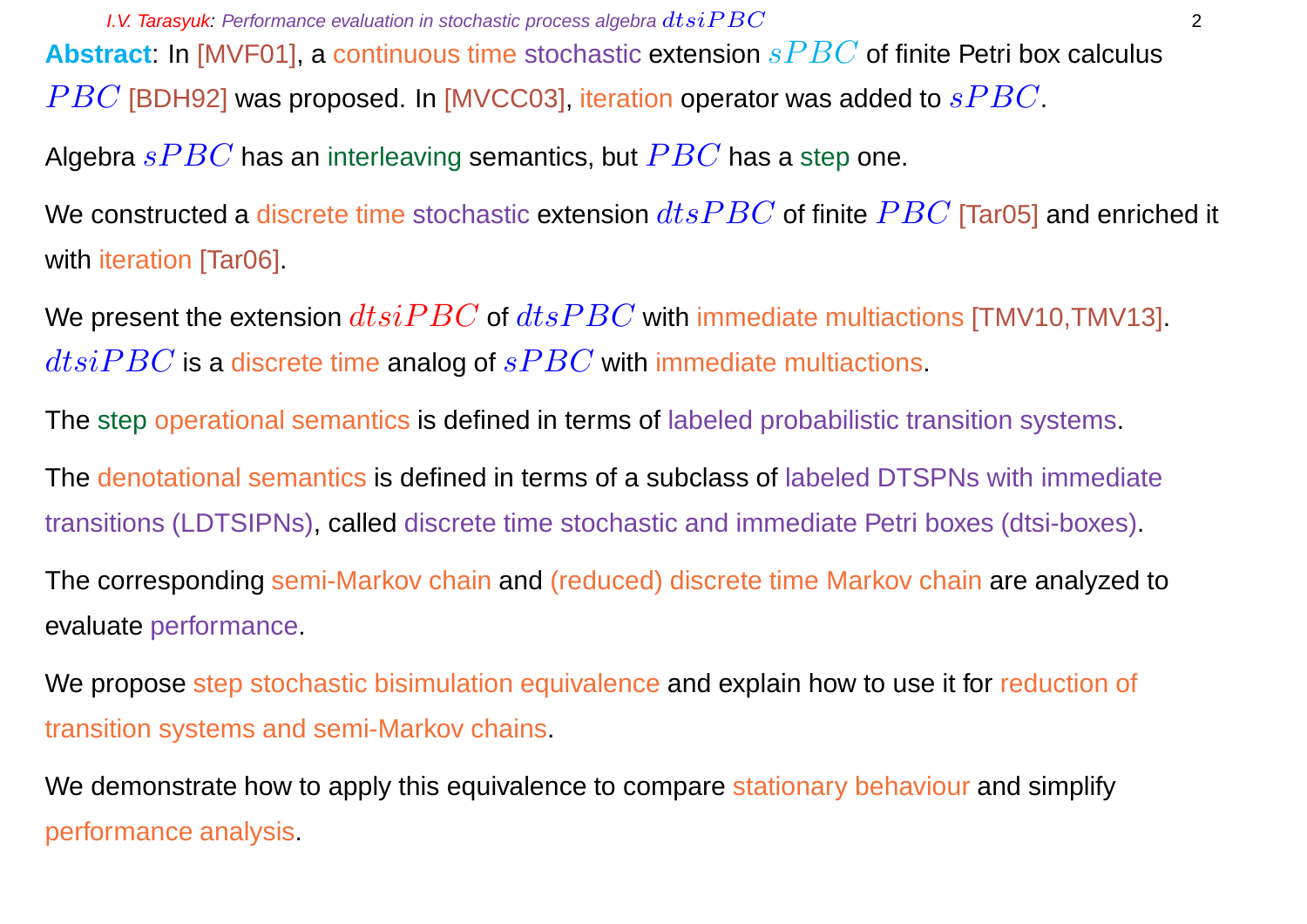**Abstract**: In [MVF01], a continuous time stochastic extension $sPBC$ of finite Petri box calculus $PBC$ [BDH92] was proposed. In [MVCC03], iteration operator was added to $sPBC$.

Algebra $sPBC$ has an interleaving semantics, but $PBC$ has a step one.

We constructed a discrete time stochastic extension $dtsPBC$ of finite $PBC$ [Tar05] and enriched it with iteration [Tar06].

We present the extension $dtsiPBC$ of $dtsPBC$ with immediate multiactions [TMV10,TMV13]. $dtsiPBC$ is a discrete time analog of $sPBC$ with immediate multiactions.

The step operational semantics is defined in terms of labeled probabilistic transition systems.

The denotational semantics is defined in terms of a subclass of labeled DTSPNs with immediate transitions (LDTSIPNs), called discrete time stochastic and immediate Petri boxes (dtsi-boxes).

The corresponding semi-Markov chain and (reduced) discrete time Markov chain are analyzed to evaluate performance.

We propose step stochastic bisimulation equivalence and explain how to use it for reduction of transition systems and semi-Markov chains.

We demonstrate how to apply this equivalence to compare stationary behaviour and simplify performance analysis.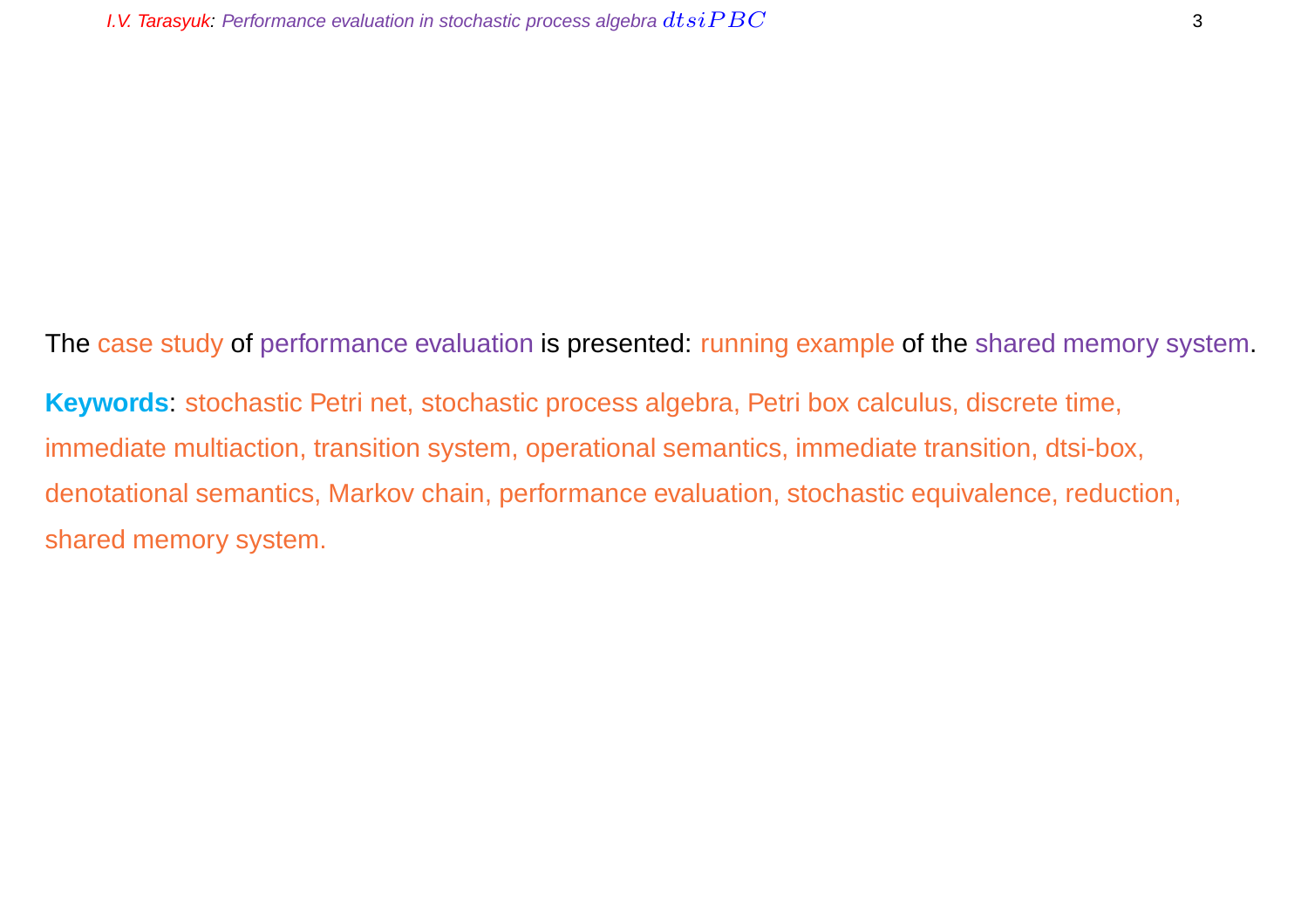The case study of performance evaluation is presented: running example of the shared memory system.

**Keywords**: stochastic Petri net, stochastic process algebra, Petri box calculus, discrete time, immediate multiaction, transition system, operational semantics, immediate transition, dtsi-box, denotational semantics, Markov chain, performance evaluation, stochastic equivalence, reduction, shared memory system.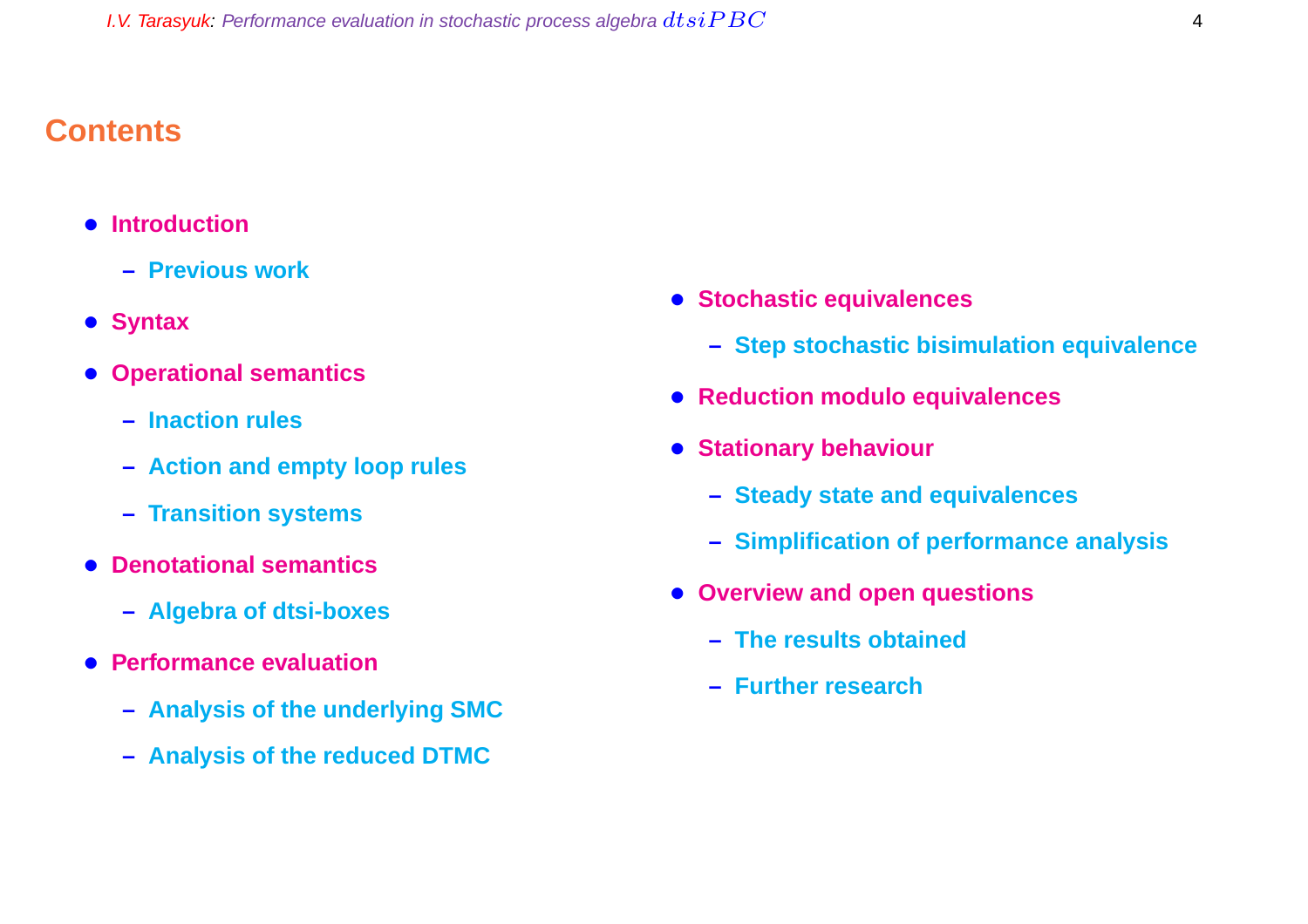## Contents

- **Introduction**
  - **Previous work**
- **Syntax**
- **Operational semantics**
  - **Inaction rules**
  - **Action and empty loop rules**
  - **Transition systems**
- **Denotational semantics**
  - **Algebra of dtsi-boxes**
- **Performance evaluation**
  - **Analysis of the underlying SMC**
  - **Analysis of the reduced DTMC**
- **Stochastic equivalences**
  - **Step stochastic bisimulation equivalence**
- **Reduction modulo equivalences**
- **Stationary behaviour**
  - **Steady state and equivalences**
  - **Simplification of performance analysis**
- **Overview and open questions**
  - **The results obtained**
  - **Further research**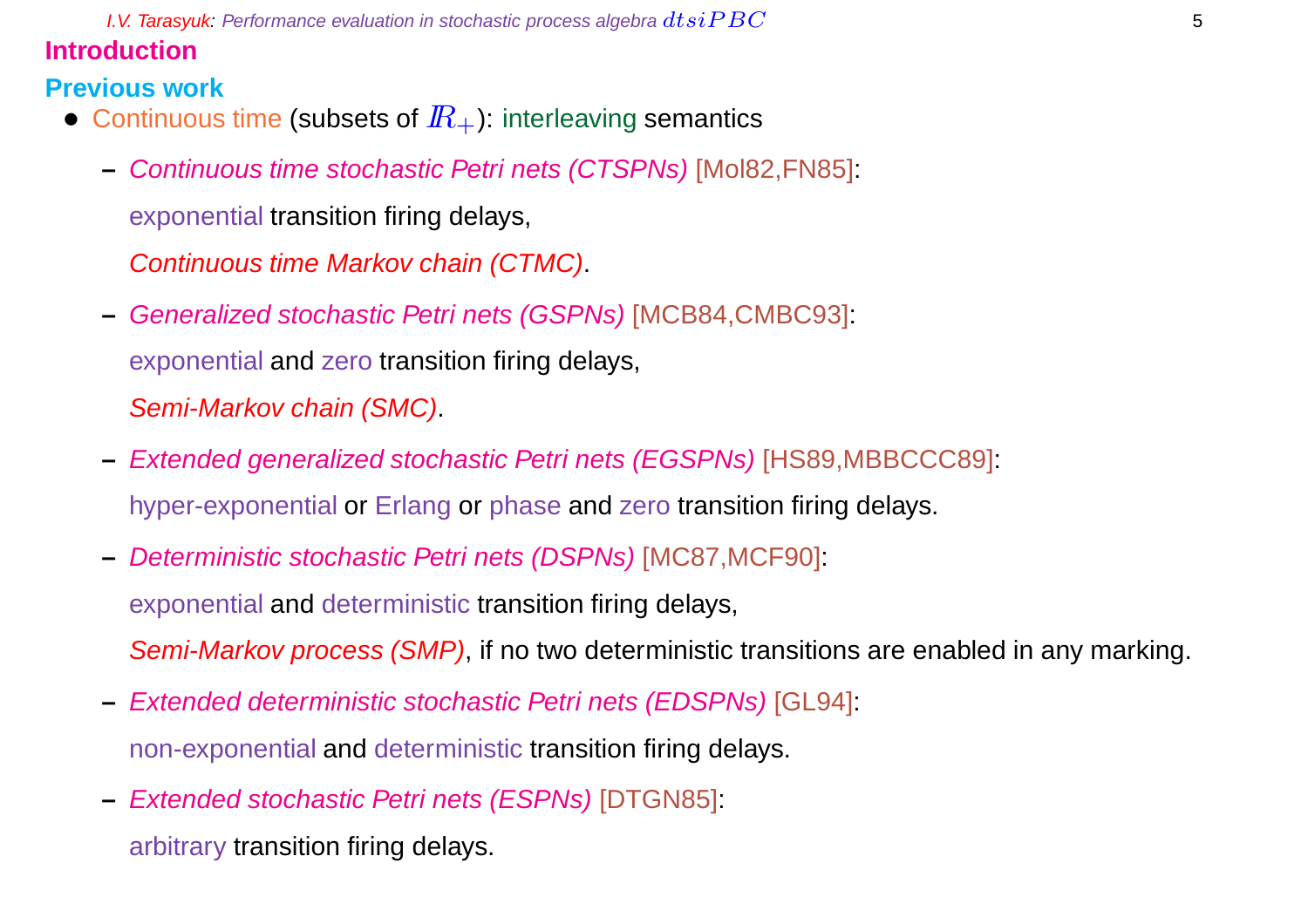## Introduction

### Previous work

- Continuous time (subsets of $\mathbb{R}_+$): interleaving semantics
  - *Continuous time stochastic Petri nets (CTSPNs)* [Mol82,FN85]:

    exponential transition firing delays,

    *Continuous time Markov chain (CTMC)*.
  - *Generalized stochastic Petri nets (GSPNs)* [MCB84,CMBC93]:

    exponential and zero transition firing delays,

    *Semi-Markov chain (SMC)*.
  - *Extended generalized stochastic Petri nets (EGSPNs)* [HS89,MBBCCC89]:

    hyper-exponential or Erlang or phase and zero transition firing delays.
  - *Deterministic stochastic Petri nets (DSPNs)* [MC87,MCF90]:

    exponential and deterministic transition firing delays,

    *Semi-Markov process (SMP)*, if no two deterministic transitions are enabled in any marking.
  - *Extended deterministic stochastic Petri nets (EDSPNs)* [GL94]:

    non-exponential and deterministic transition firing delays.
  - *Extended stochastic Petri nets (ESPNs)* [DTGN85]:

    arbitrary transition firing delays.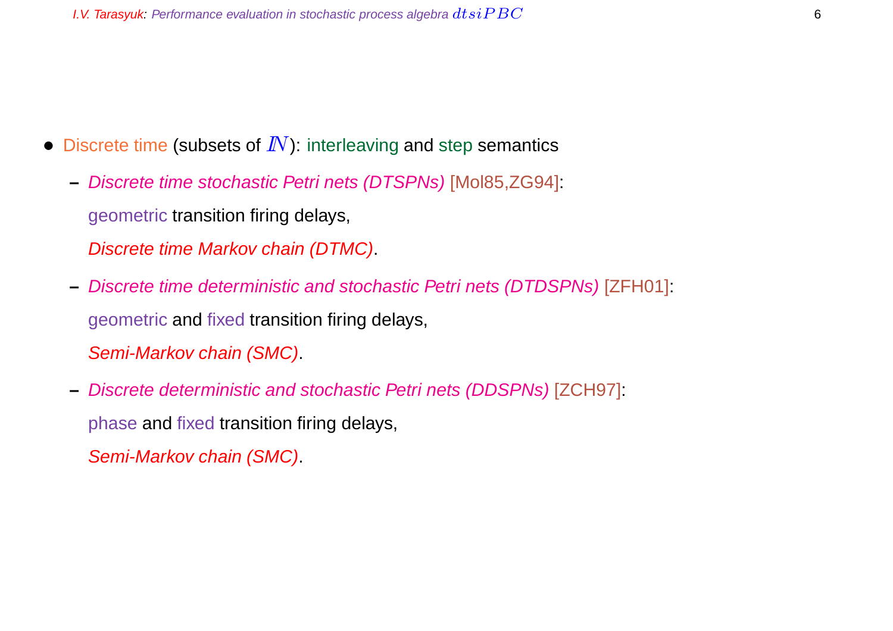- Discrete time (subsets of $I\!N$): interleaving and step semantics
  - *Discrete time stochastic Petri nets (DTSPNs)* [Mol85,ZG94]:

    geometric transition firing delays,

    *Discrete time Markov chain (DTMC)*.
  - *Discrete time deterministic and stochastic Petri nets (DTDSPNs)* [ZFH01]:

    geometric and fixed transition firing delays,

    *Semi-Markov chain (SMC)*.
  - *Discrete deterministic and stochastic Petri nets (DDSPNs)* [ZCH97]:

    phase and fixed transition firing delays,

    *Semi-Markov chain (SMC)*.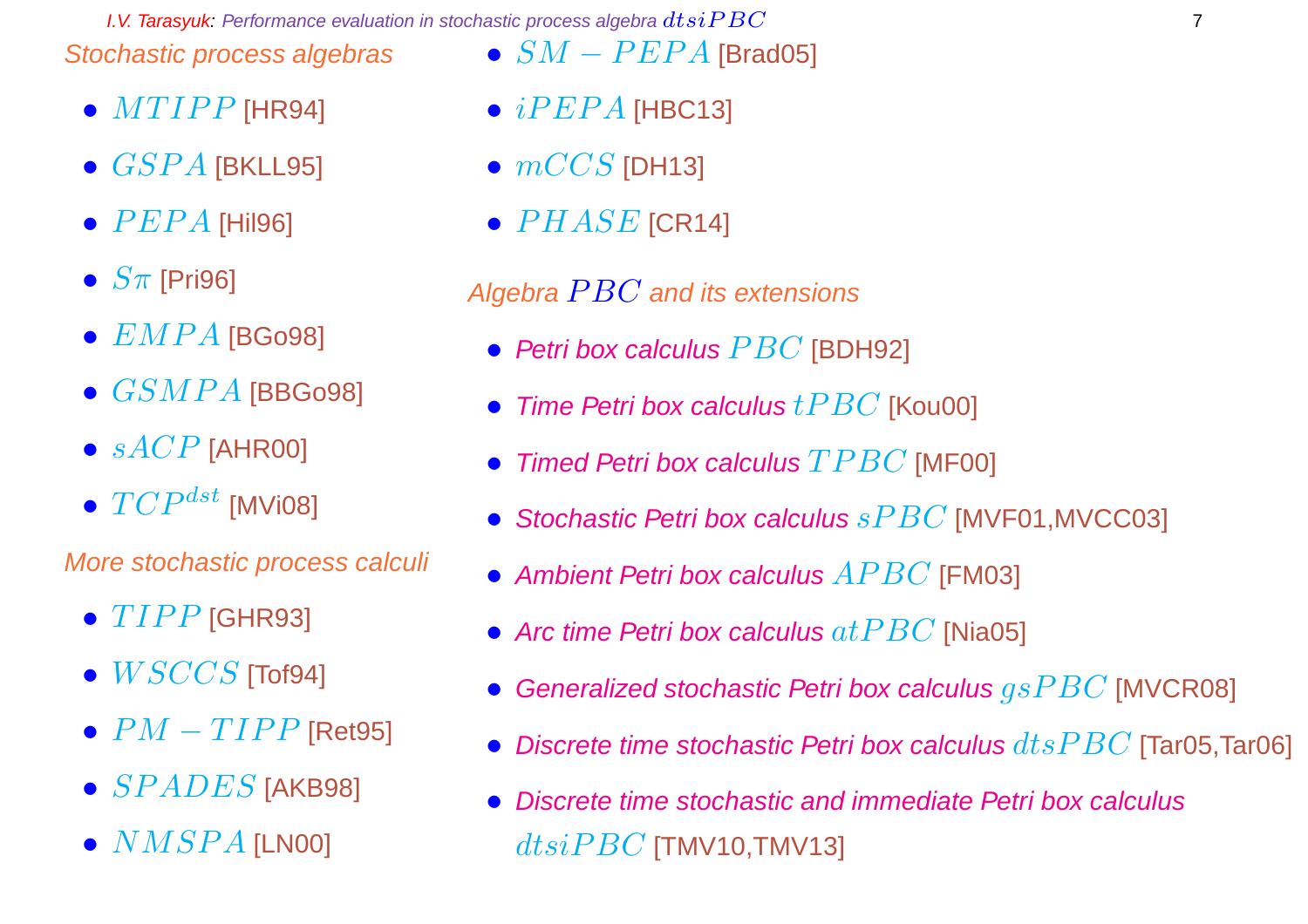## Stochastic process algebras

- $MTIPP$ [HR94]
- $GSPA$ [BKLL95]
- $PEPA$ [Hil96]
- $S\pi$ [Pri96]
- $EMPA$ [BGo98]
- $GSMPA$ [BBGo98]
- $sACP$ [AHR00]
- $TCP^{dst}$ [MVi08]

## More stochastic process calculi

- $TIPP$ [GHR93]
- $WSCCS$ [Tof94]
- $PM-TIPP$ [Ret95]
- $SPADES$ [AKB98]
- $NMSPA$ [LN00]
- $SM-PEPA$ [Brad05]
- $iPEPA$ [HBC13]
- $mCCS$ [DH13]
- $PHASE$ [CR14]

## Algebra $PBC$ and its extensions

- *Petri box calculus* $PBC$ [BDH92]
- *Time Petri box calculus* $tPBC$ [Kou00]
- *Timed Petri box calculus* $TPBC$ [MF00]
- *Stochastic Petri box calculus* $sPBC$ [MVF01,MVCC03]
- *Ambient Petri box calculus* $APBC$ [FM03]
- *Arc time Petri box calculus* $atPBC$ [Nia05]
- *Generalized stochastic Petri box calculus* $gsPBC$ [MVCR08]
- *Discrete time stochastic Petri box calculus* $dtsPBC$ [Tar05,Tar06]
- *Discrete time stochastic and immediate Petri box calculus* $dtsiPBC$ [TMV10,TMV13]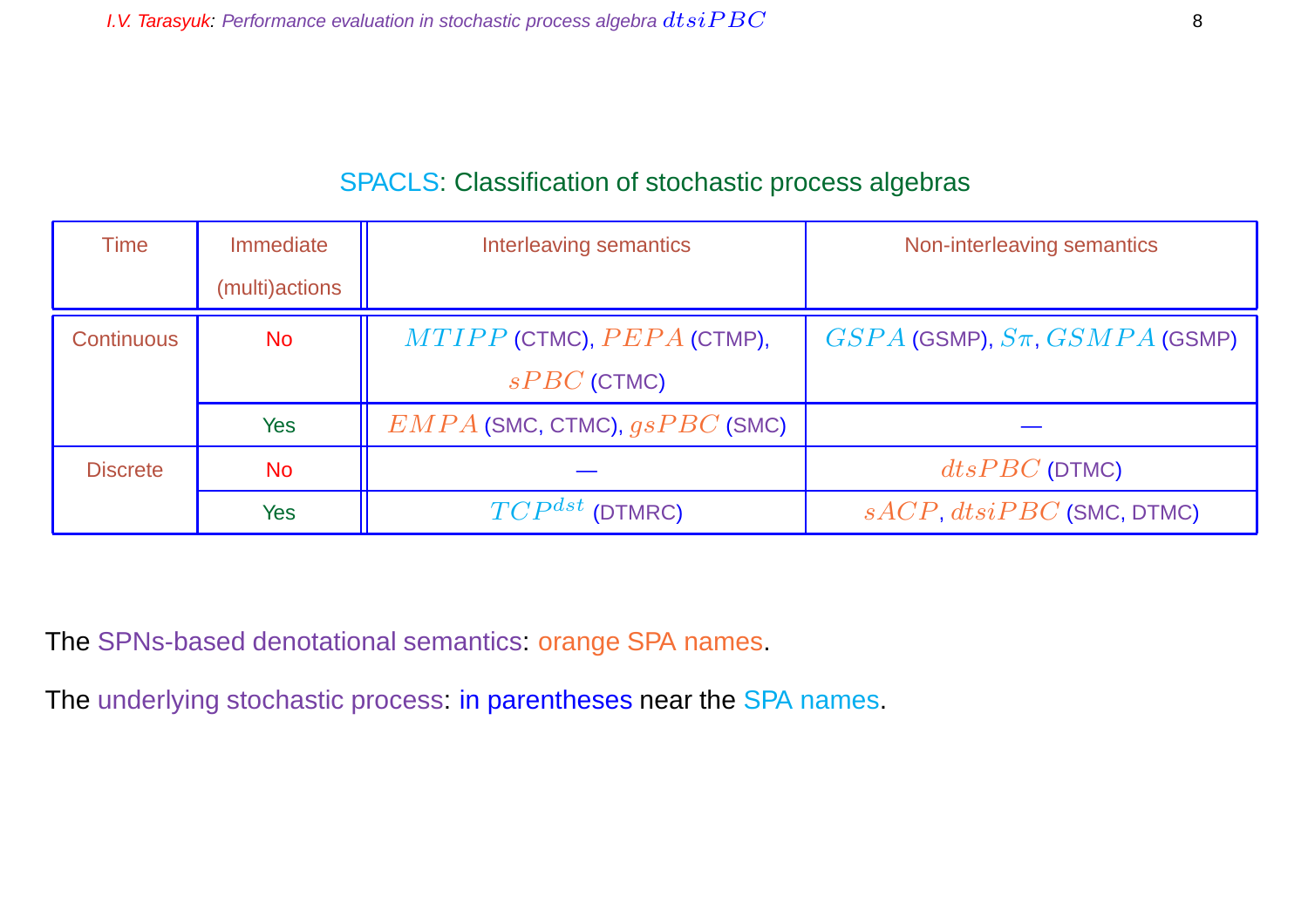## SPACLS: Classification of stochastic process algebras

| Time | Immediate (multi)actions | Interleaving semantics | Non-interleaving semantics |
|---|---|---|---|
| Continuous | No | $MTIPP$ (CTMC), $PEPA$ (CTMP), $sPBC$ (CTMC) | $GSPA$ (GSMP), $S\pi$, $GSMPA$ (GSMP) |
| | Yes | $EMPA$ (SMC, CTMC), $gsPBC$ (SMC) | — |
| Discrete | No | — | $dtsPBC$ (DTMC) |
| | Yes | $TCP^{dst}$ (DTMRC) | $sACP$, $dtsiPBC$ (SMC, DTMC) |

The SPNs-based denotational semantics: orange SPA names.

The underlying stochastic process: in parentheses near the SPA names.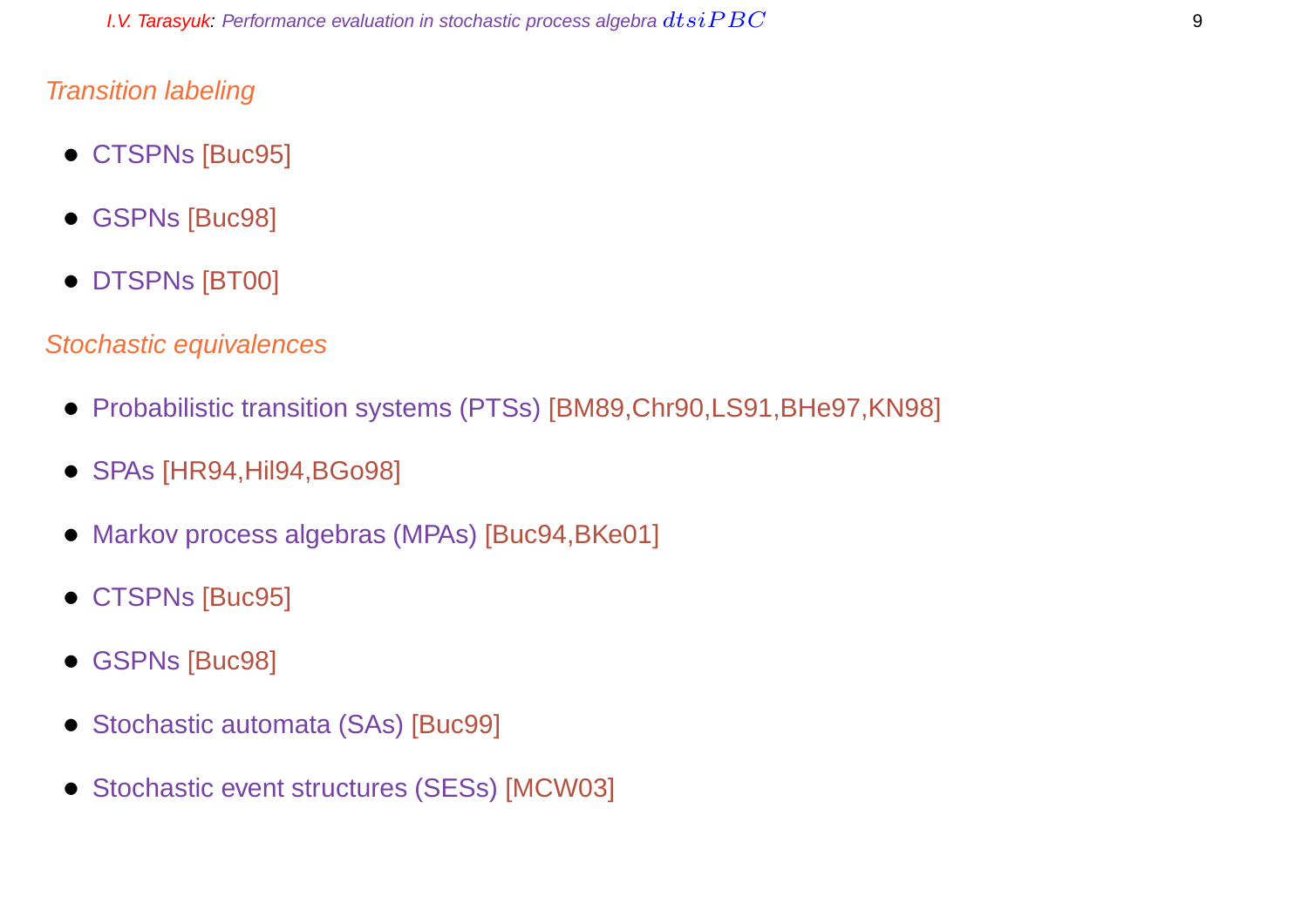*Transition labeling*

- CTSPNs [Buc95]
- GSPNs [Buc98]
- DTSPNs [BT00]

*Stochastic equivalences*

- Probabilistic transition systems (PTSs) [BM89,Chr90,LS91,BHe97,KN98]
- SPAs [HR94,Hil94,BGo98]
- Markov process algebras (MPAs) [Buc94,BKe01]
- CTSPNs [Buc95]
- GSPNs [Buc98]
- Stochastic automata (SAs) [Buc99]
- Stochastic event structures (SESs) [MCW03]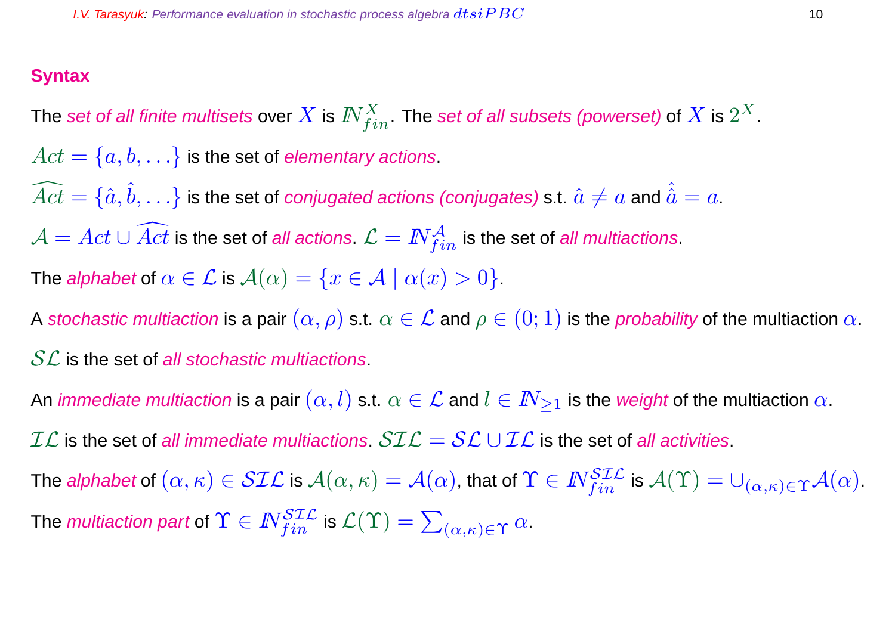## Syntax

The *set of all finite multisets* over $X$ is $\mathbb{N}_{fin}^{X}$. The *set of all subsets (powerset)* of $X$ is $2^{X}$.

$Act = \{a, b, \ldots\}$ is the set of *elementary actions*.

$\widehat{Act} = \{\hat{a}, \hat{b}, \ldots\}$ is the set of *conjugated actions (conjugates)* s.t. $\hat{a} \neq a$ and $\hat{\hat{a}} = a$.

$\mathcal{A} = Act \cup \widehat{Act}$ is the set of *all actions*. $\mathcal{L} = \mathbb{N}_{fin}^{\mathcal{A}}$ is the set of *all multiactions*.

The *alphabet* of $\alpha \in \mathcal{L}$ is $\mathcal{A}(\alpha) = \{x \in \mathcal{A} \mid \alpha(x) > 0\}$.

A *stochastic multiaction* is a pair $(\alpha, \rho)$ s.t. $\alpha \in \mathcal{L}$ and $\rho \in (0; 1)$ is the *probability* of the multiaction $\alpha$.

$\mathcal{SL}$ is the set of *all stochastic multiactions*.

An *immediate multiaction* is a pair $(\alpha, l)$ s.t. $\alpha \in \mathcal{L}$ and $l \in \mathbb{N}_{\geq 1}$ is the *weight* of the multiaction $\alpha$.

$\mathcal{IL}$ is the set of *all immediate multiactions*. $\mathcal{SIL} = \mathcal{SL} \cup \mathcal{IL}$ is the set of *all activities*.

The *alphabet* of $(\alpha, \kappa) \in \mathcal{SIL}$ is $\mathcal{A}(\alpha, \kappa) = \mathcal{A}(\alpha)$, that of $\Upsilon \in \mathbb{N}_{fin}^{\mathcal{SIL}}$ is $\mathcal{A}(\Upsilon) = \cup_{(\alpha,\kappa)\in\Upsilon}\mathcal{A}(\alpha)$.

The *multiaction part* of $\Upsilon \in \mathbb{N}_{fin}^{\mathcal{SIL}}$ is $\mathcal{L}(\Upsilon) = \sum_{(\alpha,\kappa)\in\Upsilon} \alpha$.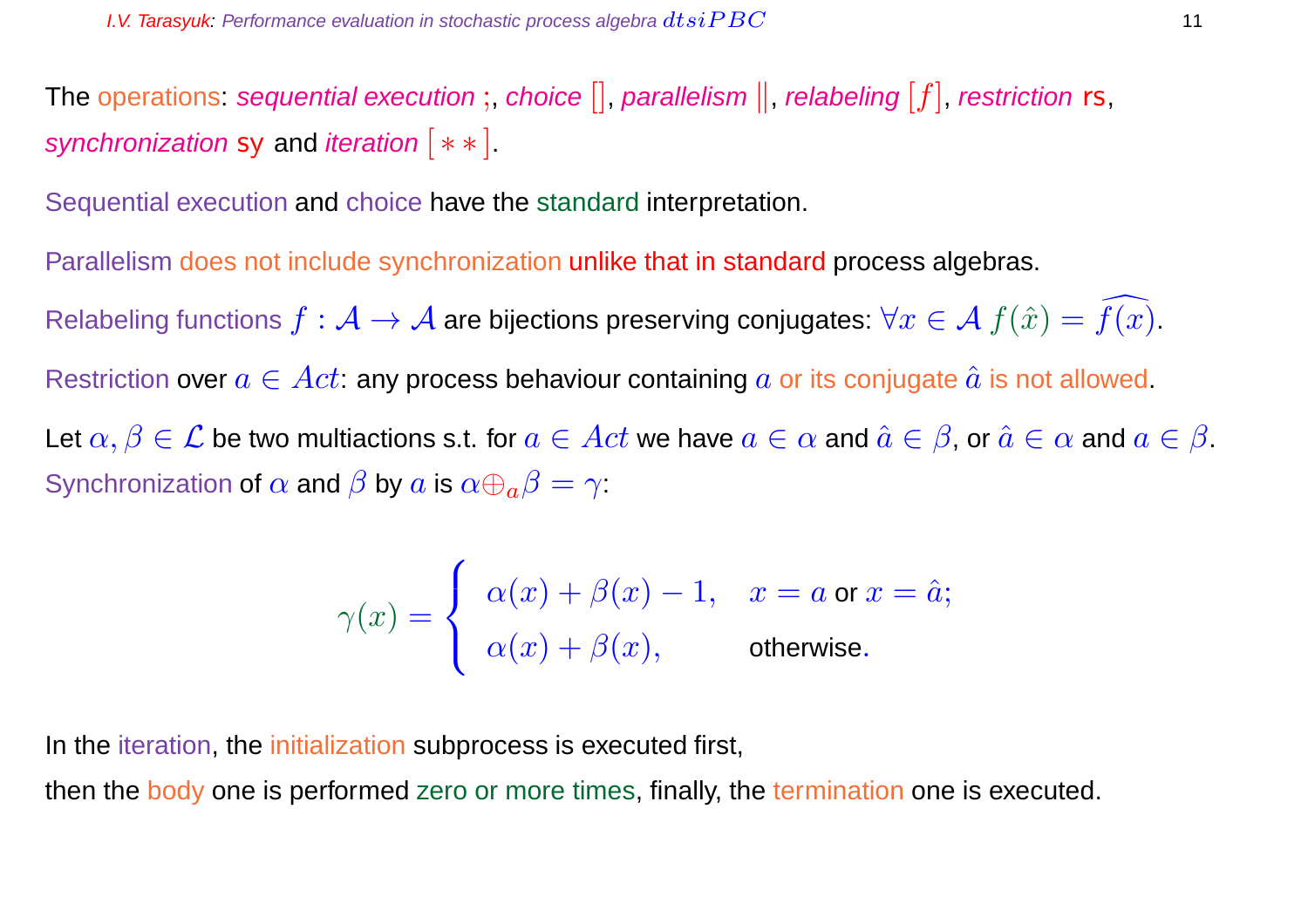The operations: *sequential execution* ;, *choice* $[]$, *parallelism* $\|$, *relabeling* $[f]$, *restriction* rs, *synchronization* sy and *iteration* $[*\,*]$.

Sequential execution and choice have the standard interpretation.

Parallelism does not include synchronization unlike that in standard process algebras.

Relabeling functions $f : \mathcal{A} \to \mathcal{A}$ are bijections preserving conjugates: $\forall x \in \mathcal{A}\ f(\hat{x}) = \widehat{f(x)}$.

Restriction over $a \in Act$: any process behaviour containing $a$ or its conjugate $\hat{a}$ is not allowed.

Let $\alpha, \beta \in \mathcal{L}$ be two multiactions s.t. for $a \in Act$ we have $a \in \alpha$ and $\hat{a} \in \beta$, or $\hat{a} \in \alpha$ and $a \in \beta$. Synchronization of $\alpha$ and $\beta$ by $a$ is $\alpha \oplus_a \beta = \gamma$:

$$\gamma(x) = \begin{cases} \alpha(x) + \beta(x) - 1, & x = a \text{ or } x = \hat{a}; \\ \alpha(x) + \beta(x), & \text{otherwise}. \end{cases}$$

In the iteration, the initialization subprocess is executed first,
then the body one is performed zero or more times, finally, the termination one is executed.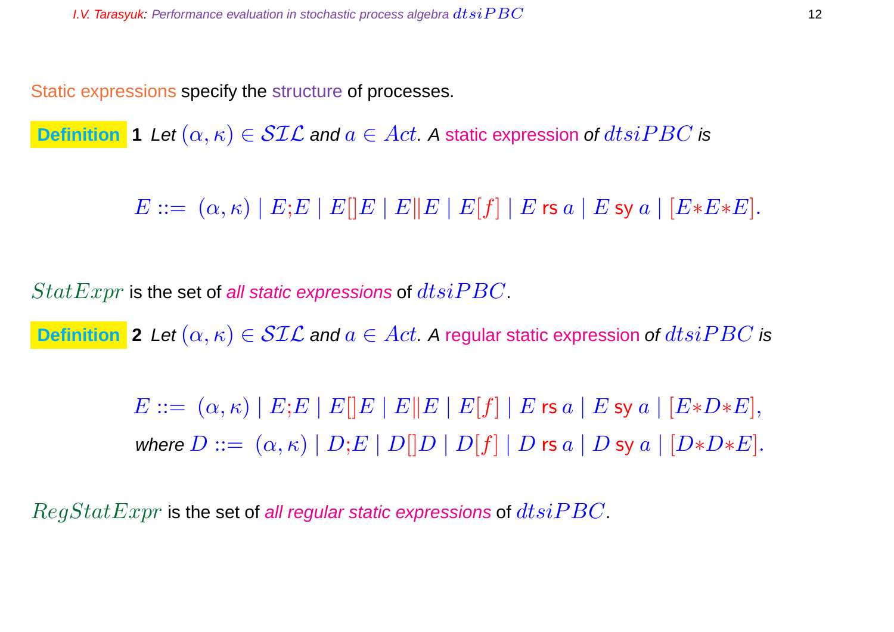Static expressions specify the structure of processes.

**Definition 1** *Let $(\alpha, \kappa) \in \mathcal{SIL}$ and $a \in Act$. A static expression of $dtsiPBC$ is*

$$E ::= \ (\alpha, \kappa) \mid E;E \mid E[]E \mid E\|E \mid E[f] \mid E \text{ rs } a \mid E \text{ sy } a \mid [E*E*E].$$

$StatExpr$ is the set of *all static expressions* of $dtsiPBC$.

**Definition 2** *Let $(\alpha, \kappa) \in \mathcal{SIL}$ and $a \in Act$. A regular static expression of $dtsiPBC$ is*

$$E ::= \ (\alpha, \kappa) \mid E;E \mid E[]E \mid E\|E \mid E[f] \mid E \text{ rs } a \mid E \text{ sy } a \mid [E*D*E],$$

*where* $D ::= \ (\alpha, \kappa) \mid D;E \mid D[]D \mid D[f] \mid D \text{ rs } a \mid D \text{ sy } a \mid [D*D*E].$

$RegStatExpr$ is the set of *all regular static expressions* of $dtsiPBC$.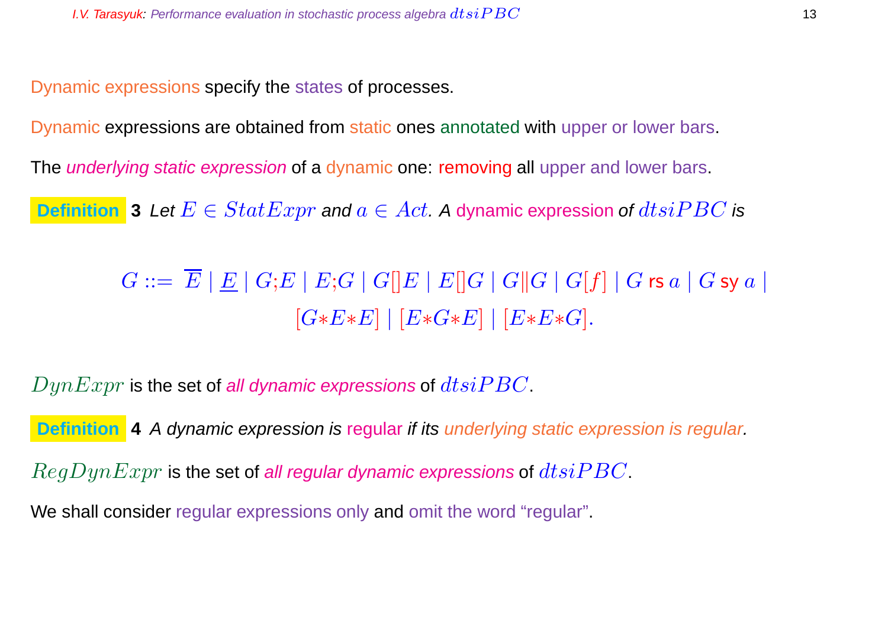Dynamic expressions specify the states of processes.

Dynamic expressions are obtained from static ones annotated with upper or lower bars.

The *underlying static expression* of a dynamic one: removing all upper and lower bars.

**Definition 3** *Let $E \in StatExpr$ and $a \in Act$. A dynamic expression of $dtsiPBC$ is*

$$G ::= \overline{E} \mid \underline{E} \mid G;E \mid E;G \mid G[]E \mid E[]G \mid G\|G \mid G[f] \mid G \text{ rs } a \mid G \text{ sy } a \mid$$
$$[G{*}E{*}E] \mid [E{*}G{*}E] \mid [E{*}E{*}G].$$

$DynExpr$ is the set of *all dynamic expressions* of $dtsiPBC$.

**Definition 4** *A dynamic expression is regular if its underlying static expression is regular.*

$RegDynExpr$ is the set of *all regular dynamic expressions* of $dtsiPBC$.

We shall consider regular expressions only and omit the word “regular”.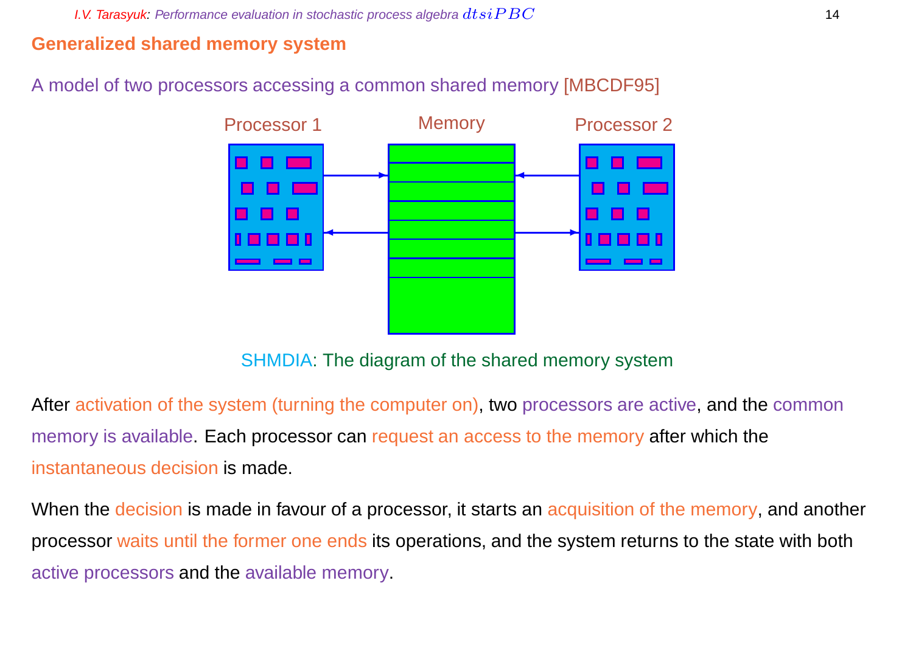## Generalized shared memory system

A model of two processors accessing a common shared memory [MBCDF95]

SHMDIA: The diagram of the shared memory system

After activation of the system (turning the computer on), two processors are active, and the common memory is available. Each processor can request an access to the memory after which the instantaneous decision is made.

When the decision is made in favour of a processor, it starts an acquisition of the memory, and another processor waits until the former one ends its operations, and the system returns to the state with both active processors and the available memory.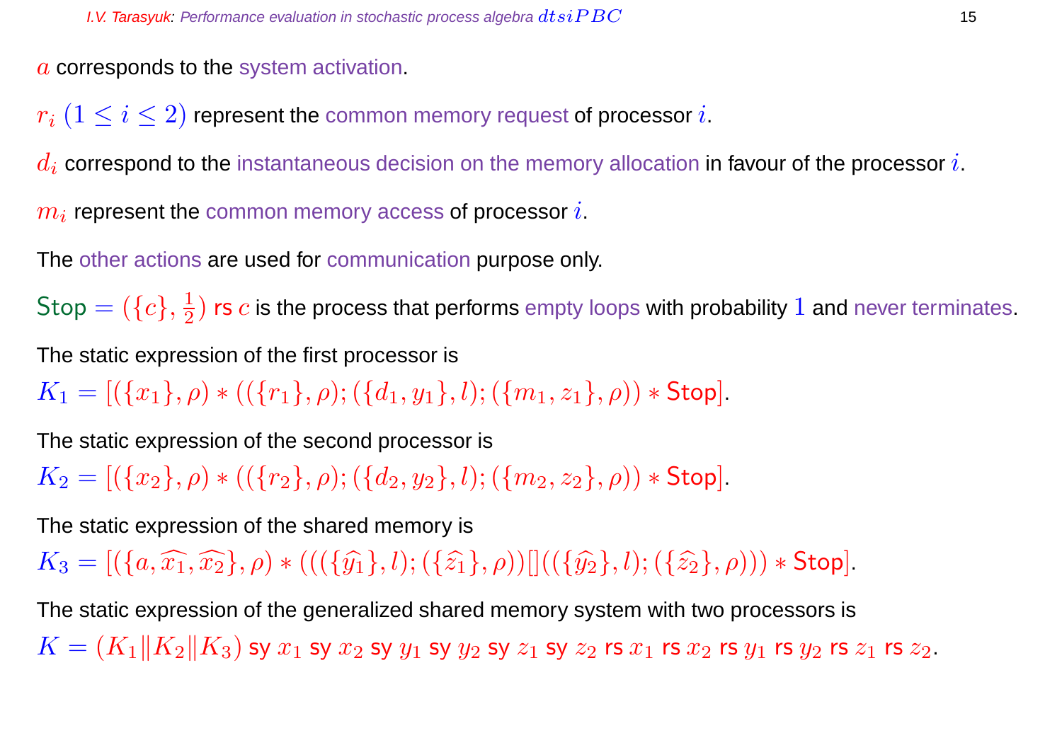$a$ corresponds to the system activation.

$r_i$ $(1 \le i \le 2)$ represent the common memory request of processor $i$.

$d_i$ correspond to the instantaneous decision on the memory allocation in favour of the processor $i$.

$m_i$ represent the common memory access of processor $i$.

The other actions are used for communication purpose only.

$\mathsf{Stop} = (\{c\}, \frac{1}{2})$ rs $c$ is the process that performs empty loops with probability $1$ and never terminates.

The static expression of the first processor is

$K_1 = [(\{x_1\}, \rho) * ((\{r_1\}, \rho); (\{d_1, y_1\}, l); (\{m_1, z_1\}, \rho)) * \mathsf{Stop}]$.

The static expression of the second processor is

$K_2 = [(\{x_2\}, \rho) * ((\{r_2\}, \rho); (\{d_2, y_2\}, l); (\{m_2, z_2\}, \rho)) * \mathsf{Stop}]$.

The static expression of the shared memory is

$K_3 = [(\{a, \widehat{x_1}, \widehat{x_2}\}, \rho) * (((\{\widehat{y_1}\}, l); (\{\widehat{z_1}\}, \rho))[]((\{\widehat{y_2}\}, l); (\{\widehat{z_2}\}, \rho))) * \mathsf{Stop}]$.

The static expression of the generalized shared memory system with two processors is

$K = (K_1 \| K_2 \| K_3)$ sy $x_1$ sy $x_2$ sy $y_1$ sy $y_2$ sy $z_1$ sy $z_2$ rs $x_1$ rs $x_2$ rs $y_1$ rs $y_2$ rs $z_1$ rs $z_2$.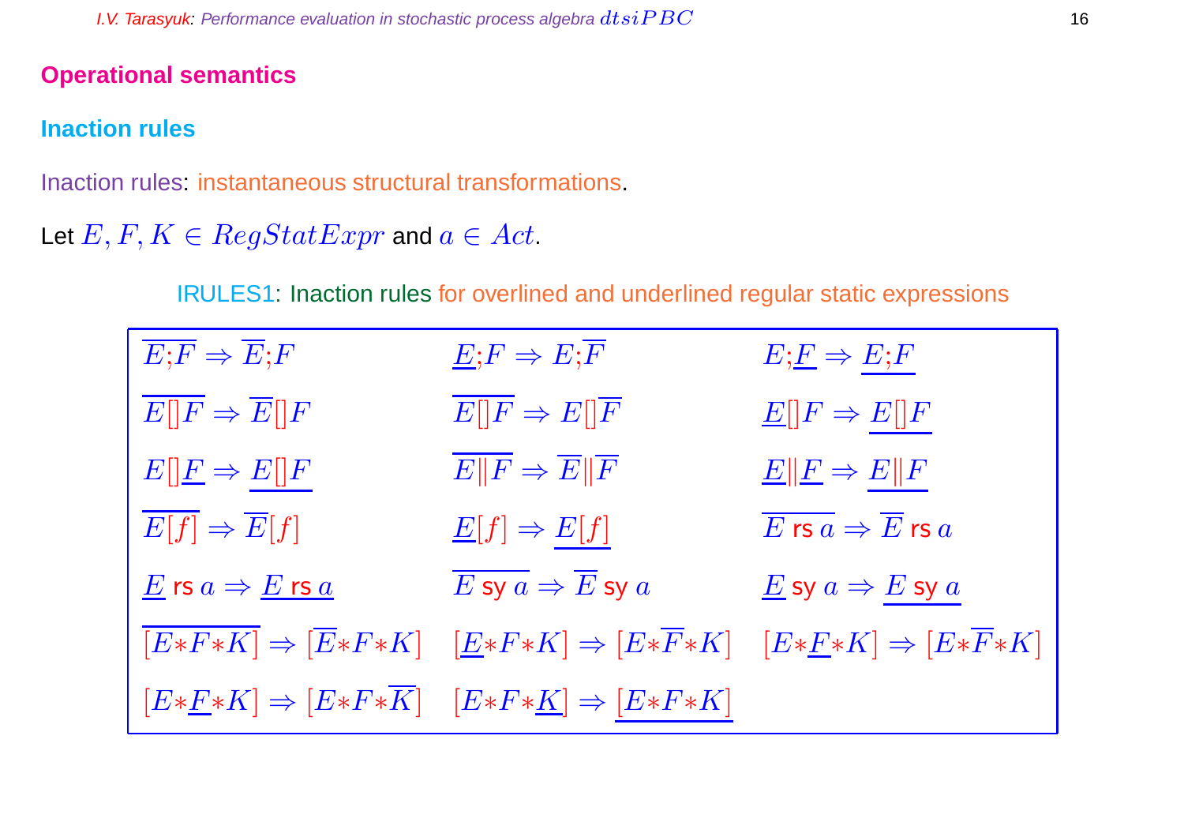## Operational semantics

### Inaction rules

Inaction rules: instantaneous structural transformations.

Let $E, F, K \in RegStatExpr$ and $a \in Act$.

IRULES1: Inaction rules for overlined and underlined regular static expressions

| | | |
|---|---|---|
| $\overline{E;F} \Rightarrow \overline{E};F$ | $\underline{E};F \Rightarrow E;\overline{F}$ | $E;\underline{F} \Rightarrow \underline{E;F}$ |
| $\overline{E[]F} \Rightarrow \overline{E}[]F$ | $\overline{E[]F} \Rightarrow E[]\overline{F}$ | $\underline{E}[]F \Rightarrow \underline{E[]F}$ |
| $E[]\underline{F} \Rightarrow \underline{E[]F}$ | $\overline{E\|F} \Rightarrow \overline{E}\|\overline{F}$ | $\underline{E}\|\underline{F} \Rightarrow \underline{E\|F}$ |
| $\overline{E[f]} \Rightarrow \overline{E}[f]$ | $\underline{E}[f] \Rightarrow \underline{E[f]}$ | $\overline{E \text{ rs } a} \Rightarrow \overline{E} \text{ rs } a$ |
| $\underline{E} \text{ rs } a \Rightarrow \underline{E \text{ rs } a}$ | $\overline{E \text{ sy } a} \Rightarrow \overline{E} \text{ sy } a$ | $\underline{E} \text{ sy } a \Rightarrow \underline{E \text{ sy } a}$ |
| $\overline{[E*F*K]} \Rightarrow [\overline{E}*F*K]$ | $[\underline{E}*F*K] \Rightarrow [E*\overline{F}*K]$ | $[E*\underline{F}*K] \Rightarrow [E*\overline{F}*K]$ |
| $[E*\underline{F}*K] \Rightarrow [E*F*\overline{K}]$ | $[E*F*\underline{K}] \Rightarrow \underline{[E*F*K]}$ | |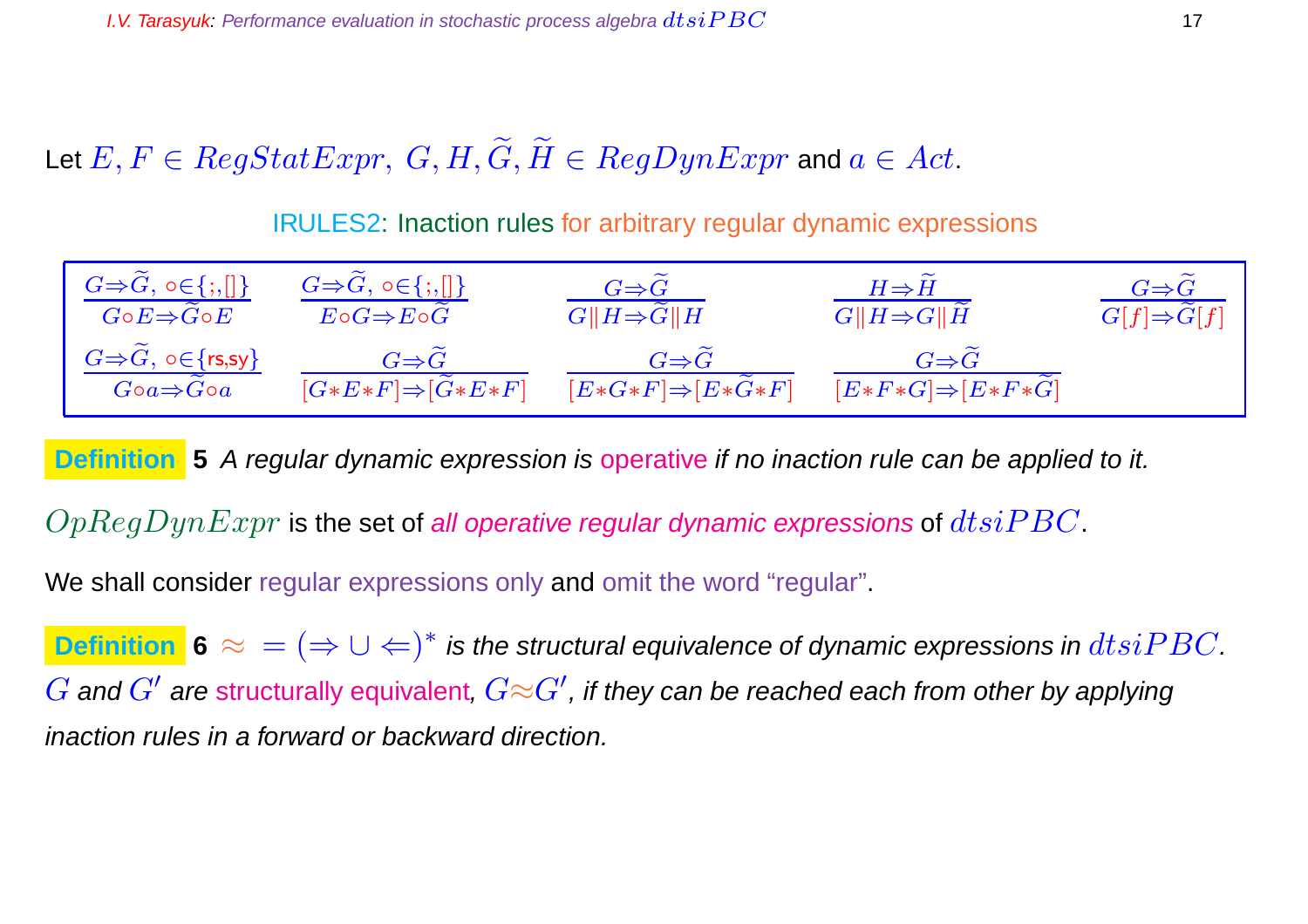Let $E, F \in RegStatExpr,\ G, H, \widetilde{G}, \widetilde{H} \in RegDynExpr$ and $a \in Act$.

**IRULES2: Inaction rules for arbitrary regular dynamic expressions**

$$\frac{G \Rightarrow \widetilde{G},\ \circ \in \{;, []\}}{G \circ E \Rightarrow \widetilde{G} \circ E} \qquad \frac{G \Rightarrow \widetilde{G},\ \circ \in \{;, []\}}{E \circ G \Rightarrow E \circ \widetilde{G}} \qquad \frac{G \Rightarrow \widetilde{G}}{G \| H \Rightarrow \widetilde{G} \| H} \qquad \frac{H \Rightarrow \widetilde{H}}{G \| H \Rightarrow G \| \widetilde{H}} \qquad \frac{G \Rightarrow \widetilde{G}}{G[f] \Rightarrow \widetilde{G}[f]}$$

$$\frac{G \Rightarrow \widetilde{G},\ \circ \in \{\mathsf{rs}, \mathsf{sy}\}}{G \circ a \Rightarrow \widetilde{G} \circ a} \qquad \frac{G \Rightarrow \widetilde{G}}{[G * E * F] \Rightarrow [\widetilde{G} * E * F]} \qquad \frac{G \Rightarrow \widetilde{G}}{[E * G * F] \Rightarrow [E * \widetilde{G} * F]} \qquad \frac{G \Rightarrow \widetilde{G}}{[E * F * G] \Rightarrow [E * F * \widetilde{G}]}$$

**Definition 5** *A regular dynamic expression is operative if no inaction rule can be applied to it.*

$OpRegDynExpr$ is the set of *all operative regular dynamic expressions* of $dtsiPBC$.

We shall consider regular expressions only and omit the word "regular".

**Definition 6** *$\approx\ = (\Rightarrow \cup \Leftarrow)^*$ is the structural equivalence of dynamic expressions in $dtsiPBC$. $G$ and $G'$ are structurally equivalent, $G \approx G'$, if they can be reached each from other by applying inaction rules in a forward or backward direction.*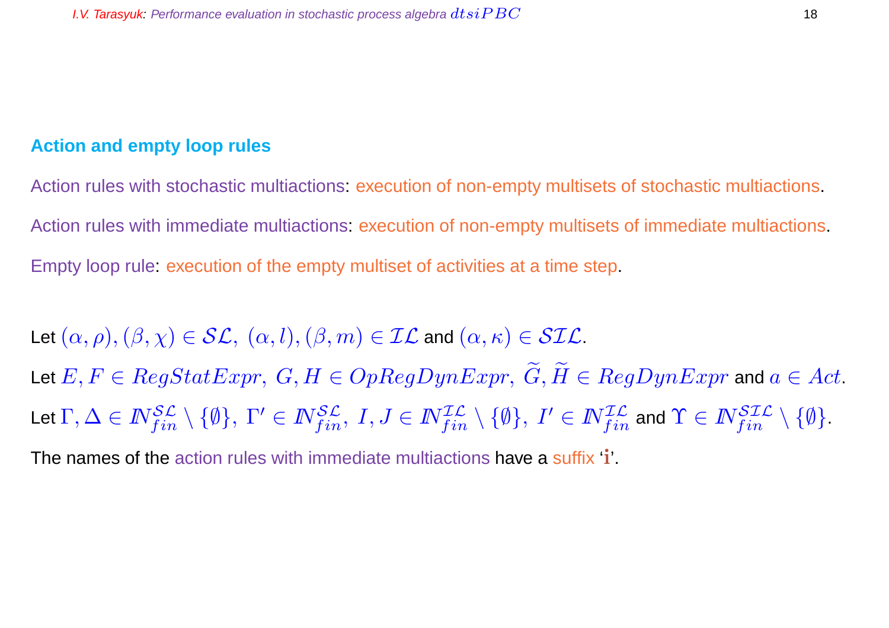## Action and empty loop rules

Action rules with stochastic multiactions: execution of non-empty multisets of stochastic multiactions.

Action rules with immediate multiactions: execution of non-empty multisets of immediate multiactions.

Empty loop rule: execution of the empty multiset of activities at a time step.

Let $(\alpha, \rho), (\beta, \chi) \in \mathcal{SL},\ (\alpha, l), (\beta, m) \in \mathcal{IL}$ and $(\alpha, \kappa) \in \mathcal{SIL}$.

Let $E, F \in RegStatExpr,\ G, H \in OpRegDynExpr,\ \widetilde{G}, \widetilde{H} \in RegDynExpr$ and $a \in Act$.

Let $\Gamma, \Delta \in I\!N_{fin}^{\mathcal{SL}} \setminus \{\emptyset\},\ \Gamma' \in I\!N_{fin}^{\mathcal{SL}},\ I, J \in I\!N_{fin}^{\mathcal{IL}} \setminus \{\emptyset\},\ I' \in I\!N_{fin}^{\mathcal{IL}}$ and $\Upsilon \in I\!N_{fin}^{\mathcal{SIL}} \setminus \{\emptyset\}$.

The names of the action rules with immediate multiactions have a suffix '$\mathbf{i}$'.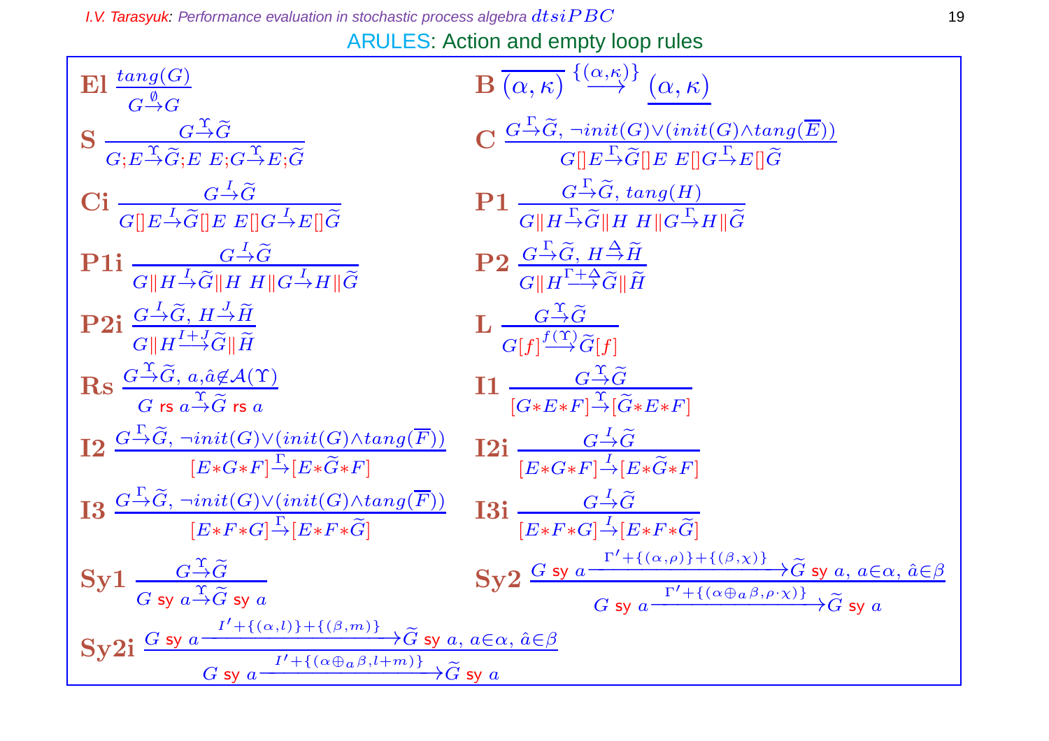## ARULES: Action and empty loop rules

**El** $\dfrac{tang(G)}{G \stackrel{\emptyset}{\to} G}$

**B** $\overline{(\alpha,\kappa)} \stackrel{\{(\alpha,\kappa)\}}{\longrightarrow} \underline{(\alpha,\kappa)}$

**S** $\dfrac{G \stackrel{\Upsilon}{\to} \widetilde{G}}{G;E \stackrel{\Upsilon}{\to} \widetilde{G};E \;\; E;G \stackrel{\Upsilon}{\to} E;\widetilde{G}}$

**C** $\dfrac{G \stackrel{\Gamma}{\to} \widetilde{G},\ \neg init(G) \vee (init(G) \wedge tang(\overline{E}))}{G[]E \stackrel{\Gamma}{\to} \widetilde{G}[]E \;\; E[]G \stackrel{\Gamma}{\to} E[]\widetilde{G}}$

**Ci** $\dfrac{G \stackrel{I}{\to} \widetilde{G}}{G[]E \stackrel{I}{\to} \widetilde{G}[]E \;\; E[]G \stackrel{I}{\to} E[]\widetilde{G}}$

**P1** $\dfrac{G \stackrel{\Gamma}{\to} \widetilde{G},\ tang(H)}{G\|H \stackrel{\Gamma}{\to} \widetilde{G}\|H \;\; H\|G \stackrel{\Gamma}{\to} H\|\widetilde{G}}$

**P1i** $\dfrac{G \stackrel{I}{\to} \widetilde{G}}{G\|H \stackrel{I}{\to} \widetilde{G}\|H \;\; H\|G \stackrel{I}{\to} H\|\widetilde{G}}$

**P2** $\dfrac{G \stackrel{\Gamma}{\to} \widetilde{G},\ H \stackrel{\Delta}{\to} \widetilde{H}}{G\|H \stackrel{\Gamma+\Delta}{\longrightarrow} \widetilde{G}\|\widetilde{H}}$

**P2i** $\dfrac{G \stackrel{I}{\to} \widetilde{G},\ H \stackrel{J}{\to} \widetilde{H}}{G\|H \stackrel{I+J}{\longrightarrow} \widetilde{G}\|\widetilde{H}}$

**L** $\dfrac{G \stackrel{\Upsilon}{\to} \widetilde{G}}{G[f] \stackrel{f(\Upsilon)}{\longrightarrow} \widetilde{G}[f]}$

**Rs** $\dfrac{G \stackrel{\Upsilon}{\to} \widetilde{G},\ a,\hat{a} \not\in \mathcal{A}(\Upsilon)}{G \text{ rs } a \stackrel{\Upsilon}{\to} \widetilde{G} \text{ rs } a}$

**I1** $\dfrac{G \stackrel{\Upsilon}{\to} \widetilde{G}}{[G*E*F] \stackrel{\Upsilon}{\to} [\widetilde{G}*E*F]}$

**I2** $\dfrac{G \stackrel{\Gamma}{\to} \widetilde{G},\ \neg init(G) \vee (init(G) \wedge tang(\overline{F}))}{[E*G*F] \stackrel{\Gamma}{\to} [E*\widetilde{G}*F]}$

**I2i** $\dfrac{G \stackrel{I}{\to} \widetilde{G}}{[E*G*F] \stackrel{I}{\to} [E*\widetilde{G}*F]}$

**I3** $\dfrac{G \stackrel{\Gamma}{\to} \widetilde{G},\ \neg init(G) \vee (init(G) \wedge tang(\overline{F}))}{[E*F*G] \stackrel{\Gamma}{\to} [E*F*\widetilde{G}]}$

**I3i** $\dfrac{G \stackrel{I}{\to} \widetilde{G}}{[E*F*G] \stackrel{I}{\to} [E*F*\widetilde{G}]}$

**Sy1** $\dfrac{G \stackrel{\Upsilon}{\to} \widetilde{G}}{G \text{ sy } a \stackrel{\Upsilon}{\to} \widetilde{G} \text{ sy } a}$

**Sy2** $\dfrac{G \text{ sy } a \xrightarrow{\Gamma'+\{(\alpha,\rho)\}+\{(\beta,\chi)\}} \widetilde{G} \text{ sy } a,\ a \in \alpha,\ \hat{a} \in \beta}{G \text{ sy } a \xrightarrow{\Gamma'+\{(\alpha \oplus_a \beta, \rho \cdot \chi)\}} \widetilde{G} \text{ sy } a}$

**Sy2i** $\dfrac{G \text{ sy } a \xrightarrow{I'+\{(\alpha,l)\}+\{(\beta,m)\}} \widetilde{G} \text{ sy } a,\ a \in \alpha,\ \hat{a} \in \beta}{G \text{ sy } a \xrightarrow{I'+\{(\alpha \oplus_a \beta, l+m)\}} \widetilde{G} \text{ sy } a}$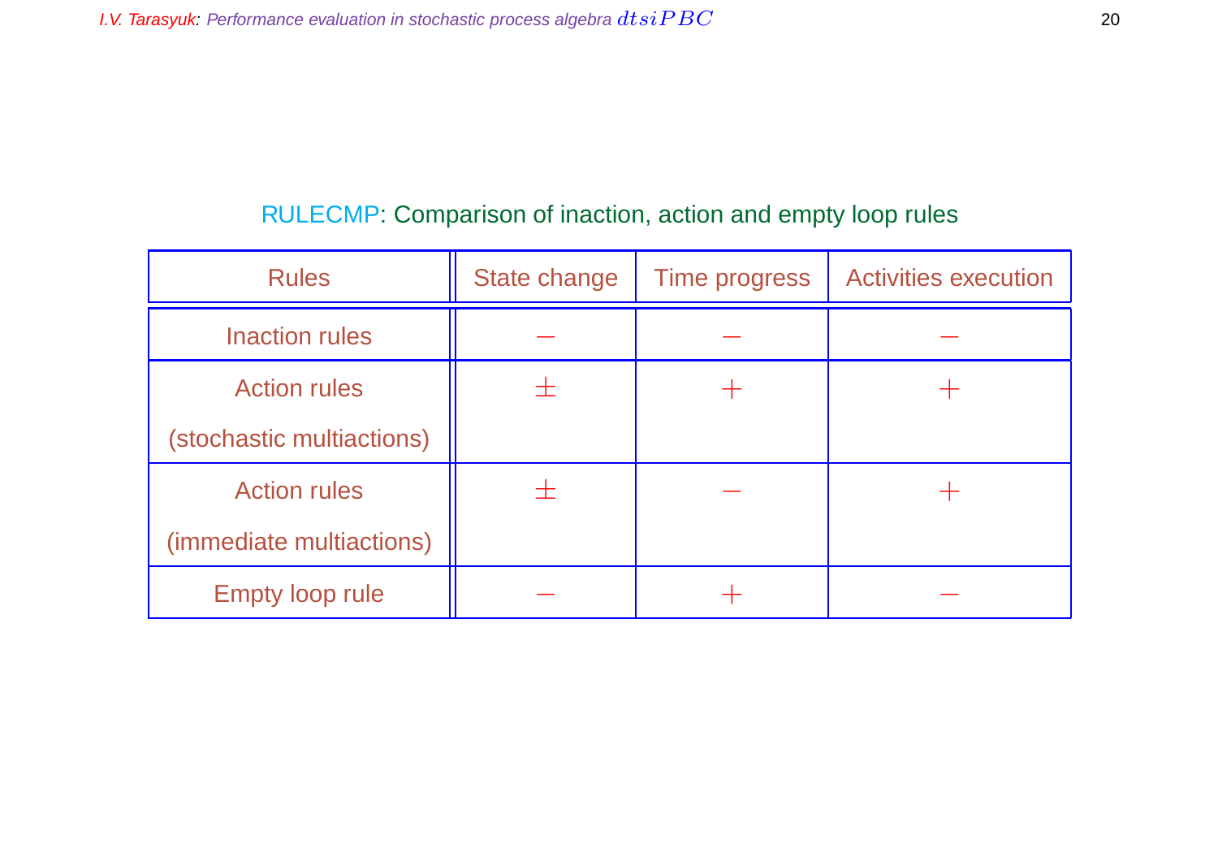## RULECMP: Comparison of inaction, action and empty loop rules

| Rules | State change | Time progress | Activities execution |
|---|---|---|---|
| Inaction rules | $-$ | $-$ | $-$ |
| Action rules (stochastic multiactions) | $\pm$ | $+$ | $+$ |
| Action rules (immediate multiactions) | $\pm$ | $-$ | $+$ |
| Empty loop rule | $-$ | $+$ | $-$ |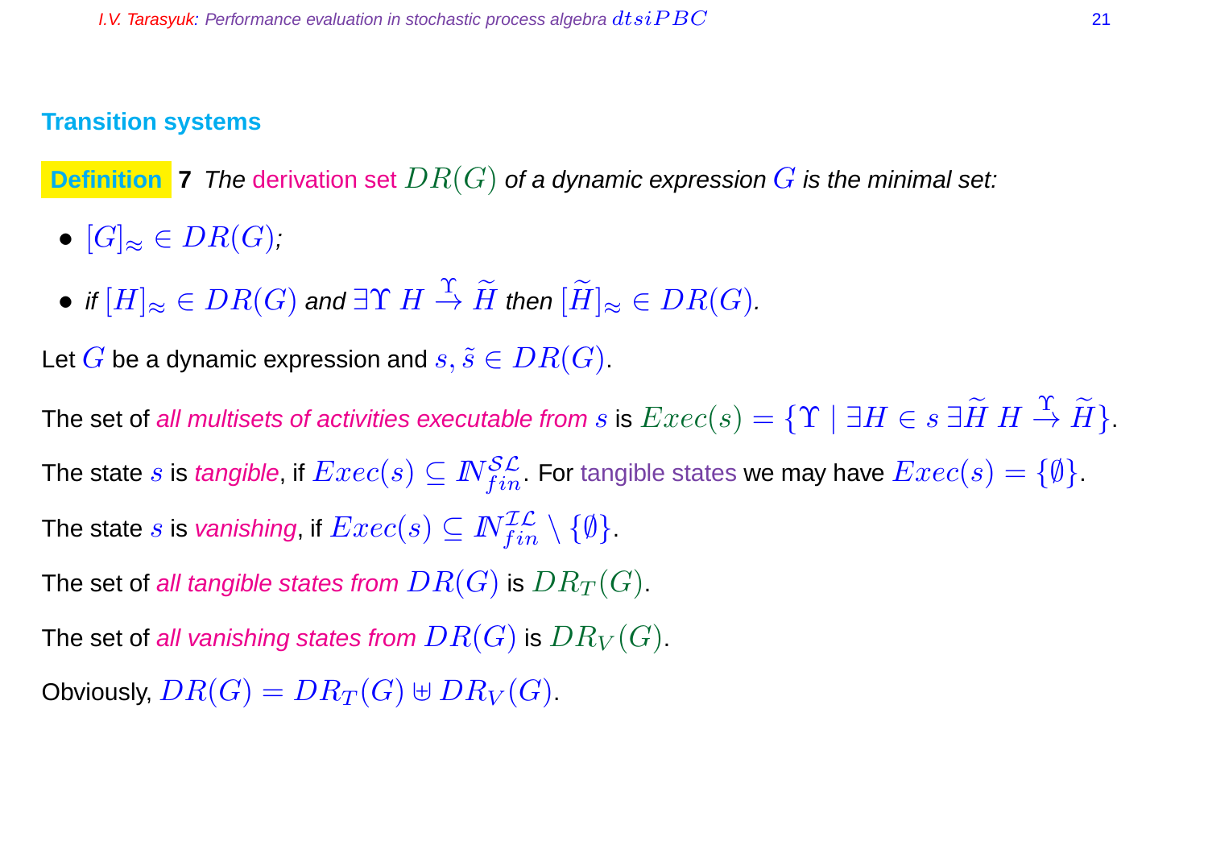## Transition systems

**Definition 7** *The derivation set $DR(G)$ of a dynamic expression $G$ is the minimal set:*

- $[G]_\approx \in DR(G)$;
- *if* $[H]_\approx \in DR(G)$ *and* $\exists \Upsilon \ H \stackrel{\Upsilon}{\to} \widetilde{H}$ *then* $[\widetilde{H}]_\approx \in DR(G)$.

Let $G$ be a dynamic expression and $s, \tilde{s} \in DR(G)$.

The set of *all multisets of activities executable from* $s$ is $Exec(s) = \{\Upsilon \mid \exists H \in s \ \exists \widetilde{H} \ H \stackrel{\Upsilon}{\to} \widetilde{H}\}$.

The state $s$ is *tangible*, if $Exec(s) \subseteq I\!N_{fin}^{\mathcal{SL}}$. For tangible states we may have $Exec(s) = \{\emptyset\}$.

The state $s$ is *vanishing*, if $Exec(s) \subseteq I\!N_{fin}^{\mathcal{IL}} \setminus \{\emptyset\}$.

The set of *all tangible states from* $DR(G)$ is $DR_T(G)$.

The set of *all vanishing states from* $DR(G)$ is $DR_V(G)$.

Obviously, $DR(G) = DR_T(G) \uplus DR_V(G)$.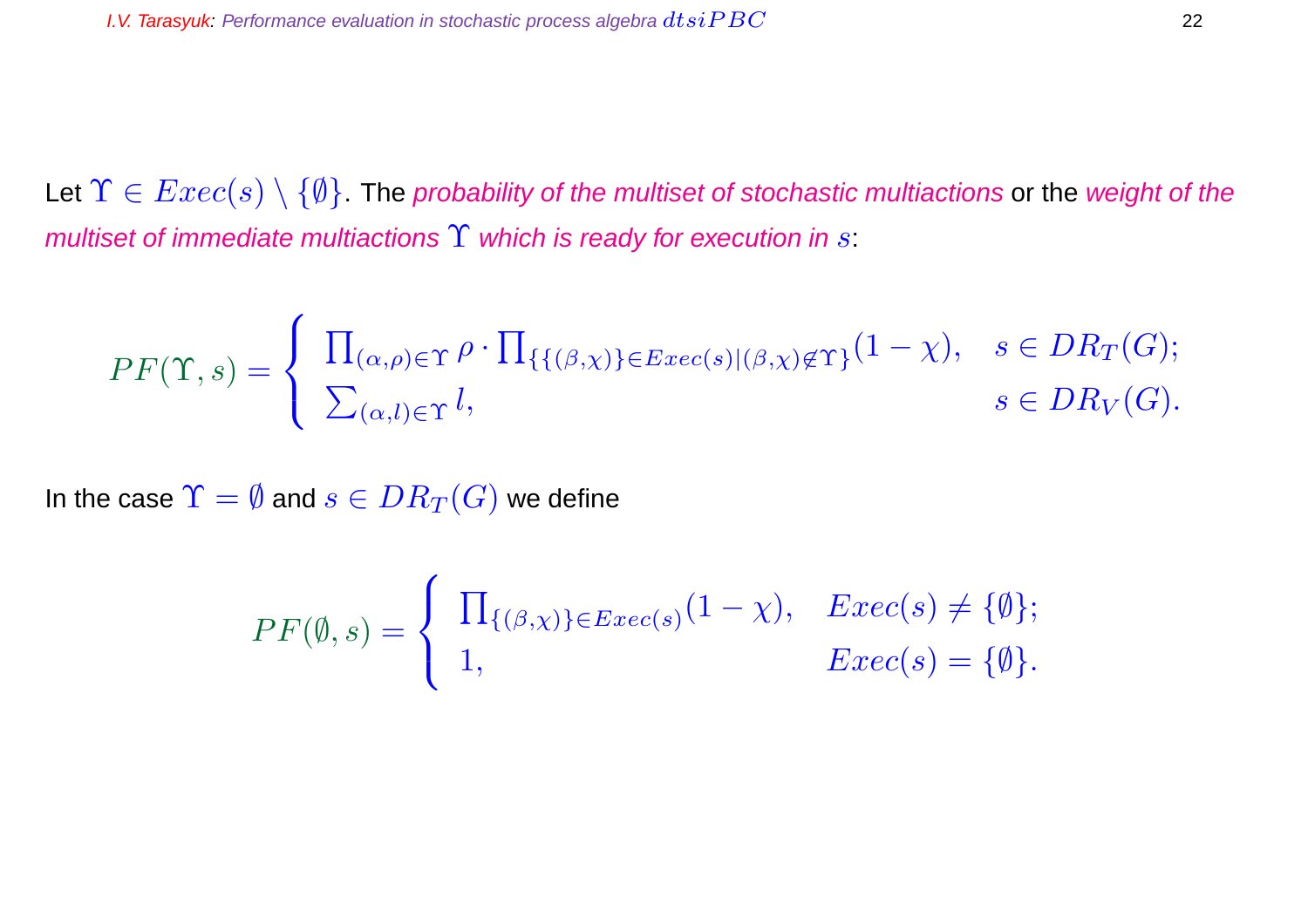Let $\Upsilon \in Exec(s) \setminus \{\emptyset\}$. The *probability of the multiset of stochastic multiactions* or the *weight of the multiset of immediate multiactions $\Upsilon$ which is ready for execution in $s$*:

$$PF(\Upsilon, s) = \begin{cases} \prod_{(\alpha,\rho)\in\Upsilon} \rho \cdot \prod_{\{\{(\beta,\chi)\}\in Exec(s) \mid (\beta,\chi)\not\in\Upsilon\}} (1-\chi), & s \in DR_T(G); \\ \sum_{(\alpha,l)\in\Upsilon} l, & s \in DR_V(G). \end{cases}$$

In the case $\Upsilon = \emptyset$ and $s \in DR_T(G)$ we define

$$PF(\emptyset, s) = \begin{cases} \prod_{\{(\beta,\chi)\}\in Exec(s)} (1-\chi), & Exec(s) \neq \{\emptyset\}; \\ 1, & Exec(s) = \{\emptyset\}. \end{cases}$$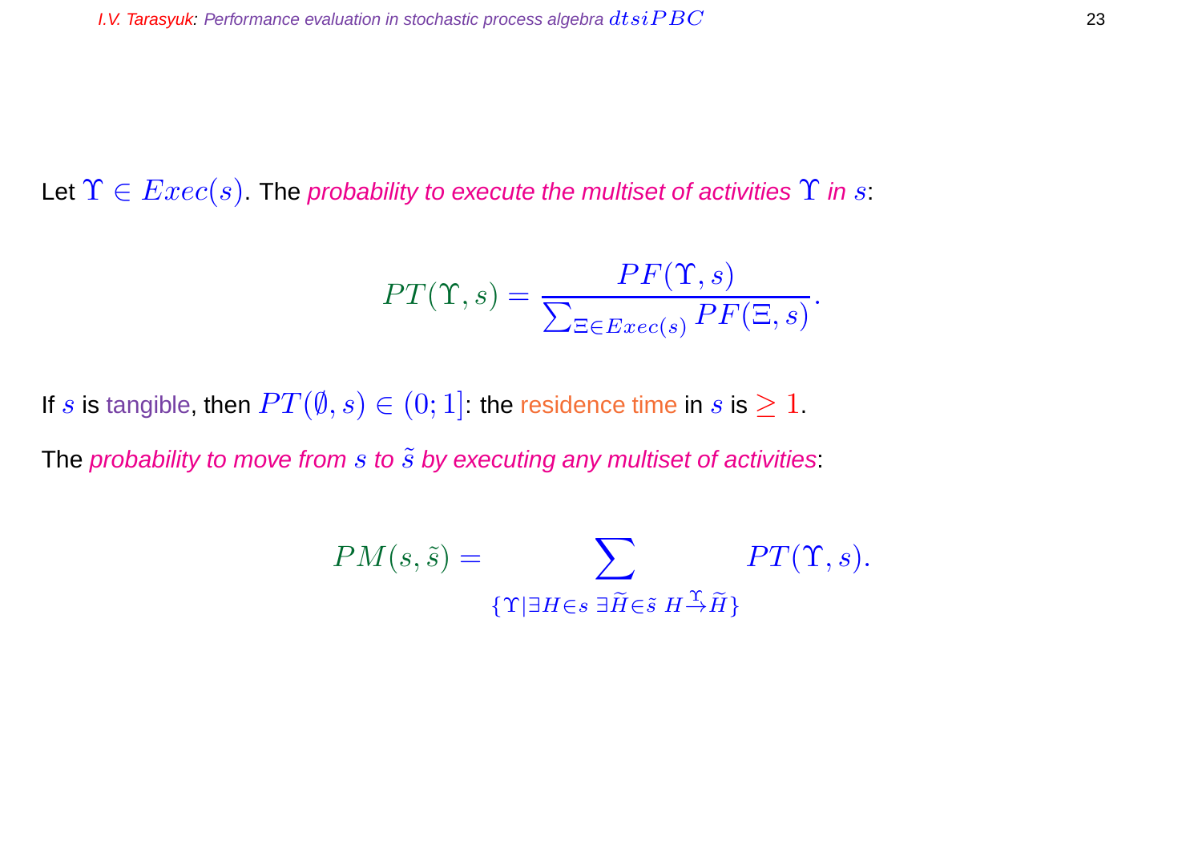Let $\Upsilon \in Exec(s)$. The *probability to execute the multiset of activities $\Upsilon$ in $s$*:

$$PT(\Upsilon, s) = \frac{PF(\Upsilon, s)}{\sum_{\Xi \in Exec(s)} PF(\Xi, s)}.$$

If $s$ is tangible, then $PT(\emptyset, s) \in (0; 1]$: the residence time in $s$ is $\geq 1$.

The *probability to move from $s$ to $\tilde{s}$ by executing any multiset of activities*:

$$PM(s, \tilde{s}) = \sum_{\{\Upsilon \mid \exists H \in s \ \exists \widetilde{H} \in \tilde{s} \ H \xrightarrow{\Upsilon} \widetilde{H}\}} PT(\Upsilon, s).$$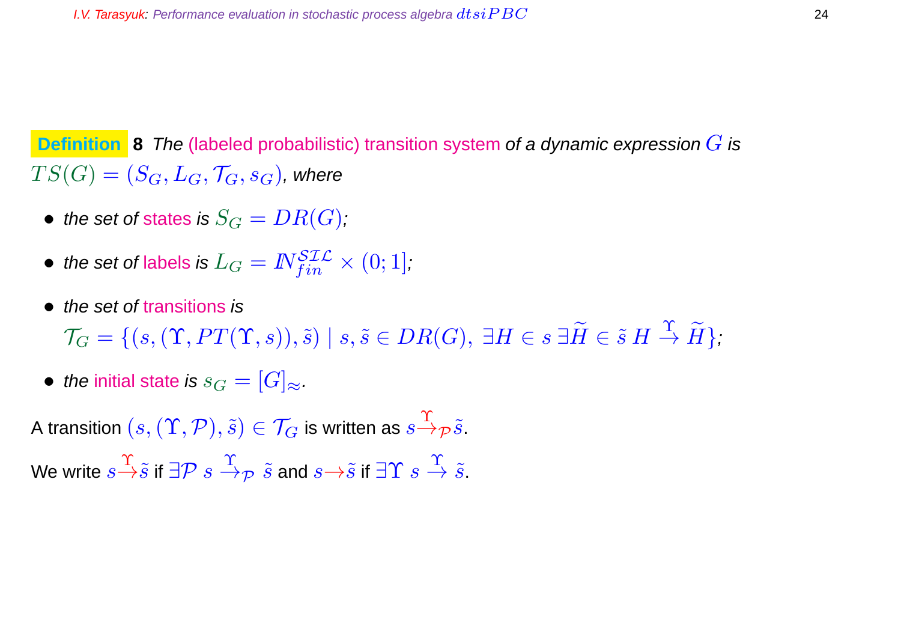**Definition 8** *The (labeled probabilistic) transition system of a dynamic expression* $G$ *is* $TS(G) = (S_G, L_G, \mathcal{T}_G, s_G)$, *where*

- *the set of states is* $S_G = DR(G)$;
- *the set of labels is* $L_G = \mathbb{N}_{fin}^{\mathcal{SIL}} \times (0;1]$;
- *the set of transitions is* $\mathcal{T}_G = \{(s, (\Upsilon, PT(\Upsilon, s)), \tilde{s}) \mid s, \tilde{s} \in DR(G),\ \exists H \in s\ \exists \widetilde{H} \in \tilde{s}\ H \stackrel{\Upsilon}{\rightarrow} \widetilde{H}\}$;
- *the initial state is* $s_G = [G]_\approx$.

A transition $(s, (\Upsilon, \mathcal{P}), \tilde{s}) \in \mathcal{T}_G$ is written as $s \stackrel{\Upsilon}{\rightarrow}_{\mathcal{P}} \tilde{s}$.

We write $s \stackrel{\Upsilon}{\rightarrow} \tilde{s}$ if $\exists \mathcal{P}\ s \stackrel{\Upsilon}{\rightarrow}_{\mathcal{P}} \tilde{s}$ and $s \rightarrow \tilde{s}$ if $\exists \Upsilon\ s \stackrel{\Upsilon}{\rightarrow} \tilde{s}$.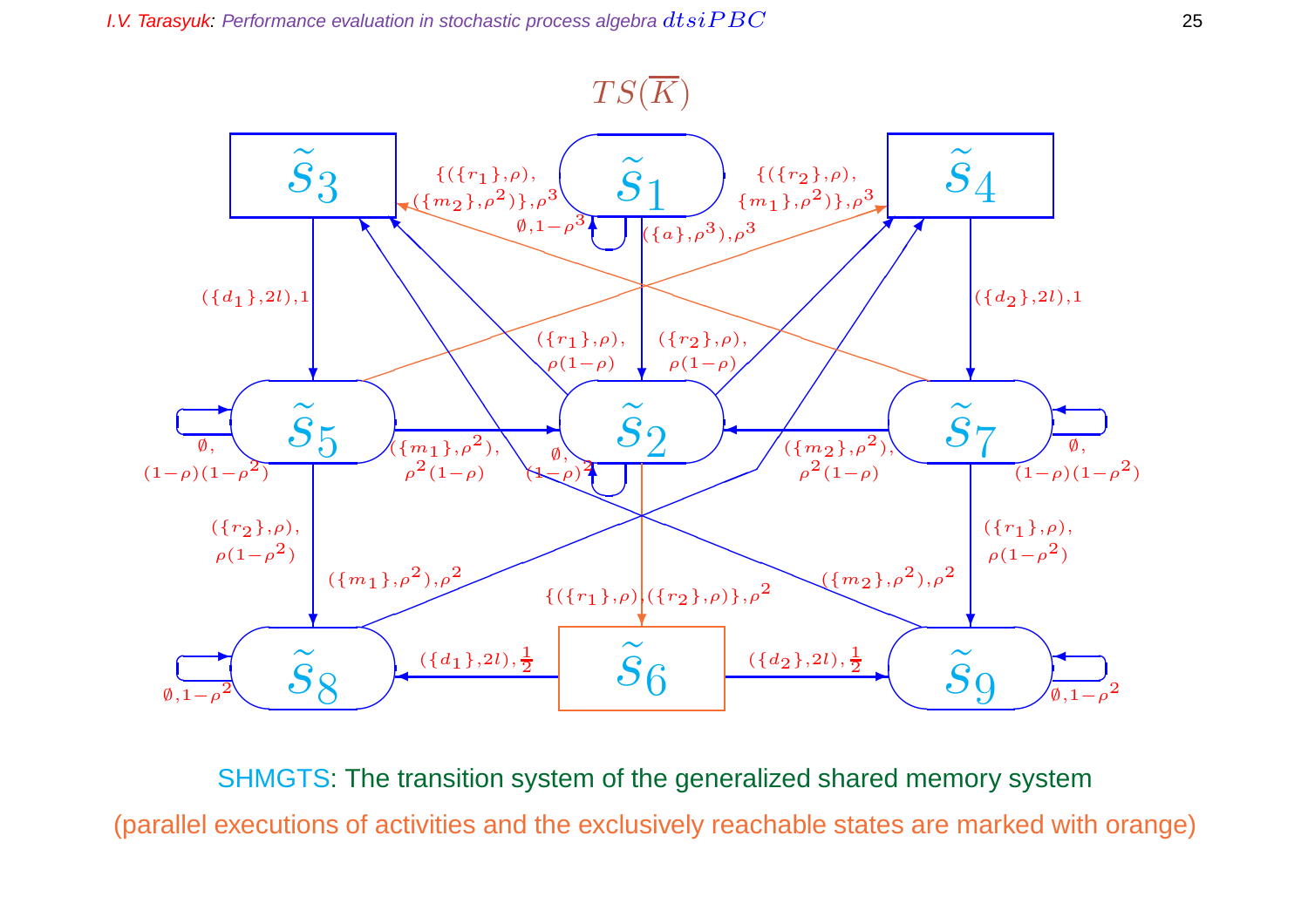$TS(\overline{K})$

$\widetilde{s}_1$, $\widetilde{s}_2$, $\widetilde{s}_3$, $\widetilde{s}_4$, $\widetilde{s}_5$, $\widetilde{s}_6$, $\widetilde{s}_7$, $\widetilde{s}_8$, $\widetilde{s}_9$

$\{(\{r_1\},\rho), (\{m_2\},\rho^2)\},\rho^3$

$\{(\{r_2\},\rho), \{m_1\},\rho^2)\},\rho^3$

$\emptyset, 1-\rho^3$

$(\{a\},\rho^3),\rho^3$

$(\{d_1\},2l),1$

$(\{d_2\},2l),1$

$(\{r_1\},\rho), \rho(1-\rho)$

$(\{r_2\},\rho), \rho(1-\rho)$

$\emptyset, (1-\rho)(1-\rho^2)$

$(\{m_1\},\rho^2), \rho^2(1-\rho)$

$\emptyset, (1-\rho)^2$

$(\{m_2\},\rho^2), \rho^2(1-\rho)$

$\emptyset, (1-\rho)(1-\rho^2)$

$(\{r_2\},\rho), \rho(1-\rho^2)$

$(\{r_1\},\rho), \rho(1-\rho^2)$

$(\{m_1\},\rho^2),\rho^2$

$(\{m_2\},\rho^2),\rho^2$

$\{(\{r_1\},\rho),(\{r_2\},\rho)\},\rho^2$

$\emptyset, 1-\rho^2$

$(\{d_1\},2l),\frac{1}{2}$

$(\{d_2\},2l),\frac{1}{2}$

$\emptyset, 1-\rho^2$

SHMGTS: The transition system of the generalized shared memory system

(parallel executions of activities and the exclusively reachable states are marked with orange)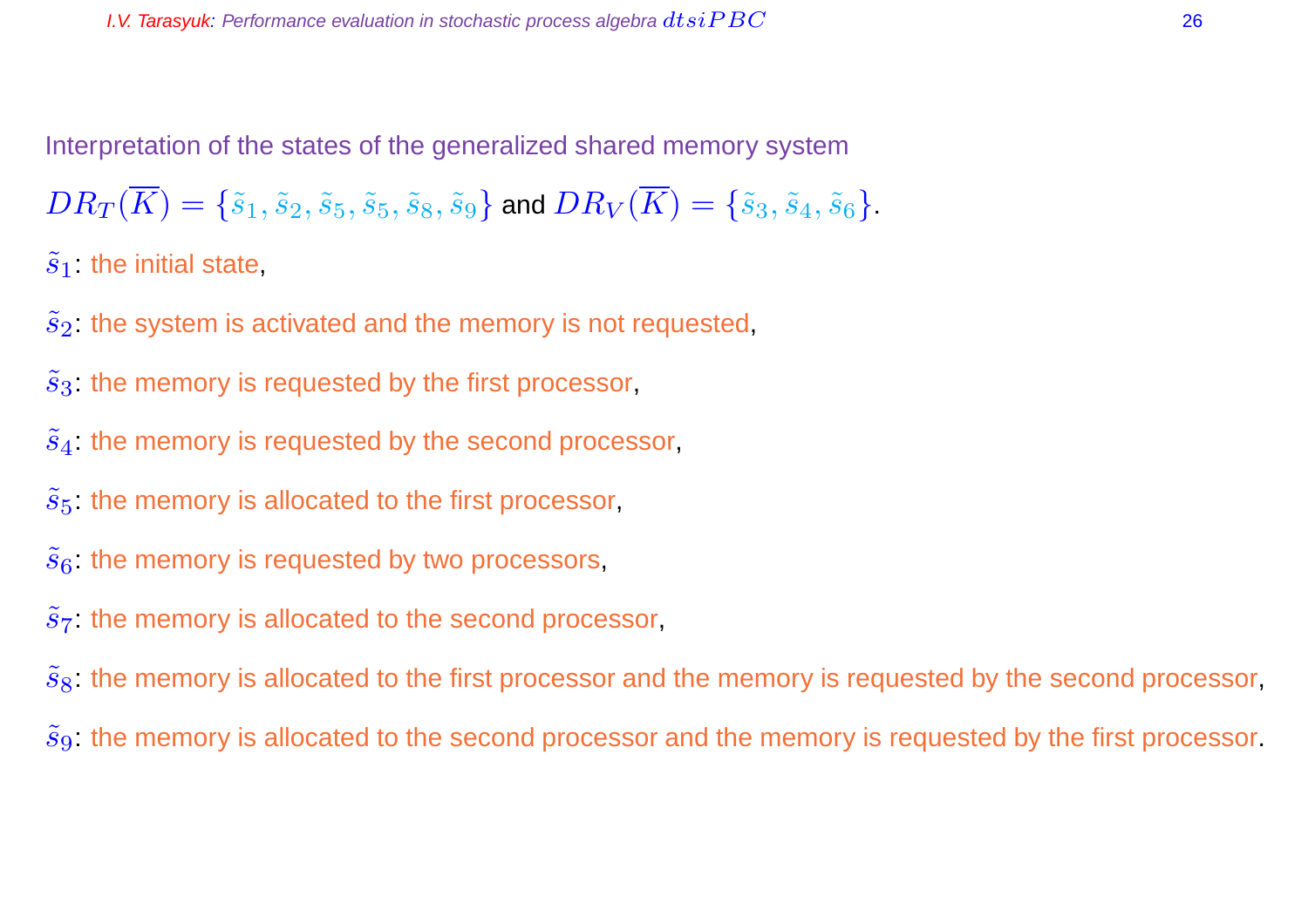Interpretation of the states of the generalized shared memory system

$DR_T(\overline{K}) = \{\tilde{s}_1, \tilde{s}_2, \tilde{s}_5, \tilde{s}_5, \tilde{s}_8, \tilde{s}_9\}$ and $DR_V(\overline{K}) = \{\tilde{s}_3, \tilde{s}_4, \tilde{s}_6\}$.

$\tilde{s}_1$: the initial state,

$\tilde{s}_2$: the system is activated and the memory is not requested,

$\tilde{s}_3$: the memory is requested by the first processor,

$\tilde{s}_4$: the memory is requested by the second processor,

$\tilde{s}_5$: the memory is allocated to the first processor,

$\tilde{s}_6$: the memory is requested by two processors,

$\tilde{s}_7$: the memory is allocated to the second processor,

$\tilde{s}_8$: the memory is allocated to the first processor and the memory is requested by the second processor,

$\tilde{s}_9$: the memory is allocated to the second processor and the memory is requested by the first processor.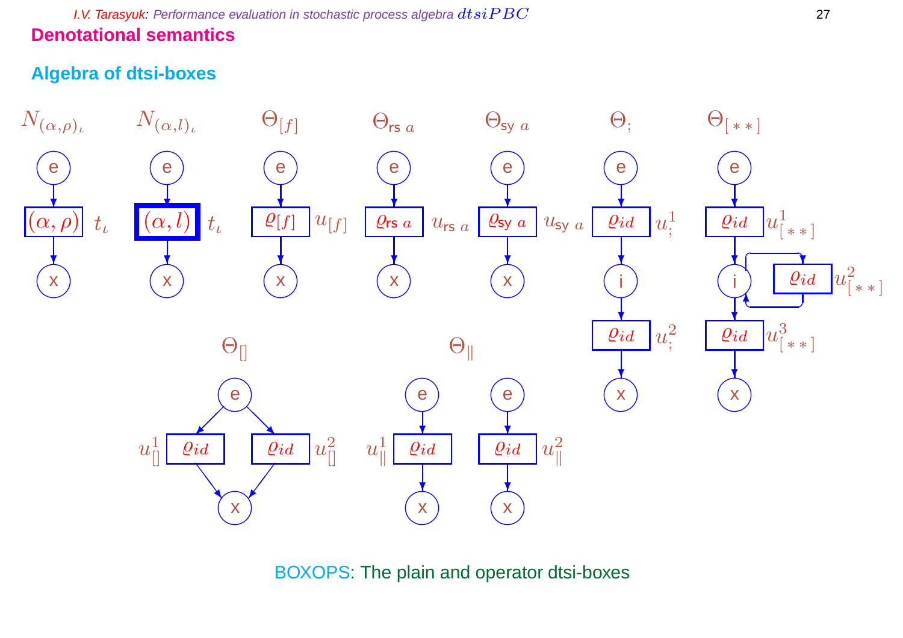## Denotational semantics

### Algebra of dtsi-boxes

$N_{(\alpha,\rho)_\iota}$ $N_{(\alpha,l)_\iota}$ $\Theta_{[f]}$ $\Theta_{\mathsf{rs}\ a}$ $\Theta_{\mathsf{sy}\ a}$ $\Theta_{;}$ $\Theta_{[**]}$

e e e e e e e

$(\alpha,\rho)$ $t_\iota$ $(\alpha,l)$ $t_\iota$ $\varrho[f]$ $u_{[f]}$ $\varrho_{\mathsf{rs}\ a}$ $u_{\mathsf{rs}\ a}$ $\varrho_{\mathsf{sy}\ a}$ $u_{\mathsf{sy}\ a}$ $\varrho_{id}$ $u_{;}^{1}$ $\varrho_{id}$ $u_{[**]}^{1}$

x x x x x i i $\varrho_{id}$ $u_{[**]}^{2}$

$\varrho_{id}$ $u_{;}^{2}$ $\varrho_{id}$ $u_{[**]}^{3}$

x x

$\Theta_{[]}$ $\Theta_{\|}$

e e e

$u_{[]}^{1}$ $\varrho_{id}$ $\varrho_{id}$ $u_{[]}^{2}$ $u_{\|}^{1}$ $\varrho_{id}$ $\varrho_{id}$ $u_{\|}^{2}$

x x x

BOXOPS: The plain and operator dtsi-boxes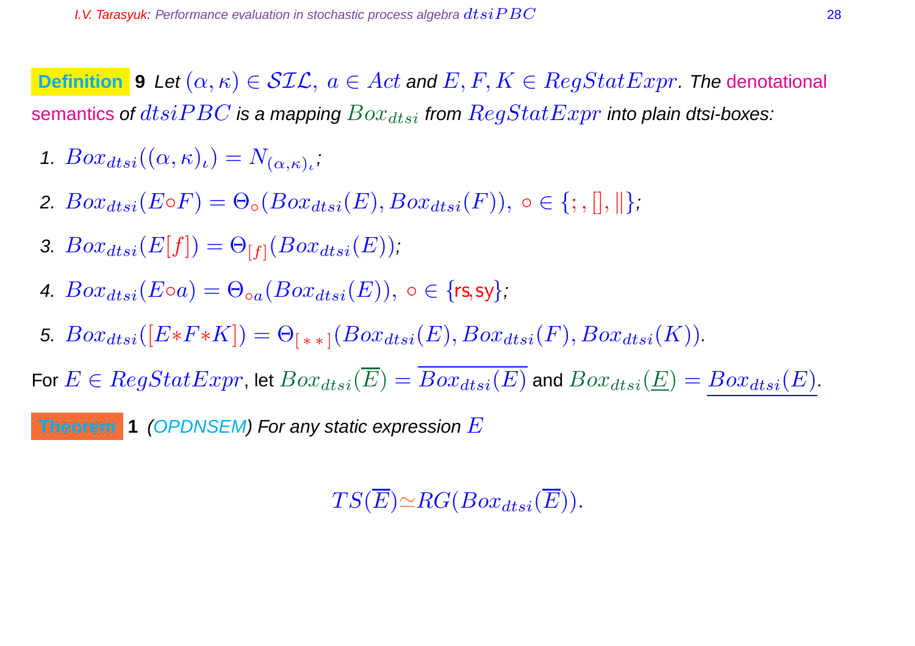**Definition 9** *Let $(\alpha, \kappa) \in \mathcal{SIL},\ a \in Act$ and $E, F, K \in RegStatExpr$. The* denotational semantics *of $dtsiPBC$ is a mapping $Box_{dtsi}$ from $RegStatExpr$ into plain dtsi-boxes:*

1. $Box_{dtsi}((\alpha, \kappa)_\iota) = N_{(\alpha,\kappa)_\iota}$;
2. $Box_{dtsi}(E \circ F) = \Theta_\circ(Box_{dtsi}(E), Box_{dtsi}(F)),\ \circ \in \{;, [], \|\}$;
3. $Box_{dtsi}(E[f]) = \Theta_{[f]}(Box_{dtsi}(E))$;
4. $Box_{dtsi}(E \circ a) = \Theta_{\circ a}(Box_{dtsi}(E)),\ \circ \in \{\mathsf{rs}, \mathsf{sy}\}$;
5. $Box_{dtsi}([E * F * K]) = \Theta_{[**]}(Box_{dtsi}(E), Box_{dtsi}(F), Box_{dtsi}(K))$.

For $E \in RegStatExpr$, let $Box_{dtsi}(\overline{E}) = \overline{Box_{dtsi}(E)}$ and $Box_{dtsi}(\underline{E}) = \underline{Box_{dtsi}(E)}$.

**Theorem 1** *(OPDNSEM) For any static expression $E$*

$$TS(\overline{E}) \simeq RG(Box_{dtsi}(\overline{E})).$$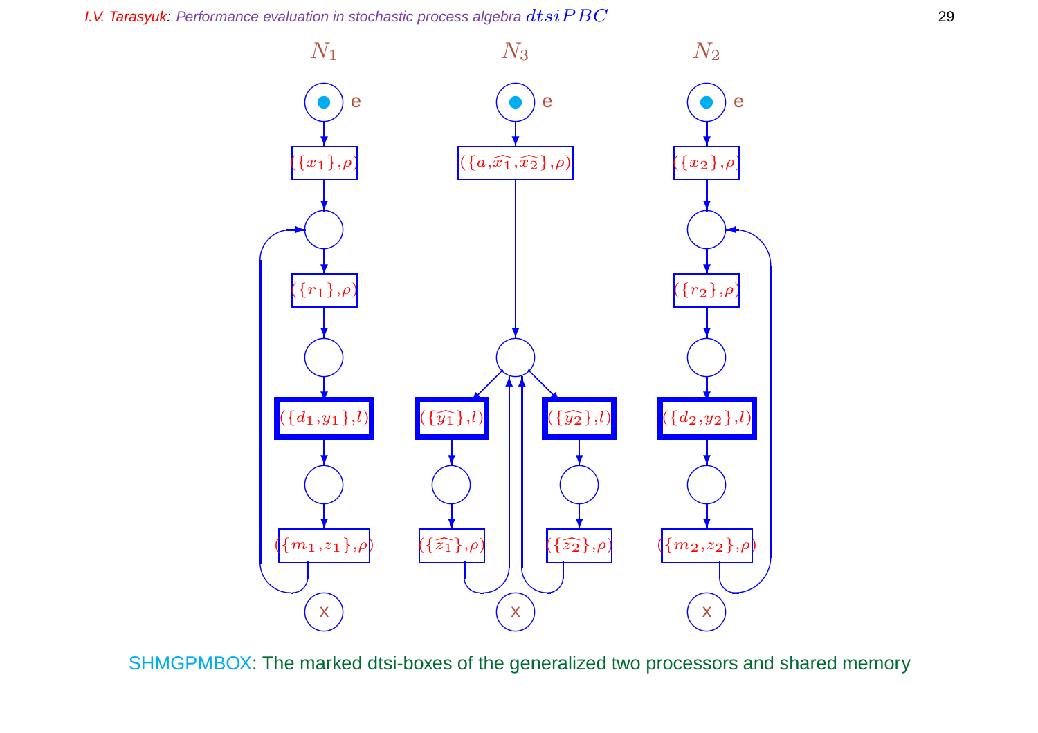$N_1$ $N_3$ $N_2$

e e e

$(\{x_1\},\rho)$ $(\{a,\widehat{x_1},\widehat{x_2}\},\rho)$ $(\{x_2\},\rho)$

$(\{r_1\},\rho)$ $(\{r_2\},\rho)$

$(\{d_1,y_1\},l)$ $(\{\widehat{y_1}\},l)$ $(\{\widehat{y_2}\},l)$ $(\{d_2,y_2\},l)$

$(\{m_1,z_1\},\rho)$ $(\{\widehat{z_1}\},\rho)$ $(\{\widehat{z_2}\},\rho)$ $(\{m_2,z_2\},\rho)$

x x x

SHMGPMBOX: The marked dtsi-boxes of the generalized two processors and shared memory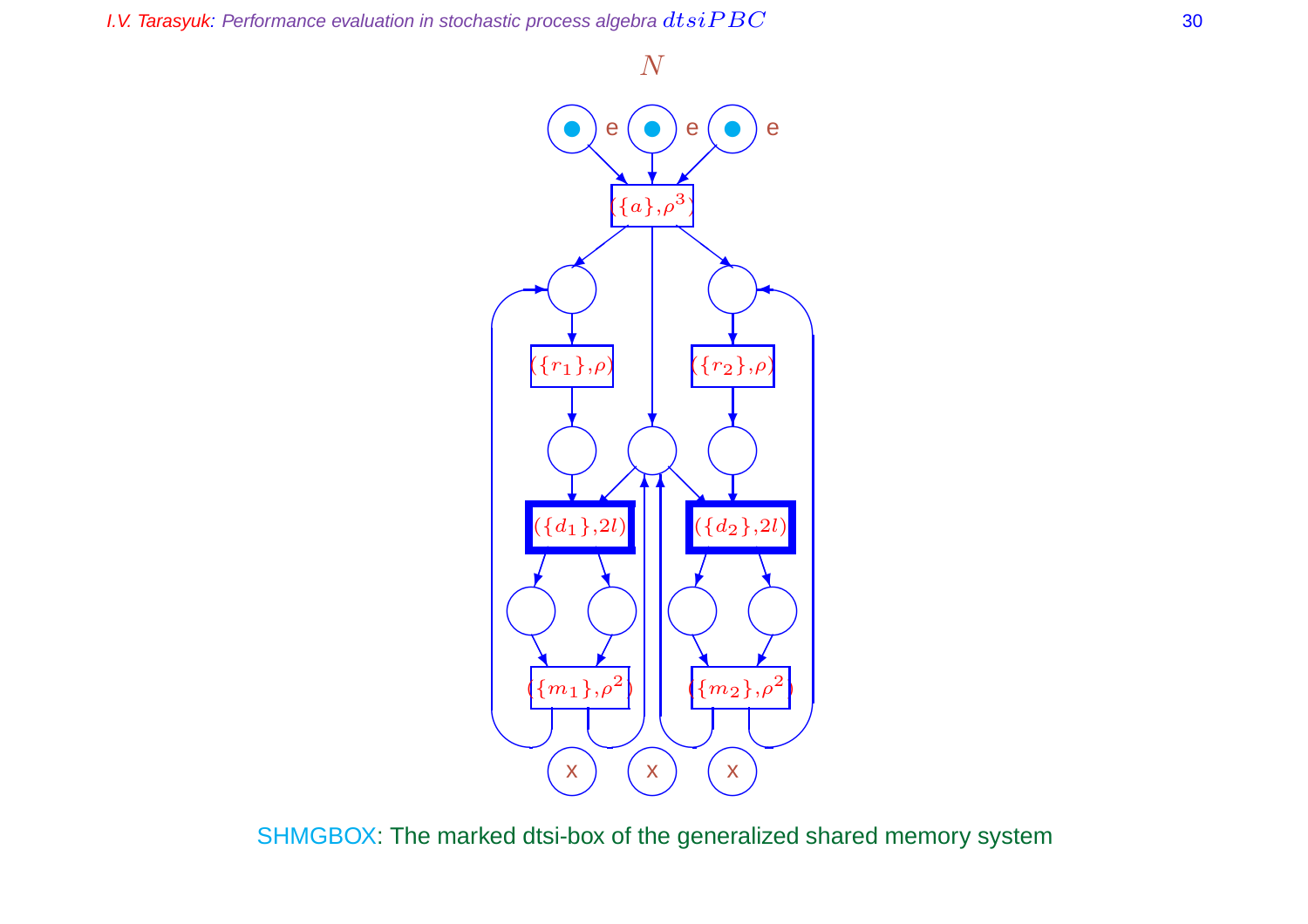$N$

SHMGBOX: The marked dtsi-box of the generalized shared memory system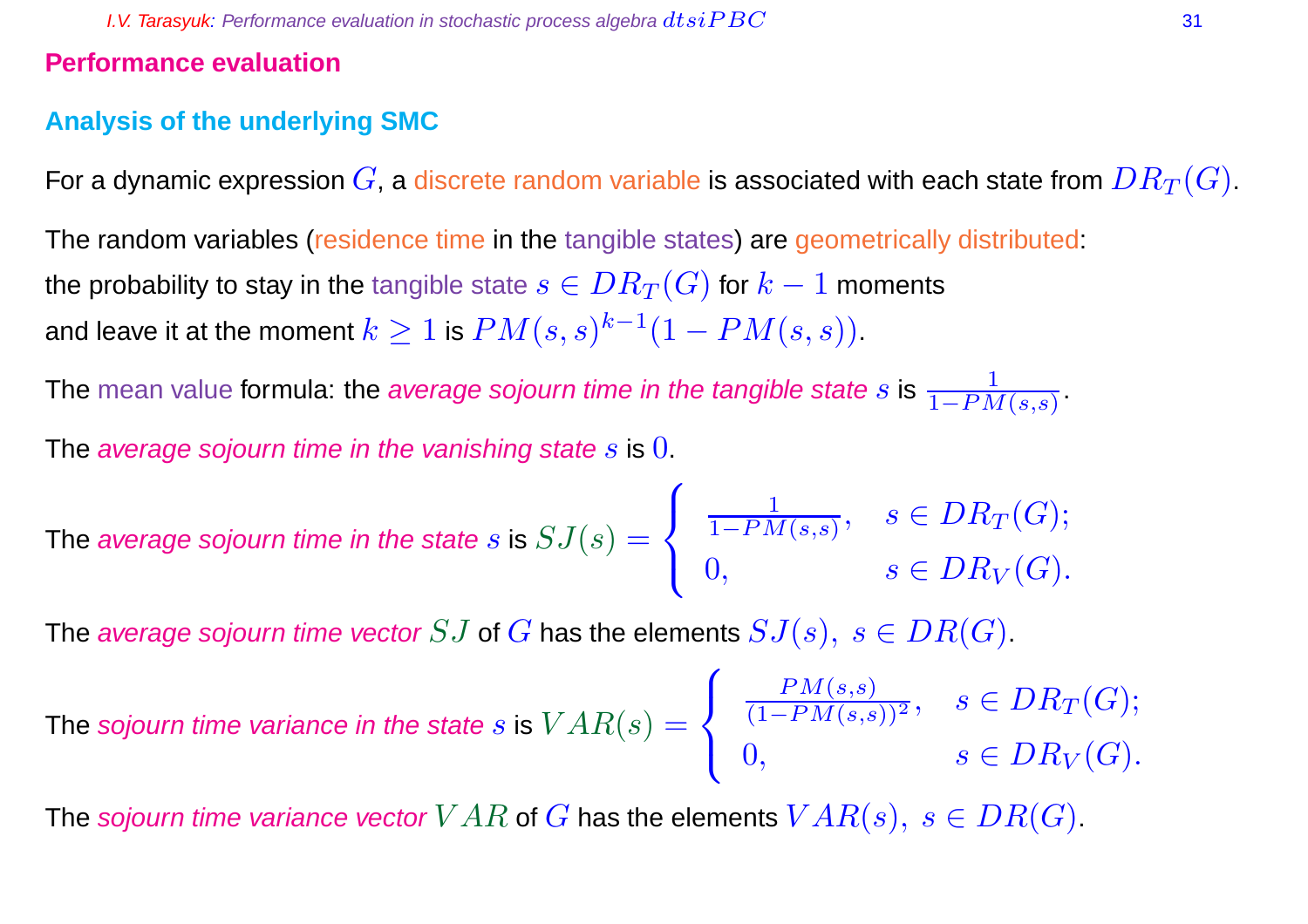## Performance evaluation

### Analysis of the underlying SMC

For a dynamic expression $G$, a discrete random variable is associated with each state from $DR_T(G)$.

The random variables (residence time in the tangible states) are geometrically distributed:
the probability to stay in the tangible state $s \in DR_T(G)$ for $k-1$ moments
and leave it at the moment $k \geq 1$ is $PM(s,s)^{k-1}(1 - PM(s,s))$.

The mean value formula: the *average sojourn time in the tangible state* $s$ is $\frac{1}{1-PM(s,s)}$.

The *average sojourn time in the vanishing state* $s$ is $0$.

The *average sojourn time in the state* $s$ is $SJ(s) = \begin{cases} \frac{1}{1-PM(s,s)}, & s \in DR_T(G); \\ 0, & s \in DR_V(G). \end{cases}$

The *average sojourn time vector* $SJ$ of $G$ has the elements $SJ(s),\ s \in DR(G)$.

The *sojourn time variance in the state* $s$ is $VAR(s) = \begin{cases} \frac{PM(s,s)}{(1-PM(s,s))^2}, & s \in DR_T(G); \\ 0, & s \in DR_V(G). \end{cases}$

The *sojourn time variance vector* $VAR$ of $G$ has the elements $VAR(s),\ s \in DR(G)$.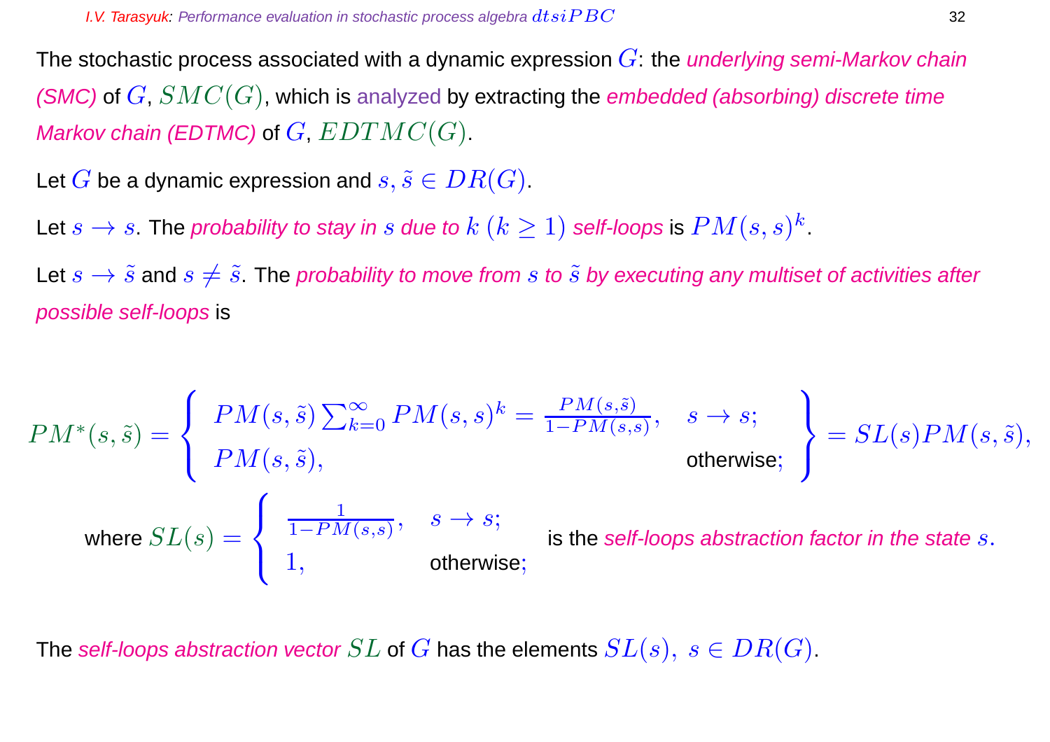The stochastic process associated with a dynamic expression $G$: the *underlying semi-Markov chain (SMC)* of $G$, $SMC(G)$, which is analyzed by extracting the *embedded (absorbing) discrete time Markov chain (EDTMC)* of $G$, $EDTMC(G)$.

Let $G$ be a dynamic expression and $s, \tilde{s} \in DR(G)$.

Let $s \to s$. The *probability to stay in $s$ due to $k$ $(k \geq 1)$ self-loops* is $PM(s,s)^k$.

Let $s \to \tilde{s}$ and $s \neq \tilde{s}$. The *probability to move from $s$ to $\tilde{s}$ by executing any multiset of activities after possible self-loops* is

$$PM^*(s,\tilde{s}) = \left\{ \begin{array}{ll} PM(s,\tilde{s}) \sum_{k=0}^{\infty} PM(s,s)^k = \frac{PM(s,\tilde{s})}{1-PM(s,s)}, & s \to s; \\ PM(s,\tilde{s}), & \text{otherwise}; \end{array} \right\} = SL(s) PM(s,\tilde{s}),$$

where $SL(s) = \begin{cases} \frac{1}{1-PM(s,s)}, & s \to s; \\ 1, & \text{otherwise}; \end{cases}$ is the *self-loops abstraction factor in the state $s$*.

The *self-loops abstraction vector* $SL$ of $G$ has the elements $SL(s),\ s \in DR(G)$.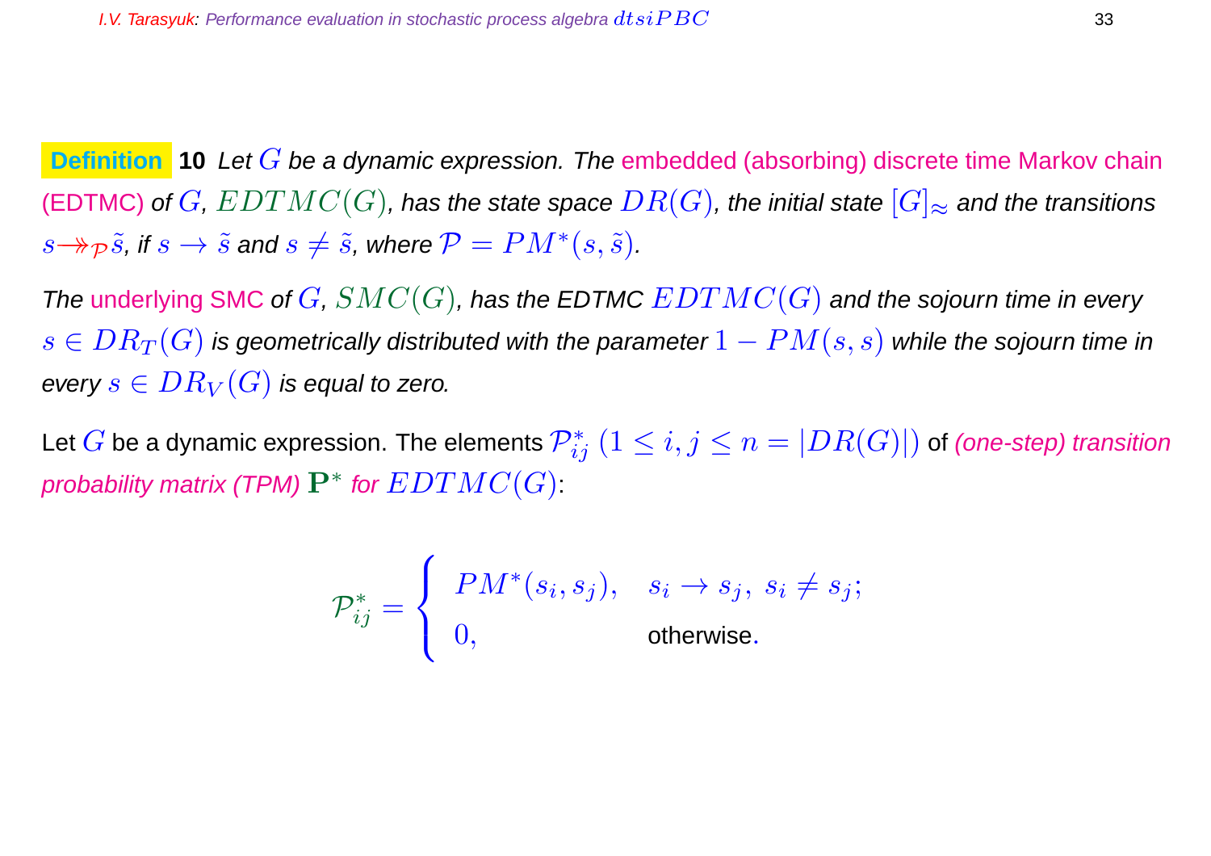**Definition 10** *Let $G$ be a dynamic expression. The embedded (absorbing) discrete time Markov chain (EDTMC) of $G$, $EDTMC(G)$, has the state space $DR(G)$, the initial state $[G]_\approx$ and the transitions $s \twoheadrightarrow_{\mathcal{P}} \tilde{s}$, if $s \to \tilde{s}$ and $s \neq \tilde{s}$, where $\mathcal{P} = PM^*(s, \tilde{s})$.*

*The underlying SMC of $G$, $SMC(G)$, has the EDTMC $EDTMC(G)$ and the sojourn time in every $s \in DR_T(G)$ is geometrically distributed with the parameter $1 - PM(s, s)$ while the sojourn time in every $s \in DR_V(G)$ is equal to zero.*

Let $G$ be a dynamic expression. The elements $\mathcal{P}^*_{ij}$ $(1 \leq i, j \leq n = |DR(G)|)$ of *(one-step) transition probability matrix (TPM)* $\mathbf{P}^*$ *for* $EDTMC(G)$:

$$\mathcal{P}^*_{ij} = \begin{cases} PM^*(s_i, s_j), & s_i \to s_j,\ s_i \neq s_j; \\ 0, & \text{otherwise}. \end{cases}$$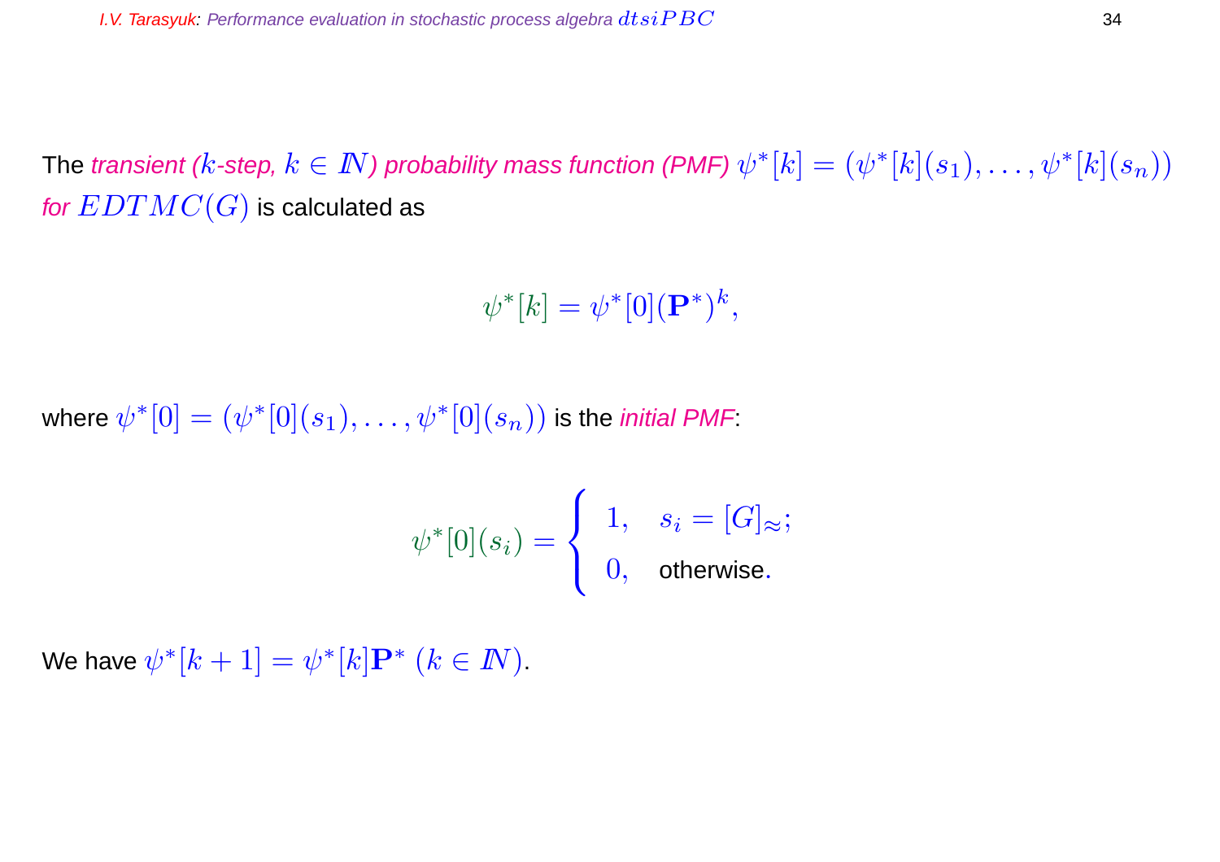The *transient ($k$-step, $k \in \mathbb{N}$) probability mass function (PMF)* $\psi^*[k] = (\psi^*[k](s_1), \ldots, \psi^*[k](s_n))$ *for* $EDTMC(G)$ is calculated as

$$\psi^*[k] = \psi^*[0](\mathbf{P}^*)^k,$$

where $\psi^*[0] = (\psi^*[0](s_1), \ldots, \psi^*[0](s_n))$ is the *initial PMF*:

$$\psi^*[0](s_i) = \begin{cases} 1, & s_i = [G]_{\approx}; \\ 0, & \text{otherwise}. \end{cases}$$

We have $\psi^*[k+1] = \psi^*[k]\mathbf{P}^*$ $(k \in \mathbb{N})$.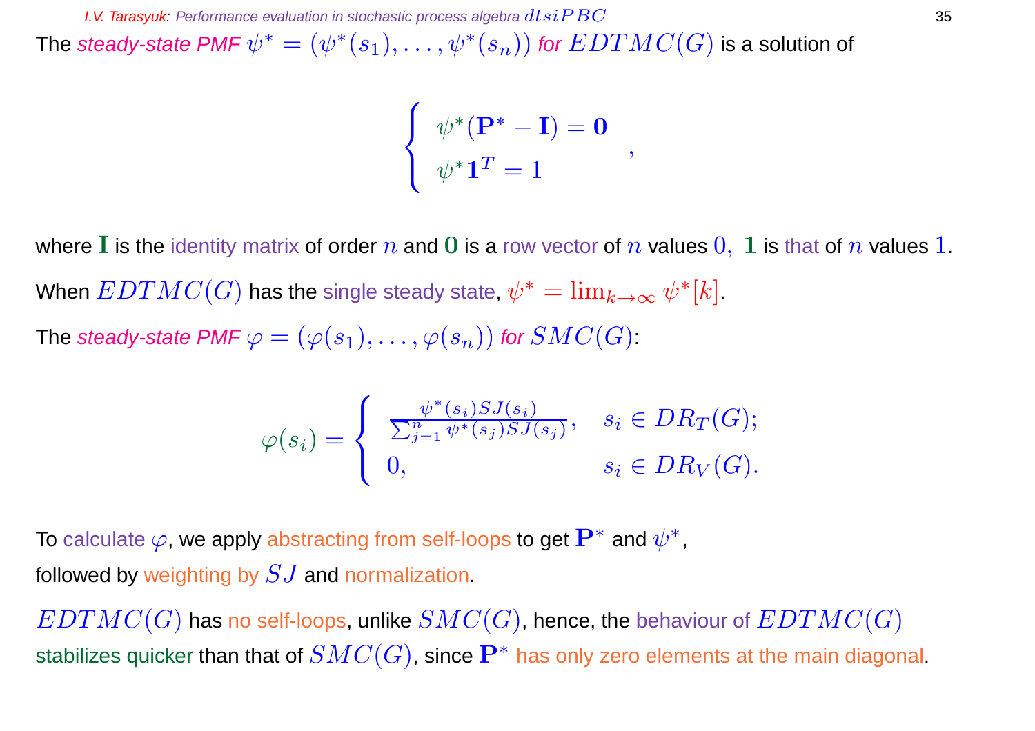The *steady-state PMF* $\psi^* = (\psi^*(s_1), \ldots, \psi^*(s_n))$ *for* $EDTMC(G)$ is a solution of

$$\begin{cases} \psi^*(\mathbf{P}^* - \mathbf{I}) = \mathbf{0} \\ \psi^* \mathbf{1}^T = 1 \end{cases},$$

where $\mathbf{I}$ is the identity matrix of order $n$ and $\mathbf{0}$ is a row vector of $n$ values $0$, $\mathbf{1}$ is that of $n$ values $1$.

When $EDTMC(G)$ has the single steady state, $\psi^* = \lim_{k \to \infty} \psi^*[k]$.

The *steady-state PMF* $\varphi = (\varphi(s_1), \ldots, \varphi(s_n))$ *for* $SMC(G)$:

$$\varphi(s_i) = \begin{cases} \frac{\psi^*(s_i) SJ(s_i)}{\sum_{j=1}^{n} \psi^*(s_j) SJ(s_j)}, & s_i \in DR_T(G); \\ 0, & s_i \in DR_V(G). \end{cases}$$

To calculate $\varphi$, we apply abstracting from self-loops to get $\mathbf{P}^*$ and $\psi^*$, followed by weighting by $SJ$ and normalization.

$EDTMC(G)$ has no self-loops, unlike $SMC(G)$, hence, the behaviour of $EDTMC(G)$ stabilizes quicker than that of $SMC(G)$, since $\mathbf{P}^*$ has only zero elements at the main diagonal.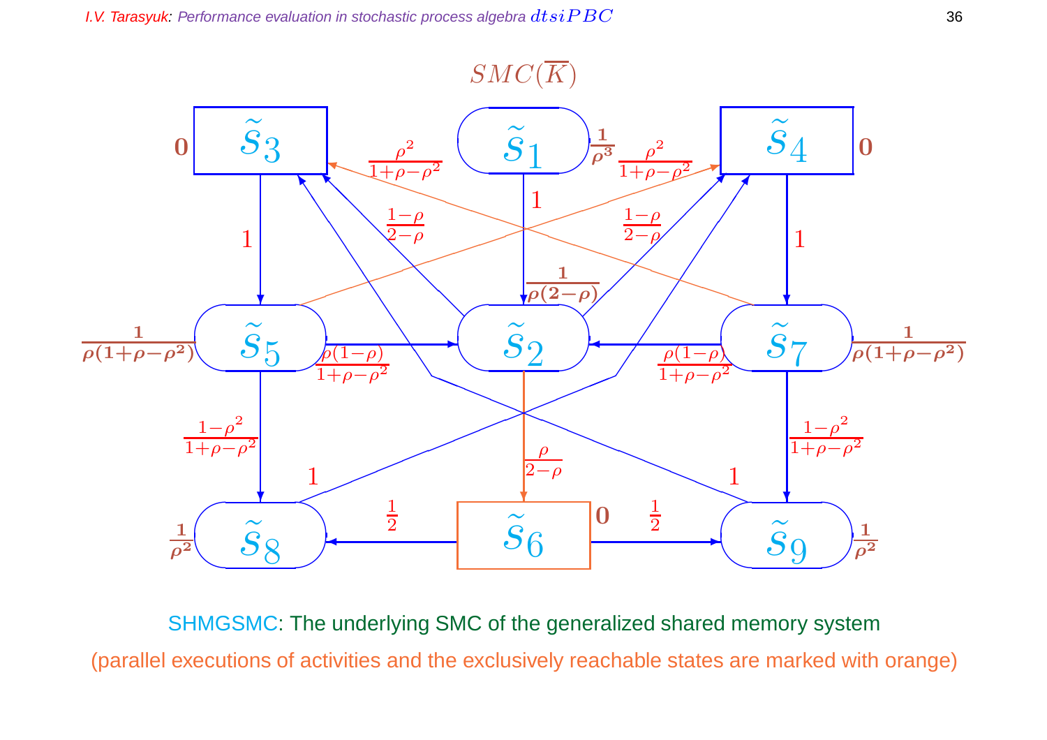$SMC(\overline{K})$

SHMGSMC: The underlying SMC of the generalized shared memory system

(parallel executions of activities and the exclusively reachable states are marked with orange)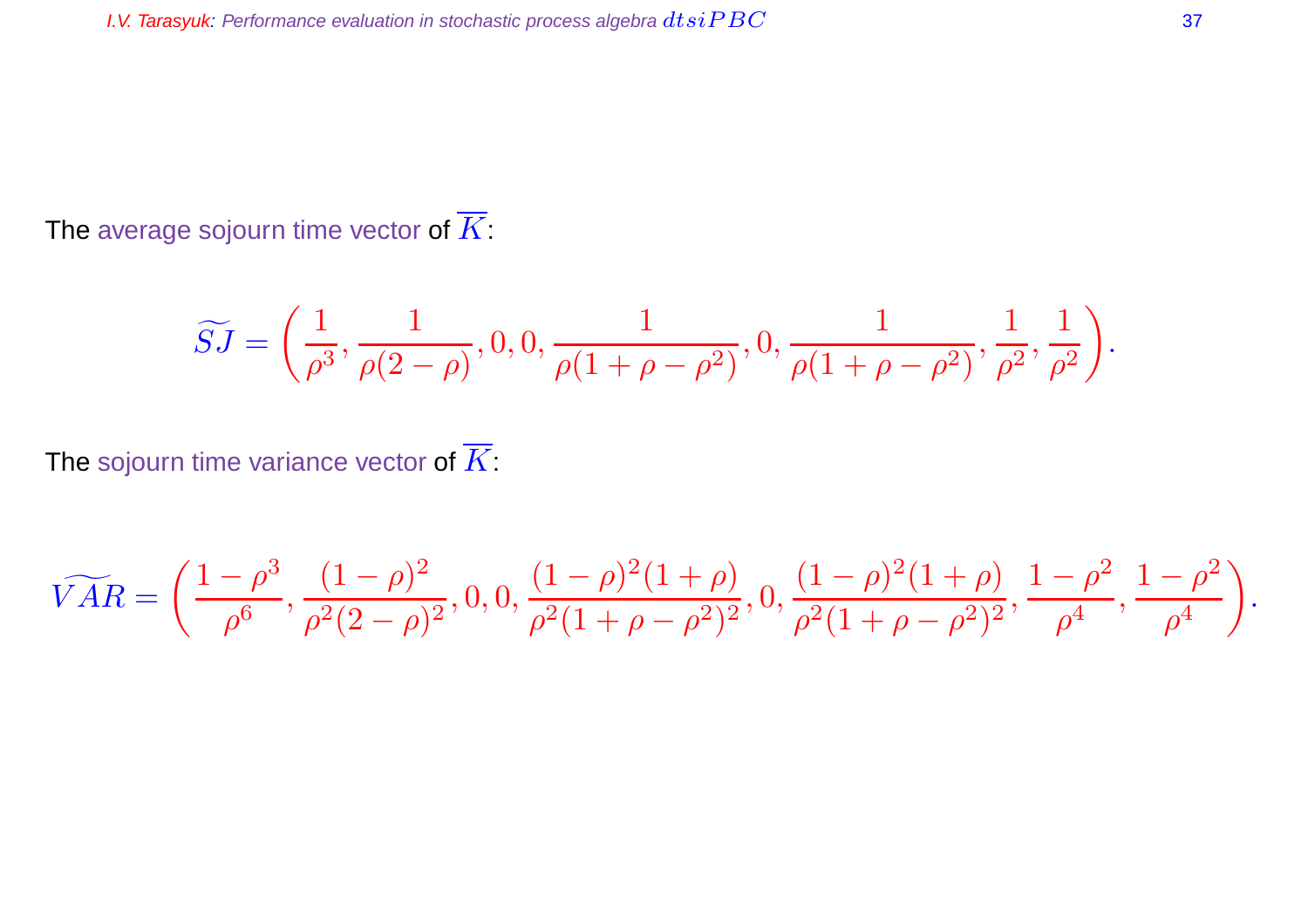The average sojourn time vector of $\overline{K}$:

$$\widetilde{SJ} = \left(\frac{1}{\rho^3}, \frac{1}{\rho(2-\rho)}, 0, 0, \frac{1}{\rho(1+\rho-\rho^2)}, 0, \frac{1}{\rho(1+\rho-\rho^2)}, \frac{1}{\rho^2}, \frac{1}{\rho^2}\right).$$

The sojourn time variance vector of $\overline{K}$:

$$\widetilde{VAR} = \left(\frac{1-\rho^3}{\rho^6}, \frac{(1-\rho)^2}{\rho^2(2-\rho)^2}, 0, 0, \frac{(1-\rho)^2(1+\rho)}{\rho^2(1+\rho-\rho^2)^2}, 0, \frac{(1-\rho)^2(1+\rho)}{\rho^2(1+\rho-\rho^2)^2}, \frac{1-\rho^2}{\rho^4}, \frac{1-\rho^2}{\rho^4}\right).$$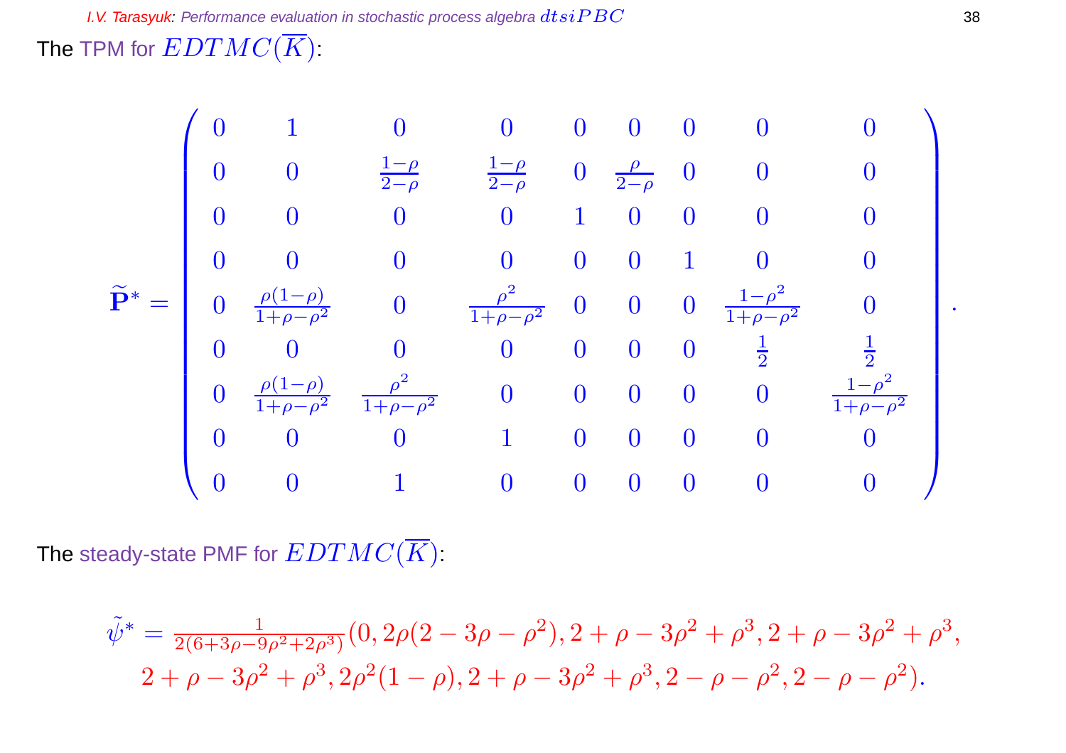The TPM for $EDTMC(\overline{K})$:

$$\widetilde{\mathbf{P}}^* = \begin{pmatrix}
0 & 1 & 0 & 0 & 0 & 0 & 0 & 0 & 0 \\
0 & 0 & \frac{1-\rho}{2-\rho} & \frac{1-\rho}{2-\rho} & 0 & \frac{\rho}{2-\rho} & 0 & 0 & 0 \\
0 & 0 & 0 & 0 & 1 & 0 & 0 & 0 & 0 \\
0 & 0 & 0 & 0 & 0 & 0 & 1 & 0 & 0 \\
0 & \frac{\rho(1-\rho)}{1+\rho-\rho^2} & 0 & \frac{\rho^2}{1+\rho-\rho^2} & 0 & 0 & 0 & \frac{1-\rho^2}{1+\rho-\rho^2} & 0 \\
0 & 0 & 0 & 0 & 0 & 0 & 0 & \frac{1}{2} & \frac{1}{2} \\
0 & \frac{\rho(1-\rho)}{1+\rho-\rho^2} & \frac{\rho^2}{1+\rho-\rho^2} & 0 & 0 & 0 & 0 & 0 & \frac{1-\rho^2}{1+\rho-\rho^2} \\
0 & 0 & 0 & 1 & 0 & 0 & 0 & 0 & 0 \\
0 & 0 & 1 & 0 & 0 & 0 & 0 & 0 & 0
\end{pmatrix}.$$

The steady-state PMF for $EDTMC(\overline{K})$:

$$\tilde{\psi}^* = \frac{1}{2(6+3\rho-9\rho^2+2\rho^3)}(0, 2\rho(2-3\rho-\rho^2), 2+\rho-3\rho^2+\rho^3, 2+\rho-3\rho^2+\rho^3,$$
$$2+\rho-3\rho^2+\rho^3, 2\rho^2(1-\rho), 2+\rho-3\rho^2+\rho^3, 2-\rho-\rho^2, 2-\rho-\rho^2).$$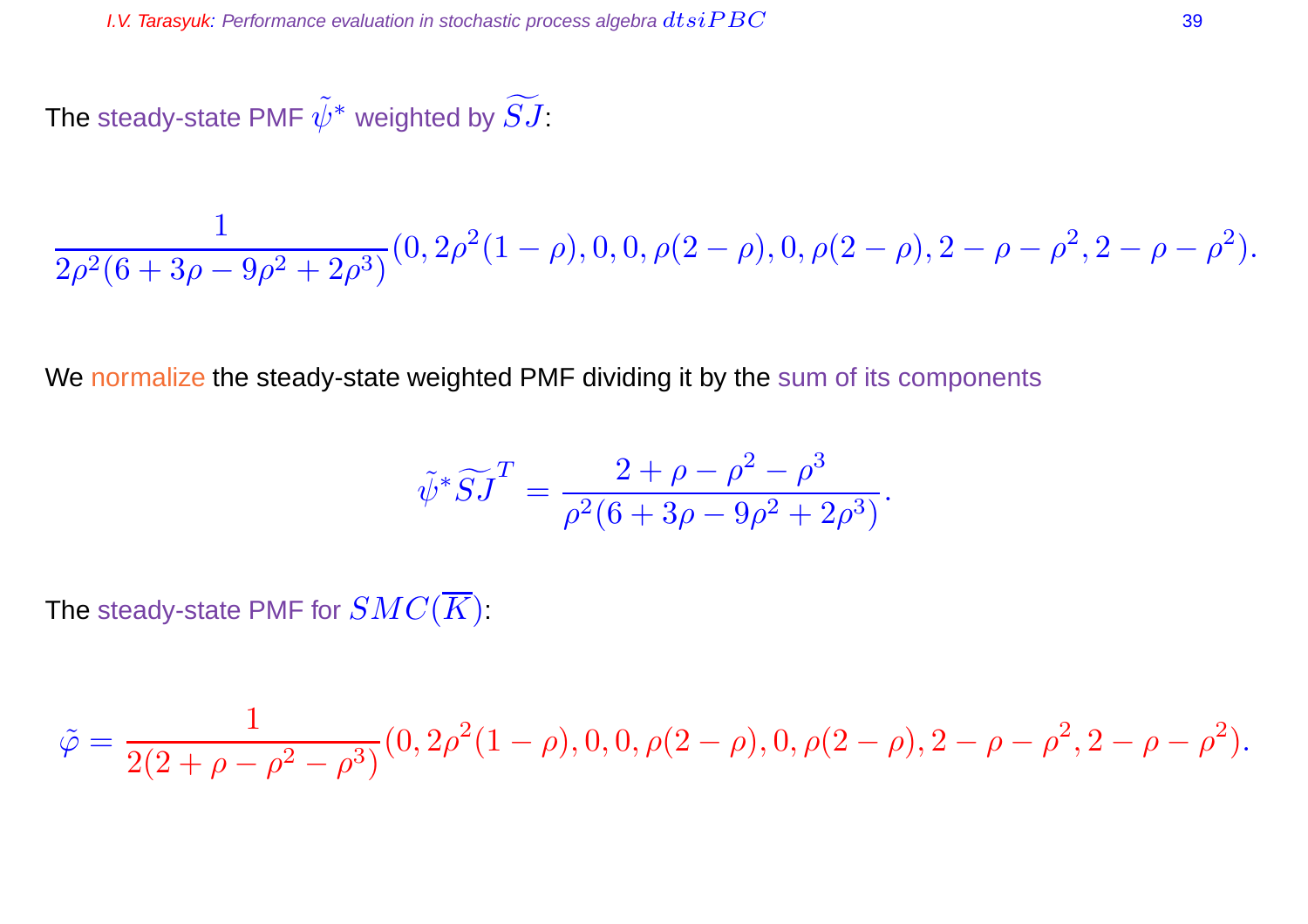The steady-state PMF $\tilde{\psi}^*$ weighted by $\widetilde{SJ}$:

$$\frac{1}{2\rho^2(6+3\rho-9\rho^2+2\rho^3)}(0, 2\rho^2(1-\rho), 0, 0, \rho(2-\rho), 0, \rho(2-\rho), 2-\rho-\rho^2, 2-\rho-\rho^2).$$

We normalize the steady-state weighted PMF dividing it by the sum of its components

$$\tilde{\psi}^*\widetilde{SJ}^T = \frac{2+\rho-\rho^2-\rho^3}{\rho^2(6+3\rho-9\rho^2+2\rho^3)}.$$

The steady-state PMF for $SMC(\overline{K})$:

$$\tilde{\varphi} = \frac{1}{2(2+\rho-\rho^2-\rho^3)}(0, 2\rho^2(1-\rho), 0, 0, \rho(2-\rho), 0, \rho(2-\rho), 2-\rho-\rho^2, 2-\rho-\rho^2).$$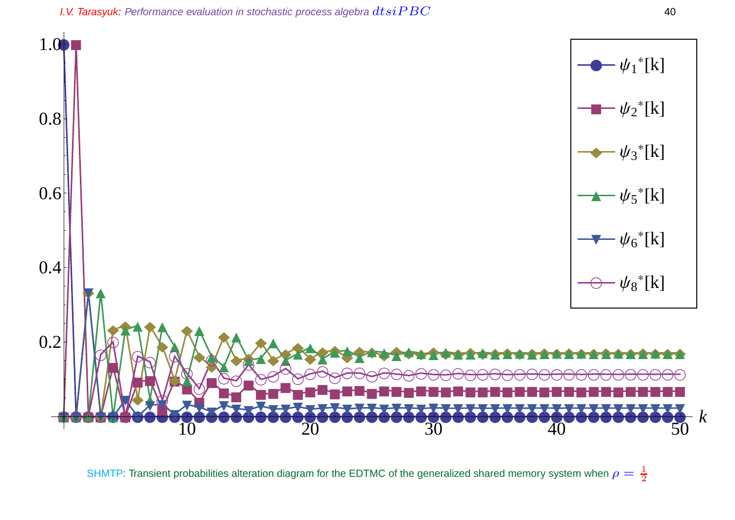SHMTP: Transient probabilities alteration diagram for the EDTMC of the generalized shared memory system when $\rho = \frac{1}{2}$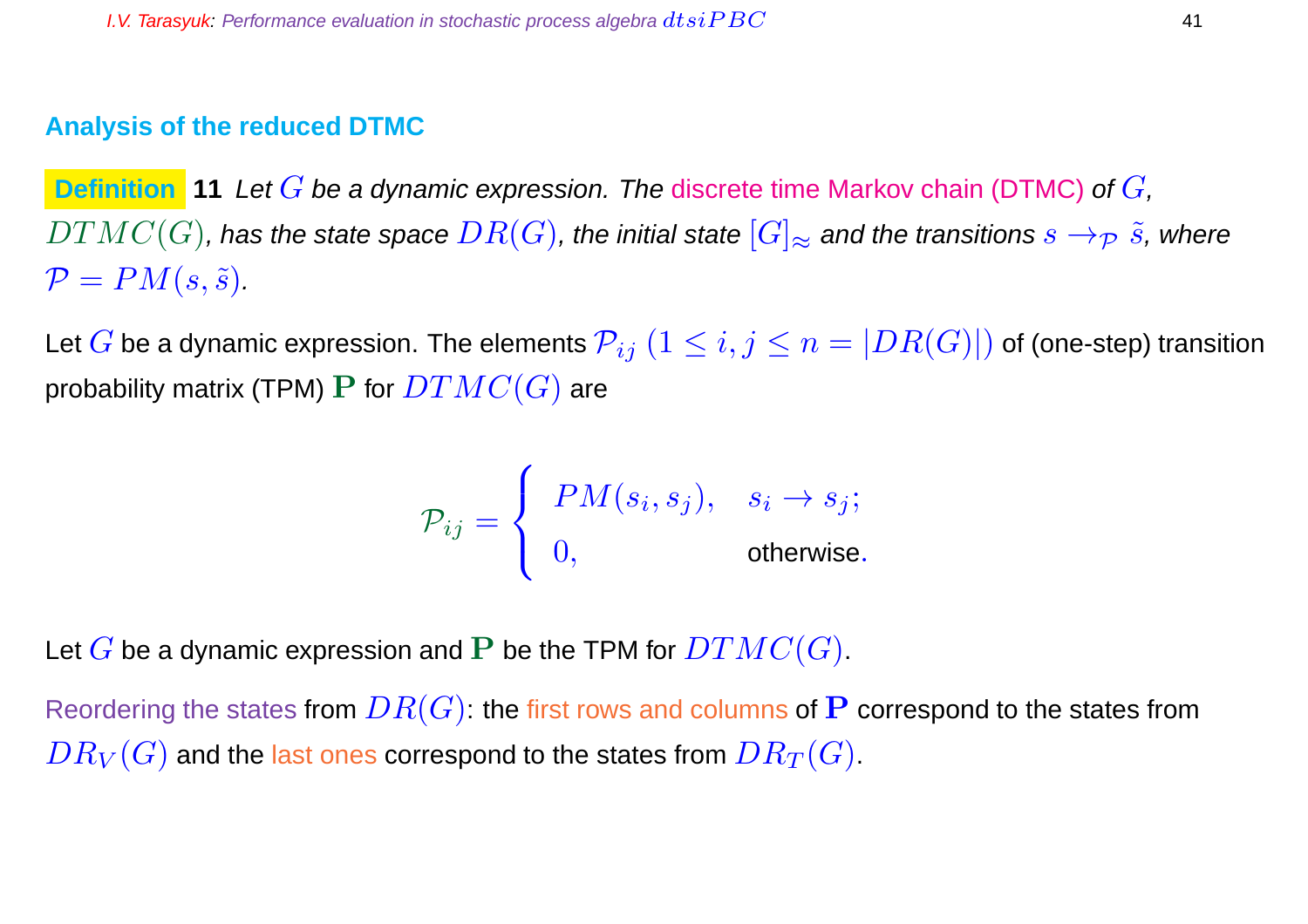## Analysis of the reduced DTMC

**Definition 11** *Let $G$ be a dynamic expression. The discrete time Markov chain (DTMC) of $G$, $DTMC(G)$, has the state space $DR(G)$, the initial state $[G]_\approx$ and the transitions $s \to_{\mathcal{P}} \tilde{s}$, where $\mathcal{P} = PM(s, \tilde{s})$.*

Let $G$ be a dynamic expression. The elements $\mathcal{P}_{ij}$ $(1 \leq i, j \leq n = |DR(G)|)$ of (one-step) transition probability matrix (TPM) $\mathbf{P}$ for $DTMC(G)$ are

$$\mathcal{P}_{ij} = \begin{cases} PM(s_i, s_j), & s_i \to s_j; \\ 0, & \text{otherwise}. \end{cases}$$

Let $G$ be a dynamic expression and $\mathbf{P}$ be the TPM for $DTMC(G)$.

Reordering the states from $DR(G)$: the first rows and columns of $\mathbf{P}$ correspond to the states from $DR_V(G)$ and the last ones correspond to the states from $DR_T(G)$.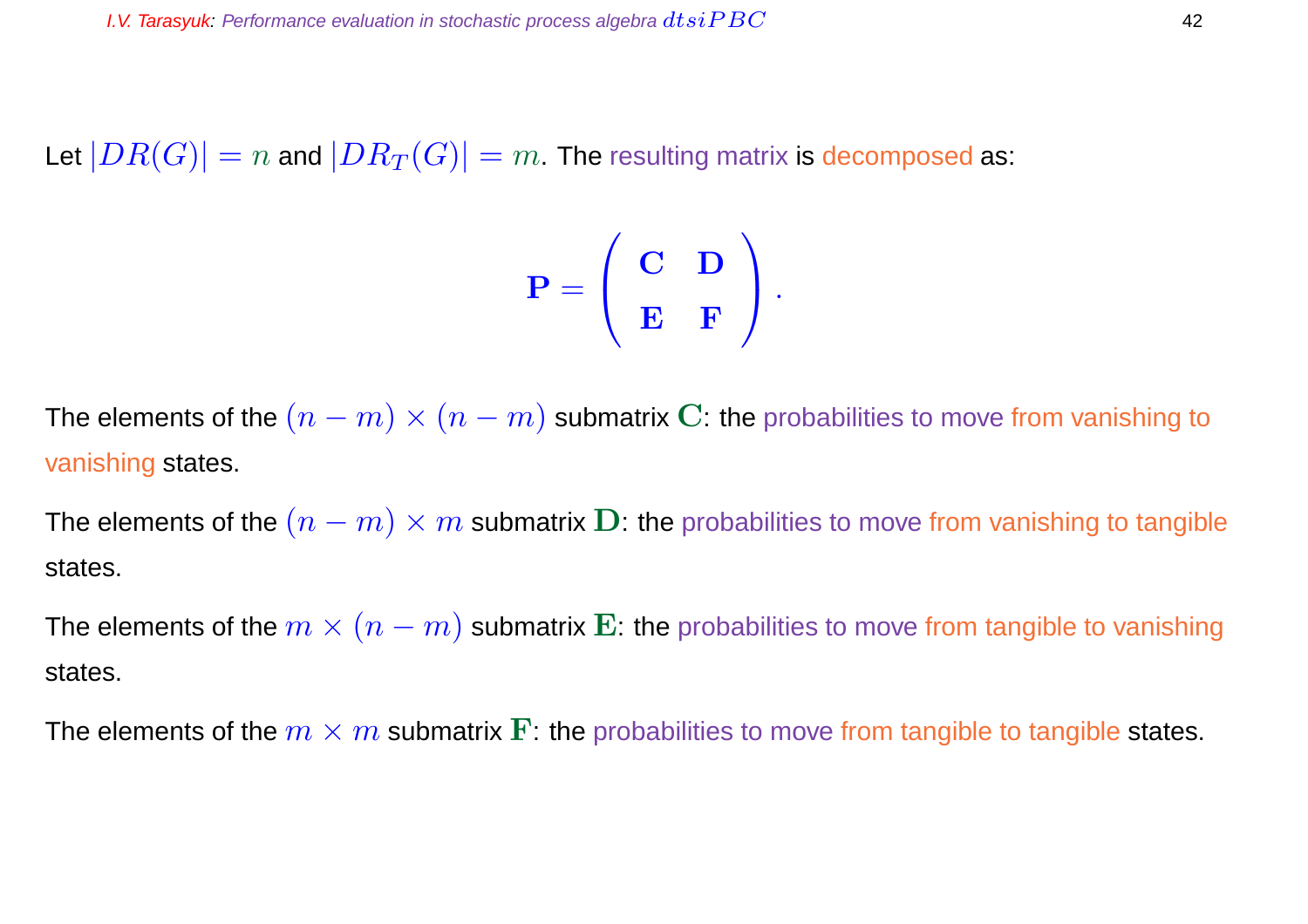Let $|DR(G)| = n$ and $|DR_T(G)| = m$. The resulting matrix is decomposed as:

$$\mathbf{P} = \begin{pmatrix} \mathbf{C} & \mathbf{D} \\ \mathbf{E} & \mathbf{F} \end{pmatrix}.$$

The elements of the $(n-m) \times (n-m)$ submatrix $\mathbf{C}$: the probabilities to move from vanishing to vanishing states.

The elements of the $(n-m) \times m$ submatrix $\mathbf{D}$: the probabilities to move from vanishing to tangible states.

The elements of the $m \times (n-m)$ submatrix $\mathbf{E}$: the probabilities to move from tangible to vanishing states.

The elements of the $m \times m$ submatrix $\mathbf{F}$: the probabilities to move from tangible to tangible states.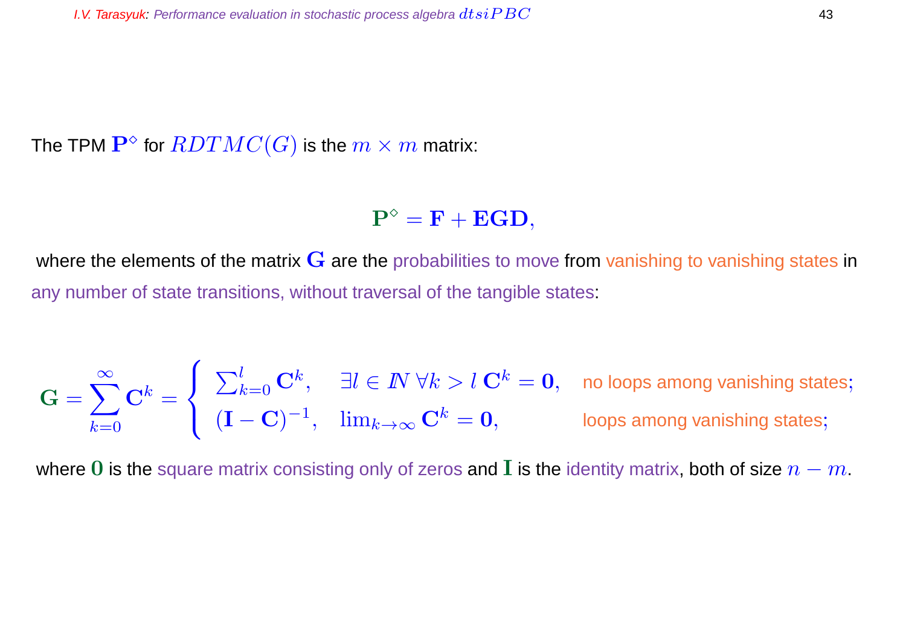The TPM $\mathbf{P}^{\diamond}$ for $RDTMC(G)$ is the $m \times m$ matrix:

$$\mathbf{P}^{\diamond} = \mathbf{F} + \mathbf{EGD},$$

where the elements of the matrix $\mathbf{G}$ are the probabilities to move from vanishing to vanishing states in any number of state transitions, without traversal of the tangible states:

$$\mathbf{G} = \sum_{k=0}^{\infty} \mathbf{C}^k = \begin{cases} \sum_{k=0}^{l} \mathbf{C}^k, & \exists l \in I\!N \ \forall k > l \ \mathbf{C}^k = \mathbf{0}, \quad \text{no loops among vanishing states;} \\ (\mathbf{I} - \mathbf{C})^{-1}, & \lim_{k \to \infty} \mathbf{C}^k = \mathbf{0}, \quad \text{loops among vanishing states;} \end{cases}$$

where $\mathbf{0}$ is the square matrix consisting only of zeros and $\mathbf{I}$ is the identity matrix, both of size $n - m$.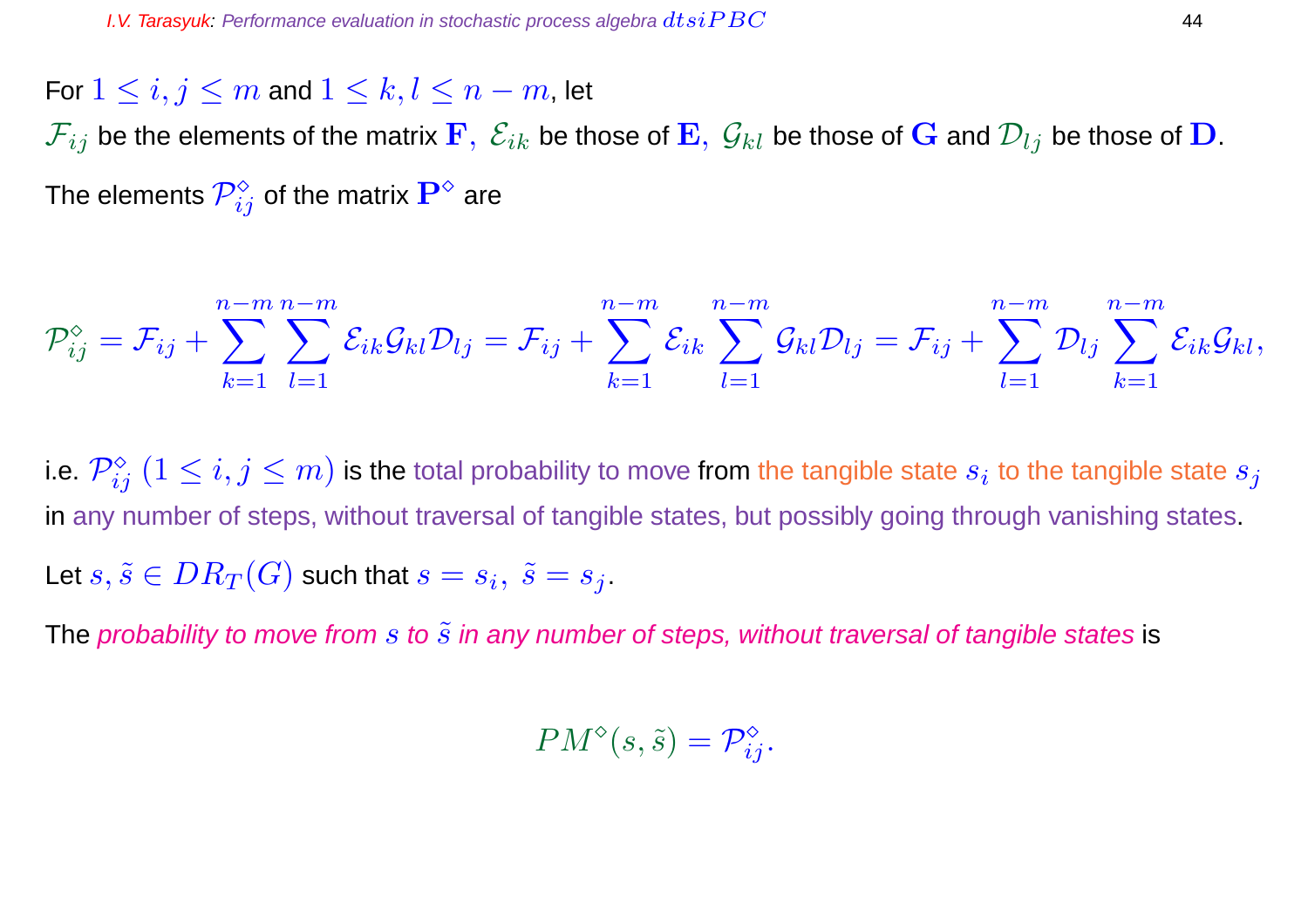For $1 \leq i, j \leq m$ and $1 \leq k, l \leq n - m$, let
$\mathcal{F}_{ij}$ be the elements of the matrix $\mathbf{F}$, $\mathcal{E}_{ik}$ be those of $\mathbf{E}$, $\mathcal{G}_{kl}$ be those of $\mathbf{G}$ and $\mathcal{D}_{lj}$ be those of $\mathbf{D}$.

The elements $\mathcal{P}^{\diamond}_{ij}$ of the matrix $\mathbf{P}^{\diamond}$ are

$$\mathcal{P}^{\diamond}_{ij} = \mathcal{F}_{ij} + \sum_{k=1}^{n-m} \sum_{l=1}^{n-m} \mathcal{E}_{ik}\mathcal{G}_{kl}\mathcal{D}_{lj} = \mathcal{F}_{ij} + \sum_{k=1}^{n-m} \mathcal{E}_{ik} \sum_{l=1}^{n-m} \mathcal{G}_{kl}\mathcal{D}_{lj} = \mathcal{F}_{ij} + \sum_{l=1}^{n-m} \mathcal{D}_{lj} \sum_{k=1}^{n-m} \mathcal{E}_{ik}\mathcal{G}_{kl},$$

i.e. $\mathcal{P}^{\diamond}_{ij}$ $(1 \leq i, j \leq m)$ is the total probability to move from the tangible state $s_i$ to the tangible state $s_j$ in any number of steps, without traversal of tangible states, but possibly going through vanishing states.

Let $s, \tilde{s} \in DR_T(G)$ such that $s = s_i,\ \tilde{s} = s_j$.

The *probability to move from $s$ to $\tilde{s}$ in any number of steps, without traversal of tangible states* is

$$PM^{\diamond}(s, \tilde{s}) = \mathcal{P}^{\diamond}_{ij}.$$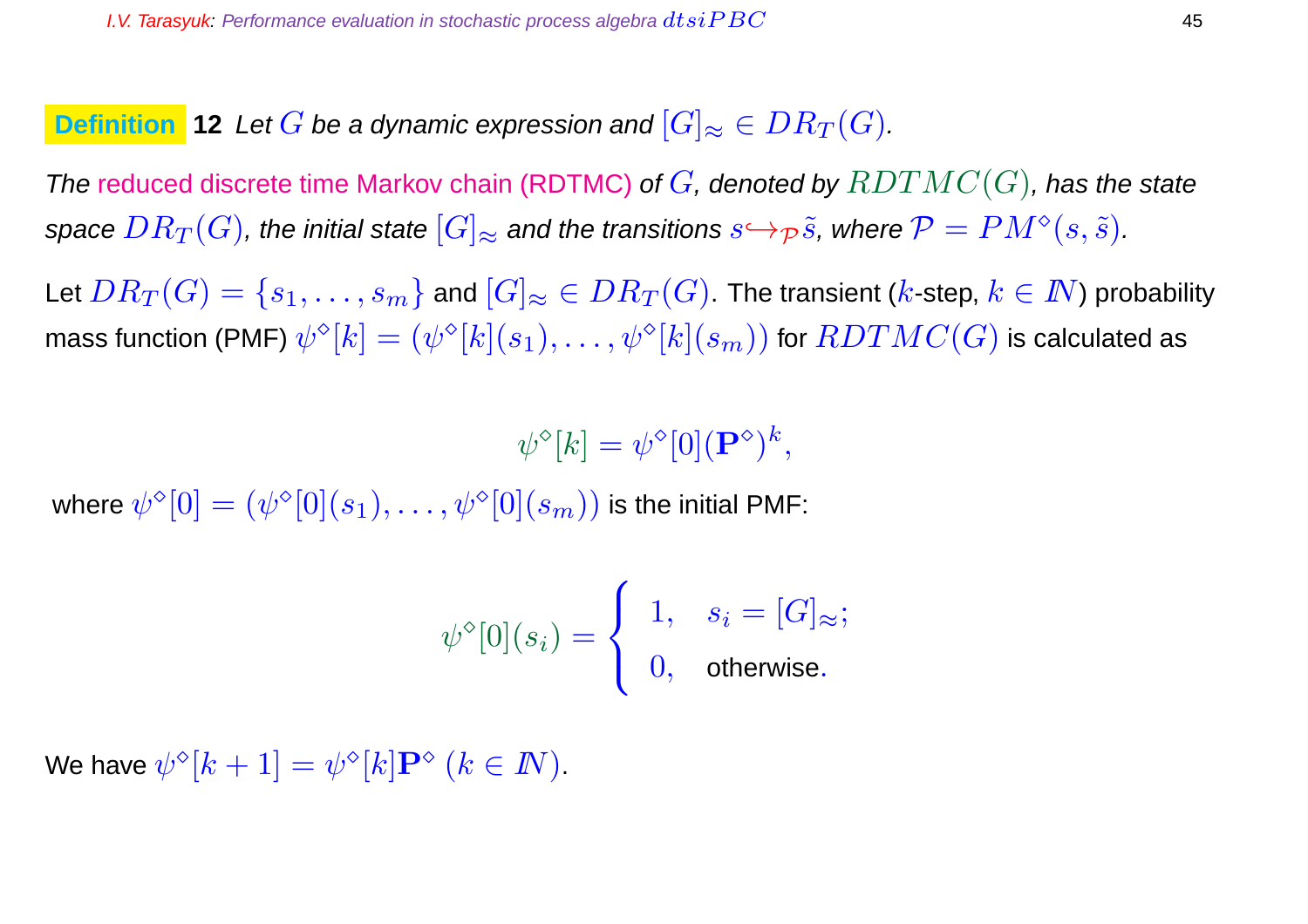**Definition 12** *Let $G$ be a dynamic expression and $[G]_{\approx} \in DR_T(G)$.*

*The reduced discrete time Markov chain (RDTMC) of $G$, denoted by $RDTMC(G)$, has the state space $DR_T(G)$, the initial state $[G]_{\approx}$ and the transitions $s \hookrightarrow_{\mathcal{P}} \tilde{s}$, where $\mathcal{P} = PM^{\diamond}(s, \tilde{s})$.*

Let $DR_T(G) = \{s_1, \ldots, s_m\}$ and $[G]_{\approx} \in DR_T(G)$. The transient ($k$-step, $k \in \mathbb{N}$) probability mass function (PMF) $\psi^{\diamond}[k] = (\psi^{\diamond}[k](s_1), \ldots, \psi^{\diamond}[k](s_m))$ for $RDTMC(G)$ is calculated as

$$\psi^{\diamond}[k] = \psi^{\diamond}[0](\mathbf{P}^{\diamond})^k,$$

where $\psi^{\diamond}[0] = (\psi^{\diamond}[0](s_1), \ldots, \psi^{\diamond}[0](s_m))$ is the initial PMF:

$$\psi^{\diamond}[0](s_i) = \begin{cases} 1, & s_i = [G]_{\approx}; \\ 0, & \text{otherwise}. \end{cases}$$

We have $\psi^{\diamond}[k+1] = \psi^{\diamond}[k]\mathbf{P}^{\diamond}$ $(k \in \mathbb{N})$.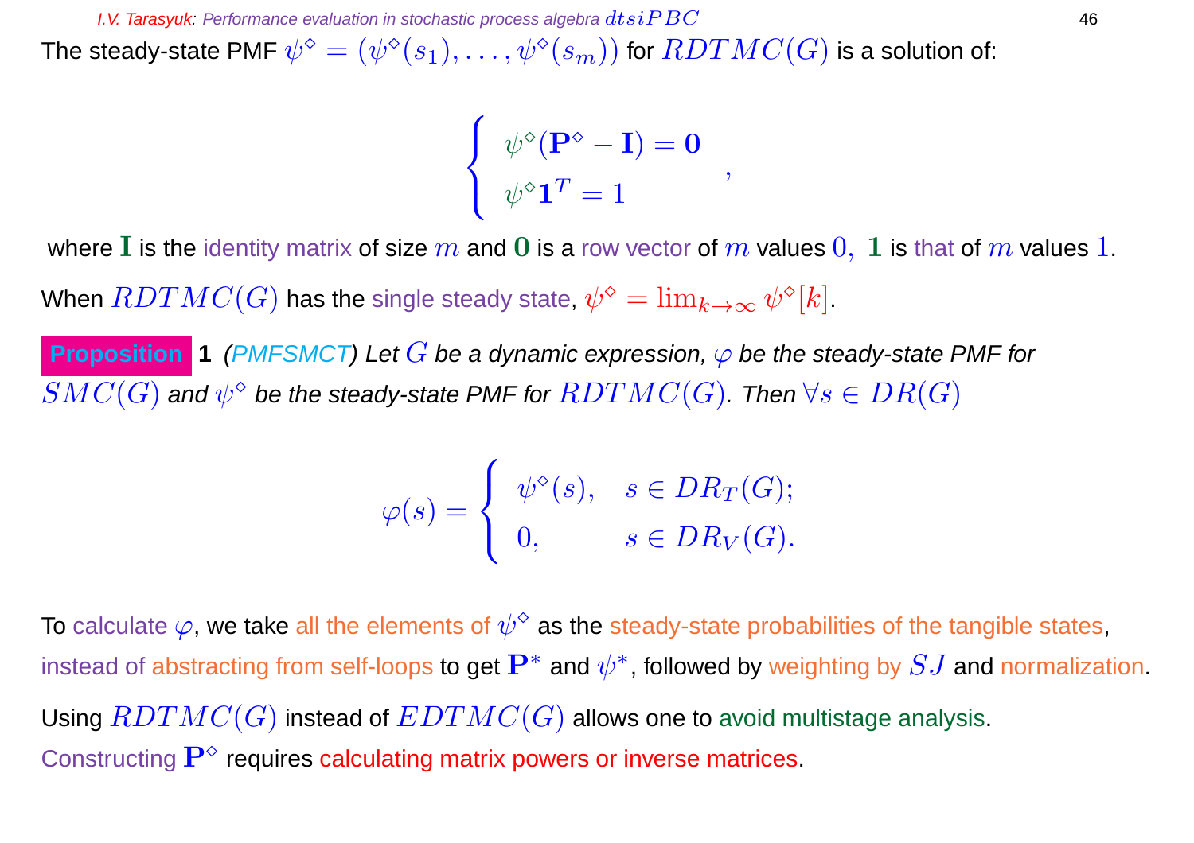The steady-state PMF $\psi^\diamond = (\psi^\diamond(s_1), \ldots, \psi^\diamond(s_m))$ for $RDTMC(G)$ is a solution of:

$$\begin{cases} \psi^\diamond(\mathbf{P}^\diamond - \mathbf{I}) = \mathbf{0} \\ \psi^\diamond \mathbf{1}^T = 1 \end{cases},$$

where $\mathbf{I}$ is the identity matrix of size $m$ and $\mathbf{0}$ is a row vector of $m$ values $0$, $\mathbf{1}$ is that of $m$ values $1$.

When $RDTMC(G)$ has the single steady state, $\psi^\diamond = \lim_{k\to\infty} \psi^\diamond[k]$.

**Proposition 1** *(PMFSMCT) Let $G$ be a dynamic expression, $\varphi$ be the steady-state PMF for $SMC(G)$ and $\psi^\diamond$ be the steady-state PMF for $RDTMC(G)$. Then $\forall s \in DR(G)$*

$$\varphi(s) = \begin{cases} \psi^\diamond(s), & s \in DR_T(G); \\ 0, & s \in DR_V(G). \end{cases}$$

To calculate $\varphi$, we take all the elements of $\psi^\diamond$ as the steady-state probabilities of the tangible states, instead of abstracting from self-loops to get $\mathbf{P}^*$ and $\psi^*$, followed by weighting by $SJ$ and normalization.

Using $RDTMC(G)$ instead of $EDTMC(G)$ allows one to avoid multistage analysis.

Constructing $\mathbf{P}^\diamond$ requires calculating matrix powers or inverse matrices.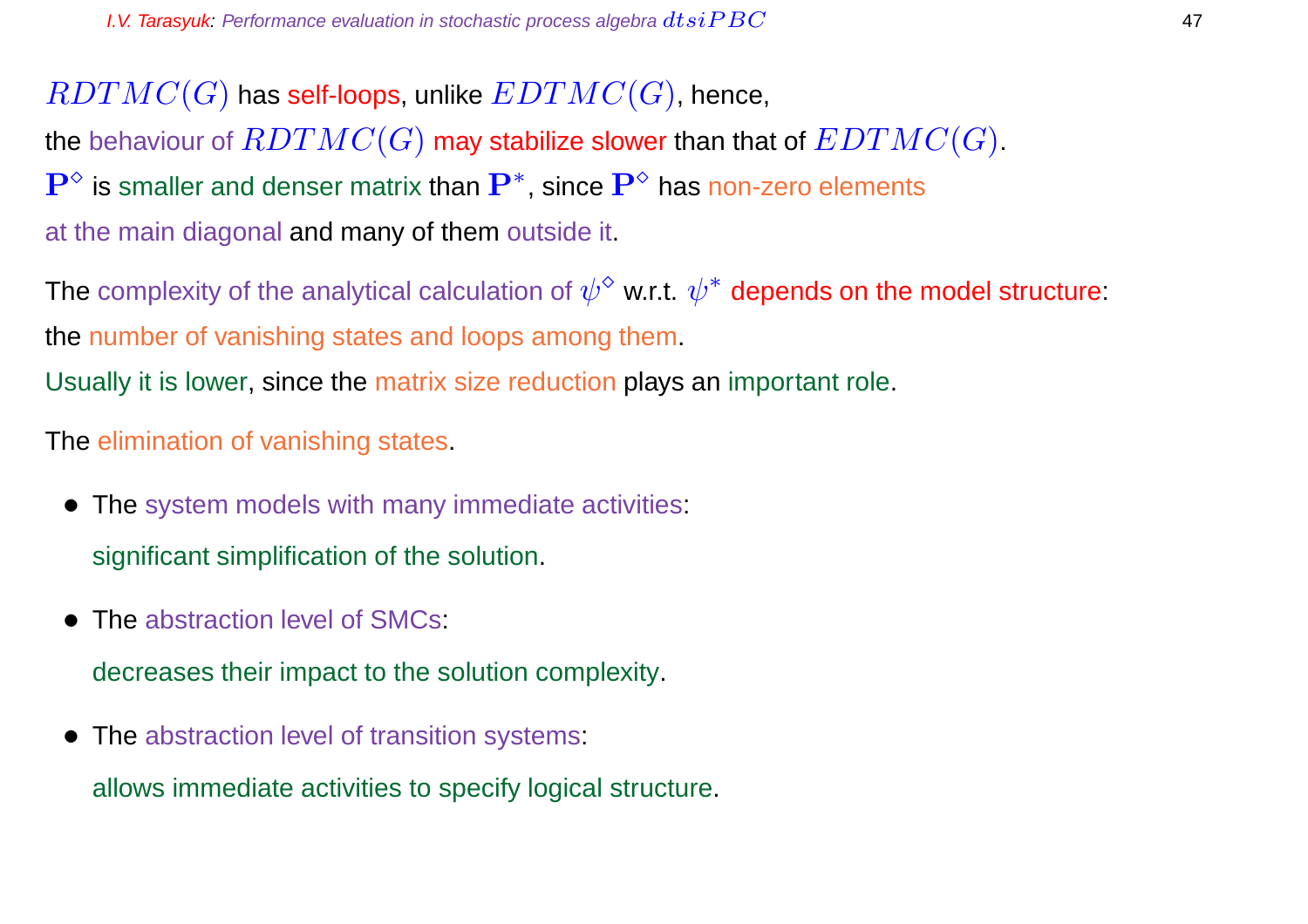$RDTMC(G)$ has self-loops, unlike $EDTMC(G)$, hence,
the behaviour of $RDTMC(G)$ may stabilize slower than that of $EDTMC(G)$.
$\mathbf{P}^\diamond$ is smaller and denser matrix than $\mathbf{P}^*$, since $\mathbf{P}^\diamond$ has non-zero elements
at the main diagonal and many of them outside it.

The complexity of the analytical calculation of $\psi^\diamond$ w.r.t. $\psi^*$ depends on the model structure:
the number of vanishing states and loops among them.
Usually it is lower, since the matrix size reduction plays an important role.

The elimination of vanishing states.

- The system models with many immediate activities:

  significant simplification of the solution.

- The abstraction level of SMCs:

  decreases their impact to the solution complexity.

- The abstraction level of transition systems:

  allows immediate activities to specify logical structure.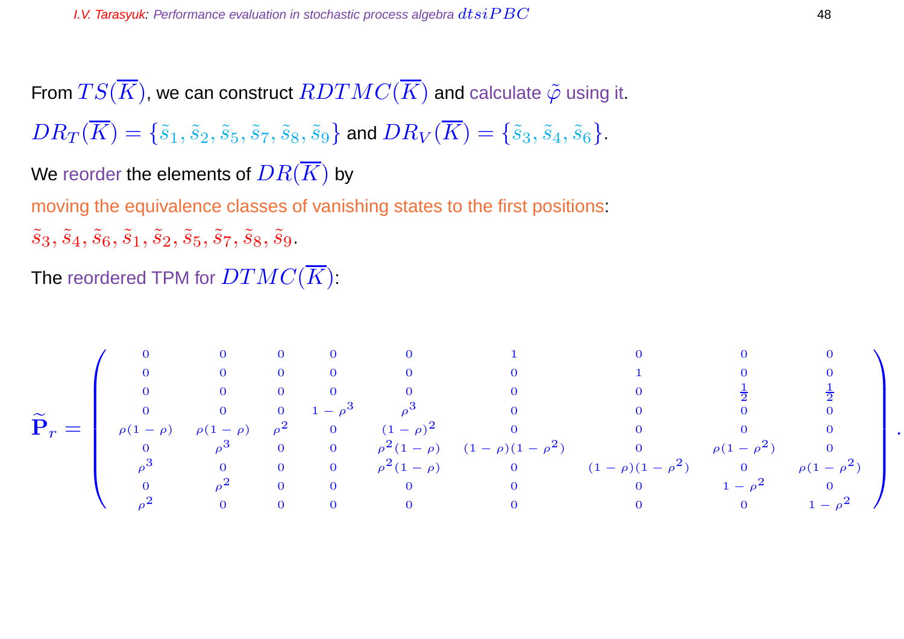From $TS(\overline{K})$, we can construct $RDTMC(\overline{K})$ and calculate $\tilde{\varphi}$ using it.

$DR_T(\overline{K}) = \{\tilde{s}_1, \tilde{s}_2, \tilde{s}_5, \tilde{s}_7, \tilde{s}_8, \tilde{s}_9\}$ and $DR_V(\overline{K}) = \{\tilde{s}_3, \tilde{s}_4, \tilde{s}_6\}$.

We reorder the elements of $DR(\overline{K})$ by

moving the equivalence classes of vanishing states to the first positions:

$\tilde{s}_3, \tilde{s}_4, \tilde{s}_6, \tilde{s}_1, \tilde{s}_2, \tilde{s}_5, \tilde{s}_7, \tilde{s}_8, \tilde{s}_9$.

The reordered TPM for $DTMC(\overline{K})$:

$$\widetilde{\mathbf{P}}_r = \begin{pmatrix} 0 & 0 & 0 & 0 & 0 & 1 & 0 & 0 & 0 \\ 0 & 0 & 0 & 0 & 0 & 0 & 1 & 0 & 0 \\ 0 & 0 & 0 & 0 & 0 & 0 & 0 & \frac{1}{2} & \frac{1}{2} \\ 0 & 0 & 0 & 1-\rho^3 & \rho^3 & 0 & 0 & 0 & 0 \\ \rho(1-\rho) & \rho(1-\rho) & \rho^2 & 0 & (1-\rho)^2 & 0 & 0 & 0 & 0 \\ 0 & \rho^3 & 0 & 0 & \rho^2(1-\rho) & (1-\rho)(1-\rho^2) & 0 & \rho(1-\rho^2) & 0 \\ \rho^3 & 0 & 0 & 0 & \rho^2(1-\rho) & 0 & (1-\rho)(1-\rho^2) & 0 & \rho(1-\rho^2) \\ 0 & \rho^2 & 0 & 0 & 0 & 0 & 0 & 1-\rho^2 & 0 \\ \rho^2 & 0 & 0 & 0 & 0 & 0 & 0 & 0 & 1-\rho^2 \end{pmatrix}.$$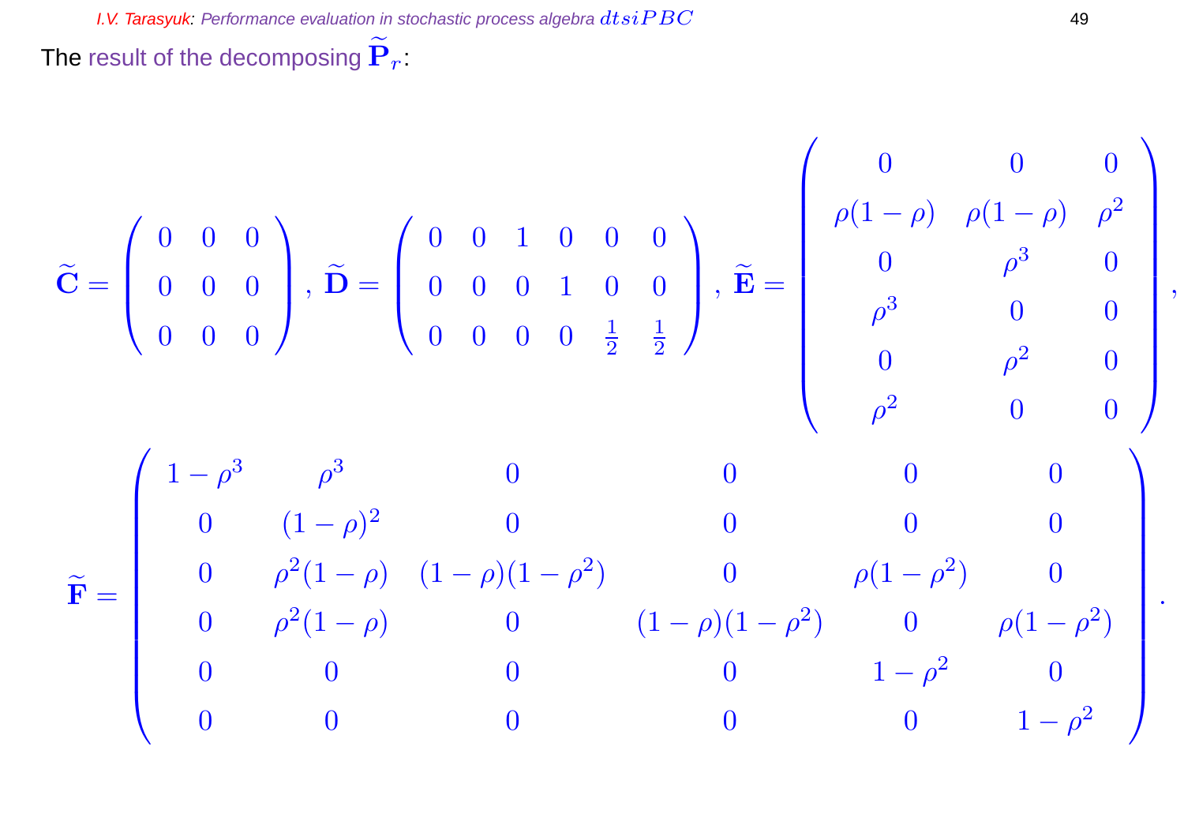The result of the decomposing $\widetilde{\mathbf{P}}_r$:

$$\widetilde{\mathbf{C}} = \begin{pmatrix} 0 & 0 & 0 \\ 0 & 0 & 0 \\ 0 & 0 & 0 \end{pmatrix},\ \widetilde{\mathbf{D}} = \begin{pmatrix} 0 & 0 & 1 & 0 & 0 & 0 \\ 0 & 0 & 0 & 1 & 0 & 0 \\ 0 & 0 & 0 & 0 & \frac{1}{2} & \frac{1}{2} \end{pmatrix},\ \widetilde{\mathbf{E}} = \begin{pmatrix} 0 & 0 & 0 \\ \rho(1-\rho) & \rho(1-\rho) & \rho^2 \\ 0 & \rho^3 & 0 \\ \rho^3 & 0 & 0 \\ 0 & \rho^2 & 0 \\ \rho^2 & 0 & 0 \end{pmatrix},$$

$$\widetilde{\mathbf{F}} = \begin{pmatrix} 1-\rho^3 & \rho^3 & 0 & 0 & 0 & 0 \\ 0 & (1-\rho)^2 & 0 & 0 & 0 & 0 \\ 0 & \rho^2(1-\rho) & (1-\rho)(1-\rho^2) & 0 & \rho(1-\rho^2) & 0 \\ 0 & \rho^2(1-\rho) & 0 & (1-\rho)(1-\rho^2) & 0 & \rho(1-\rho^2) \\ 0 & 0 & 0 & 0 & 1-\rho^2 & 0 \\ 0 & 0 & 0 & 0 & 0 & 1-\rho^2 \end{pmatrix}.$$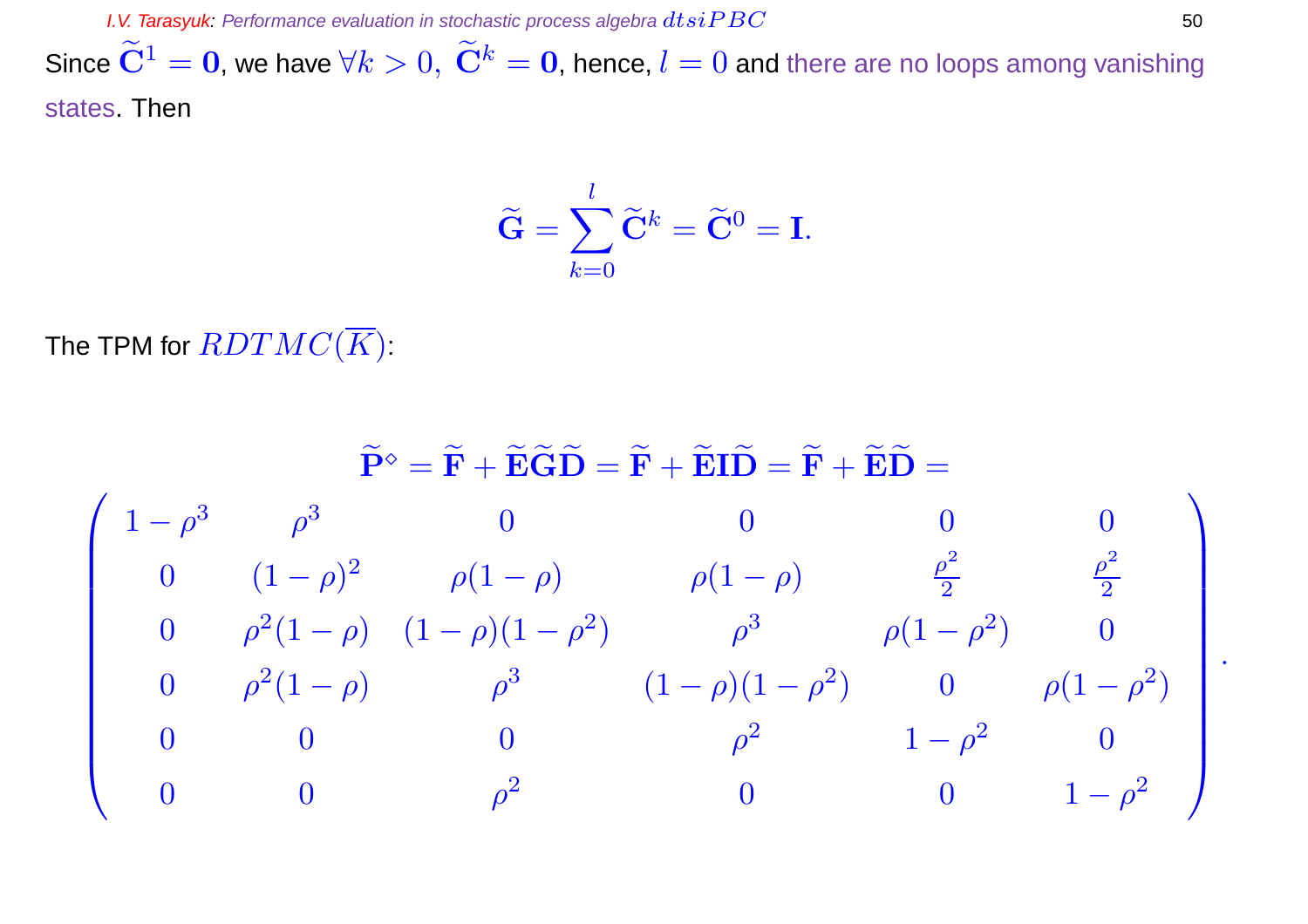Since $\widetilde{\mathbf{C}}^1 = \mathbf{0}$, we have $\forall k > 0,\ \widetilde{\mathbf{C}}^k = \mathbf{0}$, hence, $l = 0$ and there are no loops among vanishing states. Then

$$\widetilde{\mathbf{G}} = \sum_{k=0}^{l} \widetilde{\mathbf{C}}^k = \widetilde{\mathbf{C}}^0 = \mathbf{I}.$$

The TPM for $RDTMC(\overline{K})$:

$$\widetilde{\mathbf{P}}^{\diamond} = \widetilde{\mathbf{F}} + \widetilde{\mathbf{E}}\widetilde{\mathbf{G}}\widetilde{\mathbf{D}} = \widetilde{\mathbf{F}} + \widetilde{\mathbf{E}}\mathbf{I}\widetilde{\mathbf{D}} = \widetilde{\mathbf{F}} + \widetilde{\mathbf{E}}\widetilde{\mathbf{D}} =$$

$$\begin{pmatrix} 1-\rho^3 & \rho^3 & 0 & 0 & 0 & 0 \\ 0 & (1-\rho)^2 & \rho(1-\rho) & \rho(1-\rho) & \frac{\rho^2}{2} & \frac{\rho^2}{2} \\ 0 & \rho^2(1-\rho) & (1-\rho)(1-\rho^2) & \rho^3 & \rho(1-\rho^2) & 0 \\ 0 & \rho^2(1-\rho) & \rho^3 & (1-\rho)(1-\rho^2) & 0 & \rho(1-\rho^2) \\ 0 & 0 & 0 & \rho^2 & 1-\rho^2 & 0 \\ 0 & 0 & \rho^2 & 0 & 0 & 1-\rho^2 \end{pmatrix}.$$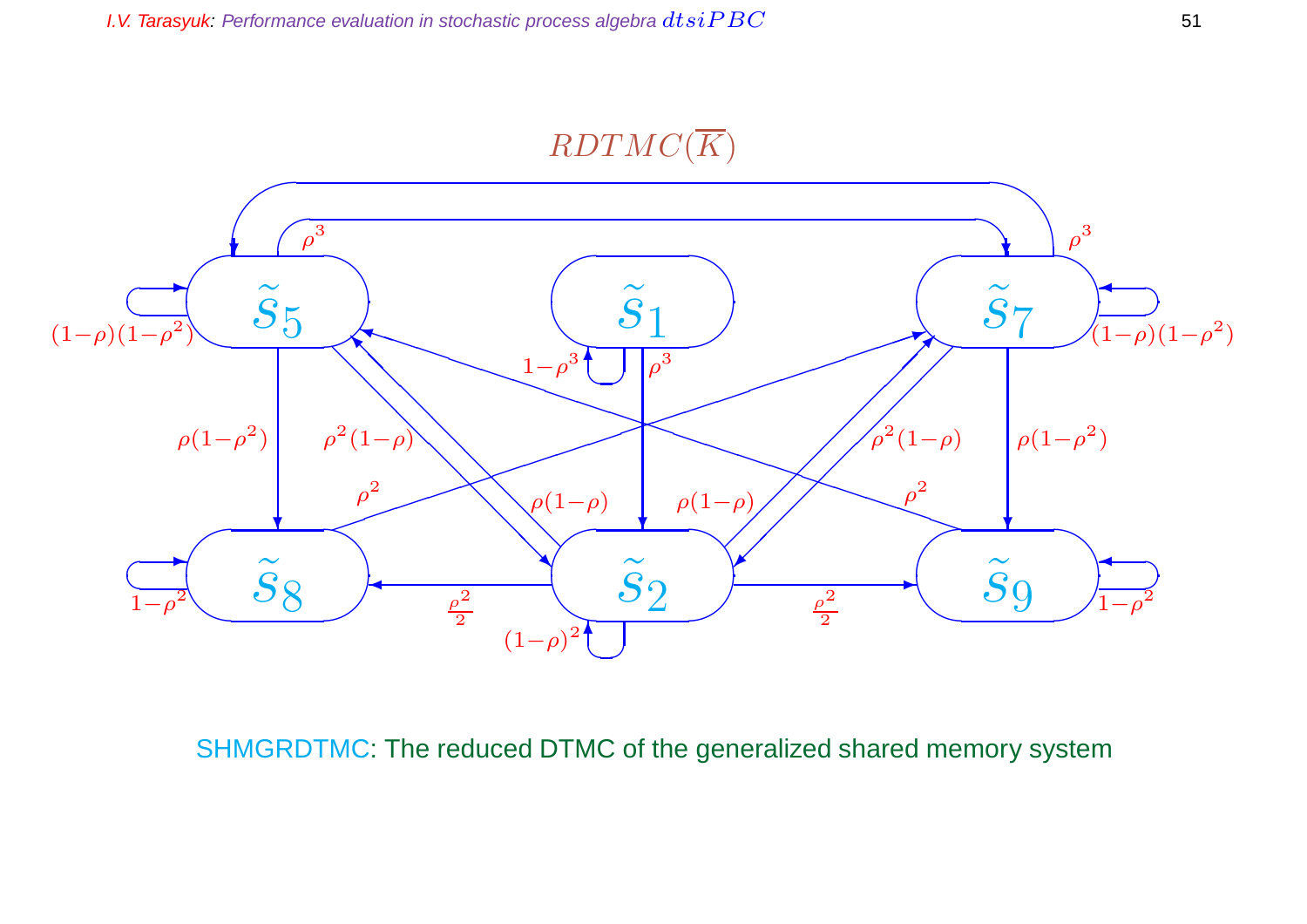$RDTMC(\overline{K})$

SHMGRDTMC: The reduced DTMC of the generalized shared memory system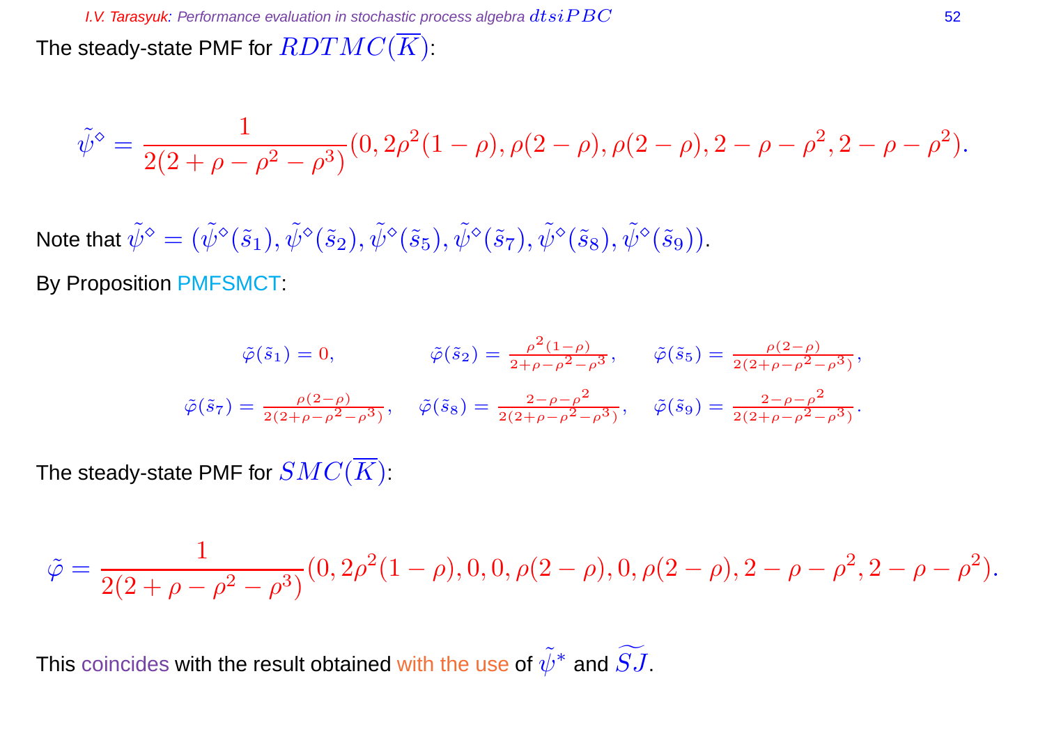The steady-state PMF for $RDTMC(\overline{K})$:

$$\tilde{\psi}^\diamond = \frac{1}{2(2+\rho-\rho^2-\rho^3)}(0, 2\rho^2(1-\rho), \rho(2-\rho), \rho(2-\rho), 2-\rho-\rho^2, 2-\rho-\rho^2).$$

Note that $\tilde{\psi}^\diamond = (\tilde{\psi}^\diamond(\tilde{s}_1), \tilde{\psi}^\diamond(\tilde{s}_2), \tilde{\psi}^\diamond(\tilde{s}_5), \tilde{\psi}^\diamond(\tilde{s}_7), \tilde{\psi}^\diamond(\tilde{s}_8), \tilde{\psi}^\diamond(\tilde{s}_9))$.

By Proposition PMFSMCT:

$$\tilde{\varphi}(\tilde{s}_1) = 0, \qquad \tilde{\varphi}(\tilde{s}_2) = \frac{\rho^2(1-\rho)}{2+\rho-\rho^2-\rho^3}, \qquad \tilde{\varphi}(\tilde{s}_5) = \frac{\rho(2-\rho)}{2(2+\rho-\rho^2-\rho^3)},$$

$$\tilde{\varphi}(\tilde{s}_7) = \frac{\rho(2-\rho)}{2(2+\rho-\rho^2-\rho^3)}, \quad \tilde{\varphi}(\tilde{s}_8) = \frac{2-\rho-\rho^2}{2(2+\rho-\rho^2-\rho^3)}, \quad \tilde{\varphi}(\tilde{s}_9) = \frac{2-\rho-\rho^2}{2(2+\rho-\rho^2-\rho^3)}.$$

The steady-state PMF for $SMC(\overline{K})$:

$$\tilde{\varphi} = \frac{1}{2(2+\rho-\rho^2-\rho^3)}(0, 2\rho^2(1-\rho), 0, 0, \rho(2-\rho), 0, \rho(2-\rho), 2-\rho-\rho^2, 2-\rho-\rho^2).$$

This coincides with the result obtained with the use of $\tilde{\psi}^*$ and $\widetilde{SJ}$.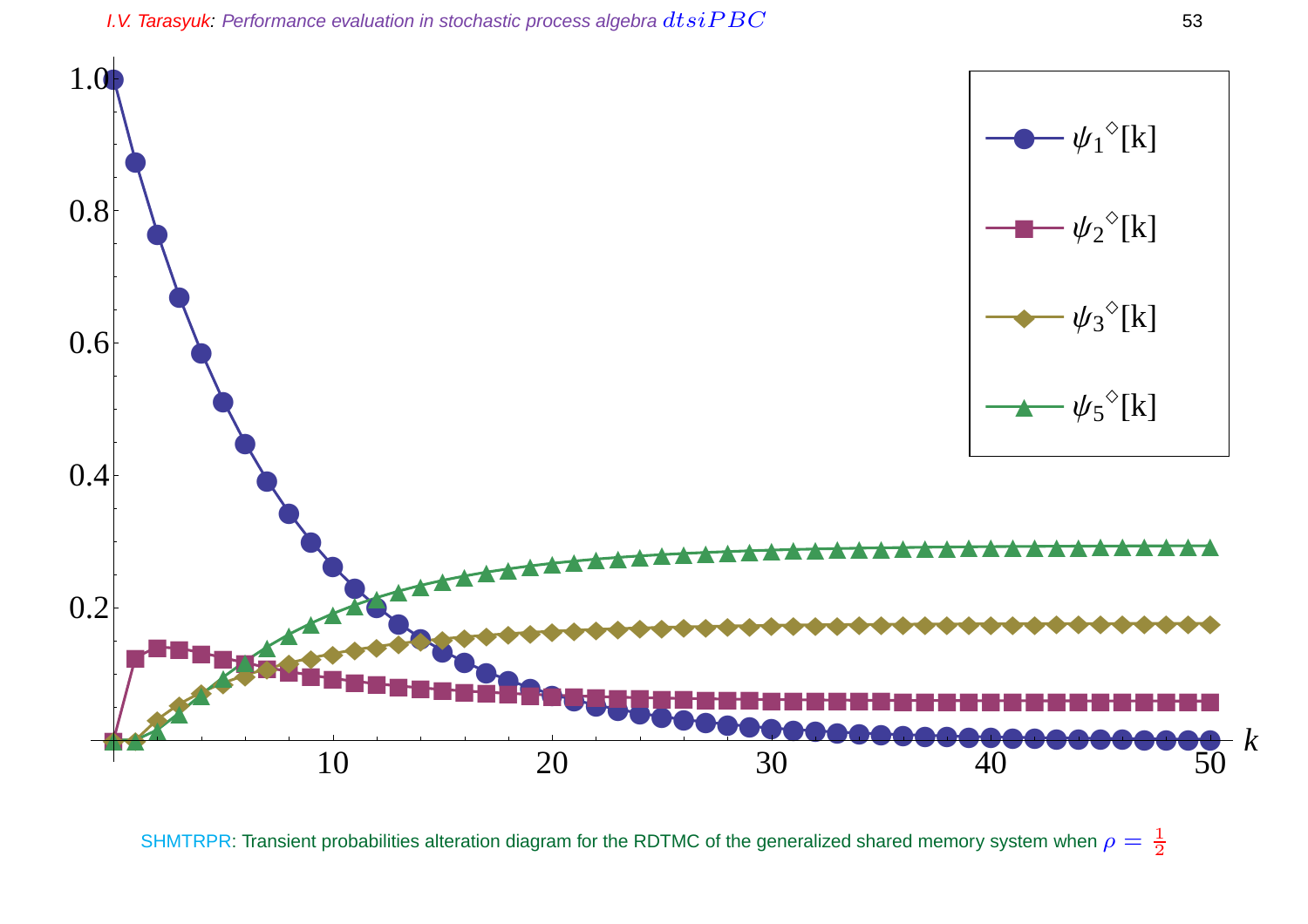SHMTRPR: Transient probabilities alteration diagram for the RDTMC of the generalized shared memory system when $\rho = \frac{1}{2}$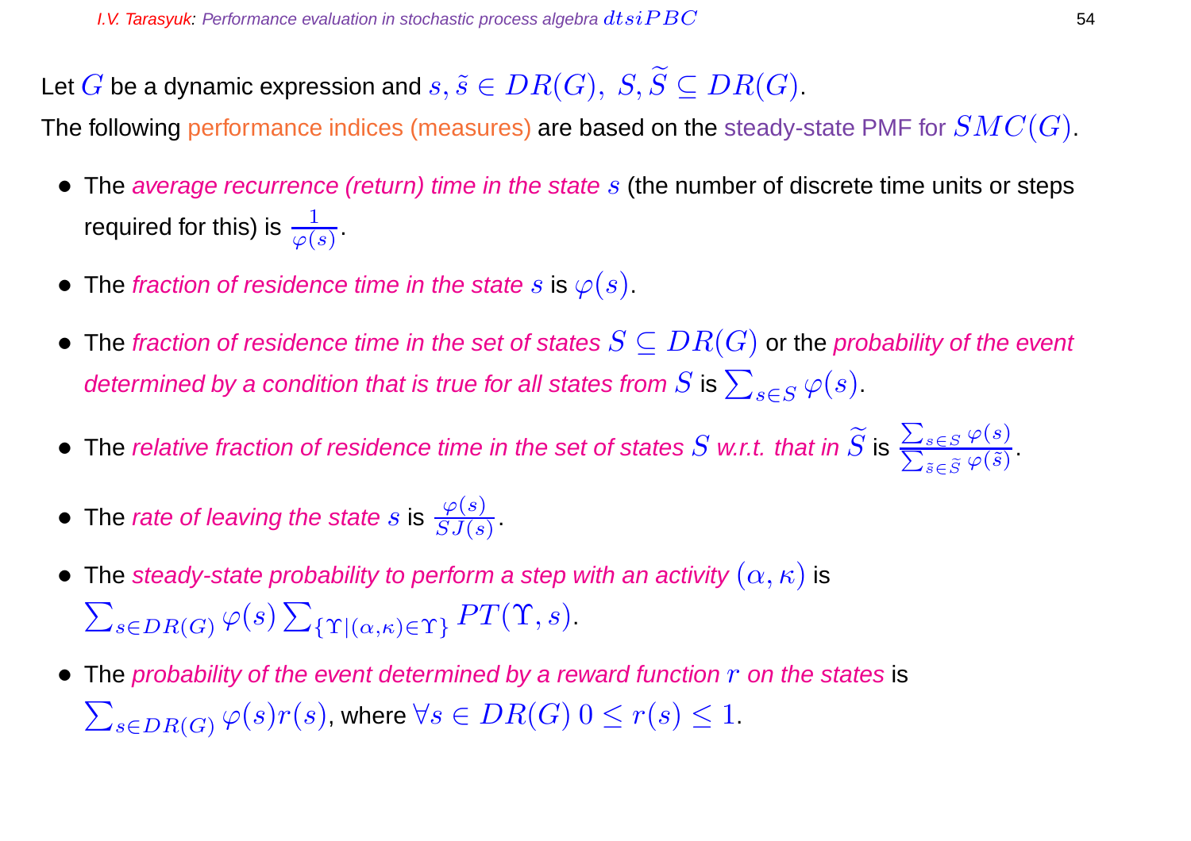Let $G$ be a dynamic expression and $s, \tilde{s} \in DR(G),\ S, \widetilde{S} \subseteq DR(G)$.
The following performance indices (measures) are based on the steady-state PMF for $SMC(G)$.

- The *average recurrence (return) time in the state $s$* (the number of discrete time units or steps required for this) is $\frac{1}{\varphi(s)}$.
- The *fraction of residence time in the state $s$* is $\varphi(s)$.
- The *fraction of residence time in the set of states $S \subseteq DR(G)$* or the *probability of the event determined by a condition that is true for all states from $S$* is $\sum_{s \in S} \varphi(s)$.
- The *relative fraction of residence time in the set of states $S$ w.r.t. that in $\widetilde{S}$* is $\frac{\sum_{s \in S} \varphi(s)}{\sum_{\tilde{s} \in \widetilde{S}} \varphi(\tilde{s})}$.
- The *rate of leaving the state $s$* is $\frac{\varphi(s)}{SJ(s)}$.
- The *steady-state probability to perform a step with an activity $(\alpha, \kappa)$* is $\sum_{s \in DR(G)} \varphi(s) \sum_{\{\Upsilon \mid (\alpha,\kappa) \in \Upsilon\}} PT(\Upsilon, s)$.
- The *probability of the event determined by a reward function $r$ on the states* is $\sum_{s \in DR(G)} \varphi(s) r(s)$, where $\forall s \in DR(G)\ 0 \leq r(s) \leq 1$.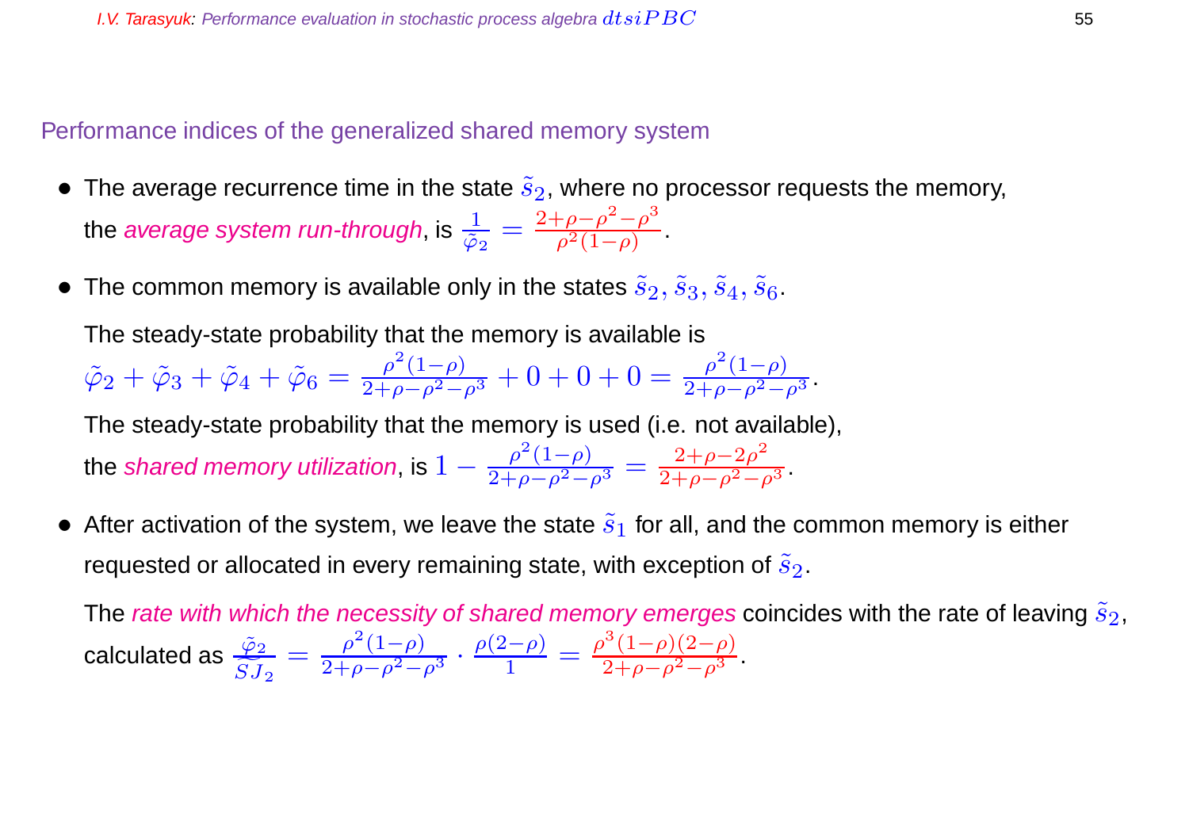## Performance indices of the generalized shared memory system

- The average recurrence time in the state $\tilde{s}_2$, where no processor requests the memory, the *average system run-through*, is $\frac{1}{\tilde{\varphi}_2} = \frac{2+\rho-\rho^2-\rho^3}{\rho^2(1-\rho)}$.

- The common memory is available only in the states $\tilde{s}_2, \tilde{s}_3, \tilde{s}_4, \tilde{s}_6$.

  The steady-state probability that the memory is available is $\tilde{\varphi}_2 + \tilde{\varphi}_3 + \tilde{\varphi}_4 + \tilde{\varphi}_6 = \frac{\rho^2(1-\rho)}{2+\rho-\rho^2-\rho^3} + 0 + 0 + 0 = \frac{\rho^2(1-\rho)}{2+\rho-\rho^2-\rho^3}$.

  The steady-state probability that the memory is used (i.e. not available), the *shared memory utilization*, is $1 - \frac{\rho^2(1-\rho)}{2+\rho-\rho^2-\rho^3} = \frac{2+\rho-2\rho^2}{2+\rho-\rho^2-\rho^3}$.

- After activation of the system, we leave the state $\tilde{s}_1$ for all, and the common memory is either requested or allocated in every remaining state, with exception of $\tilde{s}_2$.

  The *rate with which the necessity of shared memory emerges* coincides with the rate of leaving $\tilde{s}_2$, calculated as $\frac{\tilde{\varphi}_2}{\widetilde{SJ}_2} = \frac{\rho^2(1-\rho)}{2+\rho-\rho^2-\rho^3} \cdot \frac{\rho(2-\rho)}{1} = \frac{\rho^3(1-\rho)(2-\rho)}{2+\rho-\rho^2-\rho^3}$.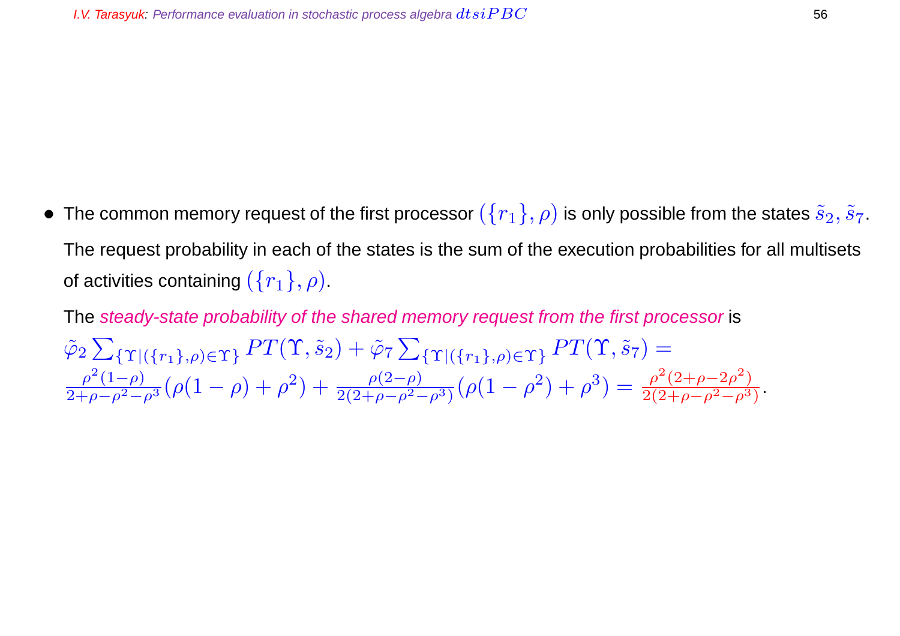- The common memory request of the first processor $(\{r_1\},\rho)$ is only possible from the states $\tilde{s}_2, \tilde{s}_7$.

  The request probability in each of the states is the sum of the execution probabilities for all multisets of activities containing $(\{r_1\},\rho)$.

  The *steady-state probability of the shared memory request from the first processor* is

  $\tilde{\varphi}_2 \sum_{\{\Upsilon|(\{r_1\},\rho)\in\Upsilon\}} PT(\Upsilon,\tilde{s}_2) + \tilde{\varphi}_7 \sum_{\{\Upsilon|(\{r_1\},\rho)\in\Upsilon\}} PT(\Upsilon,\tilde{s}_7) =$
  $\frac{\rho^2(1-\rho)}{2+\rho-\rho^2-\rho^3}(\rho(1-\rho)+\rho^2) + \frac{\rho(2-\rho)}{2(2+\rho-\rho^2-\rho^3)}(\rho(1-\rho^2)+\rho^3) = \frac{\rho^2(2+\rho-2\rho^2)}{2(2+\rho-\rho^2-\rho^3)}$.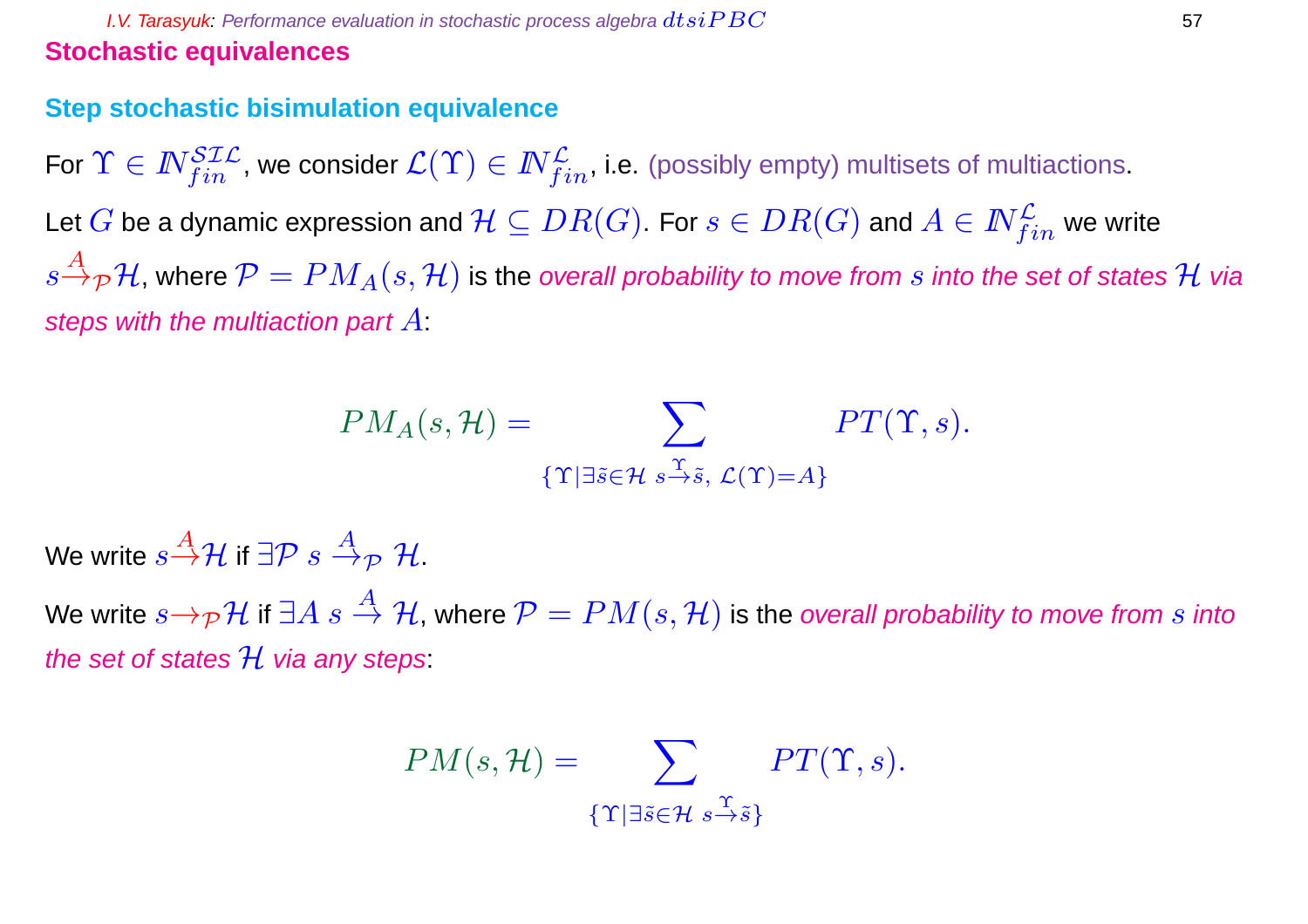## Stochastic equivalences

### Step stochastic bisimulation equivalence

For $\Upsilon \in I\!N_{fin}^{\mathcal{SIL}}$, we consider $\mathcal{L}(\Upsilon) \in I\!N_{fin}^{\mathcal{L}}$, i.e. (possibly empty) multisets of multiactions.

Let $G$ be a dynamic expression and $\mathcal{H} \subseteq DR(G)$. For $s \in DR(G)$ and $A \in I\!N_{fin}^{\mathcal{L}}$ we write $s \xrightarrow{A}_{\mathcal{P}} \mathcal{H}$, where $\mathcal{P} = PM_A(s, \mathcal{H})$ is the *overall probability to move from $s$ into the set of states $\mathcal{H}$ via steps with the multiaction part $A$*:

$$PM_A(s, \mathcal{H}) = \sum_{\{\Upsilon \mid \exists \tilde{s} \in \mathcal{H}\ s \xrightarrow{\Upsilon} \tilde{s},\ \mathcal{L}(\Upsilon) = A\}} PT(\Upsilon, s).$$

We write $s \xrightarrow{A} \mathcal{H}$ if $\exists \mathcal{P}\ s \xrightarrow{A}_{\mathcal{P}} \mathcal{H}$.

We write $s \rightarrow_{\mathcal{P}} \mathcal{H}$ if $\exists A\ s \xrightarrow{A} \mathcal{H}$, where $\mathcal{P} = PM(s, \mathcal{H})$ is the *overall probability to move from $s$ into the set of states $\mathcal{H}$ via any steps*:

$$PM(s, \mathcal{H}) = \sum_{\{\Upsilon \mid \exists \tilde{s} \in \mathcal{H}\ s \xrightarrow{\Upsilon} \tilde{s}\}} PT(\Upsilon, s).$$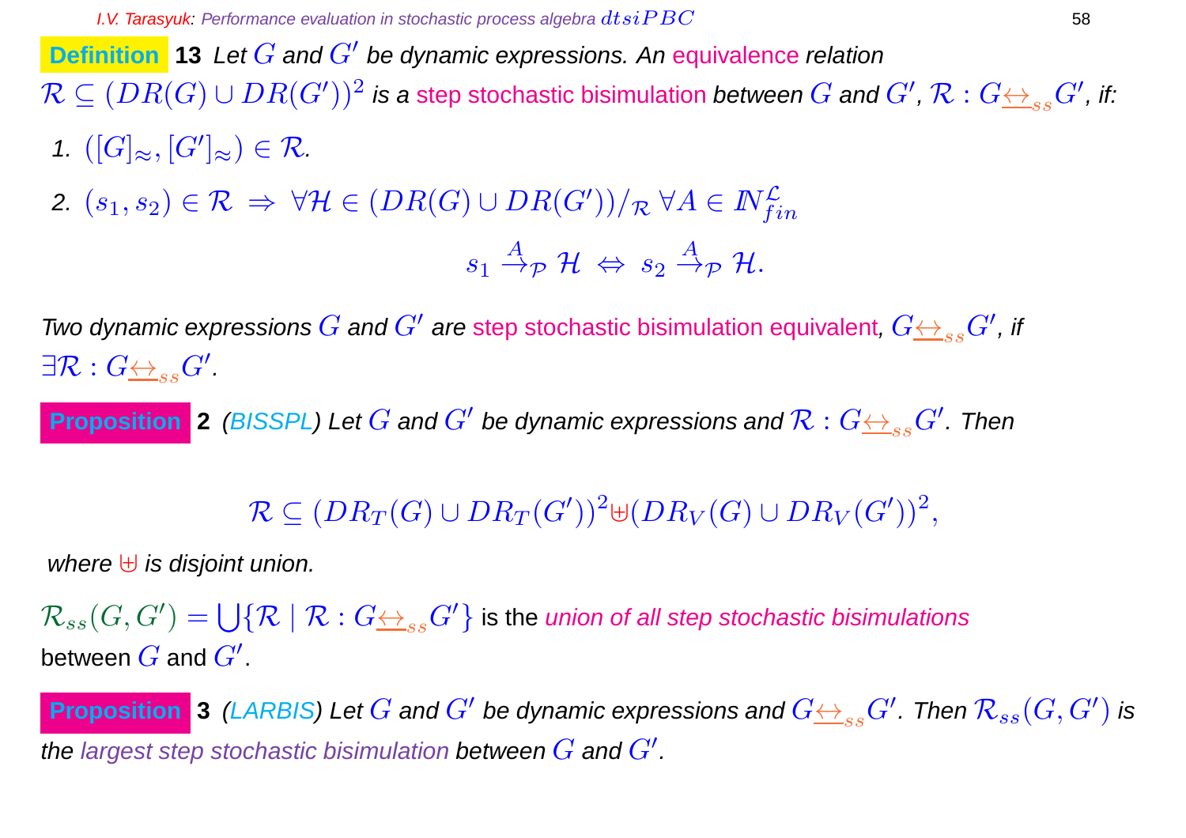**Definition 13** *Let $G$ and $G'$ be dynamic expressions. An equivalence relation $\mathcal{R} \subseteq (DR(G) \cup DR(G'))^2$ is a step stochastic bisimulation between $G$ and $G'$, $\mathcal{R} : G \underline{\leftrightarrow}_{ss} G'$, if:*

1. $([G]_\approx, [G']_\approx) \in \mathcal{R}$.
2. $(s_1, s_2) \in \mathcal{R} \ \Rightarrow \ \forall \mathcal{H} \in (DR(G) \cup DR(G'))/_\mathcal{R} \ \forall A \in I\!N^{\mathcal{L}}_{fin}$

$$s_1 \stackrel{A}{\rightarrow}_\mathcal{P} \mathcal{H} \ \Leftrightarrow \ s_2 \stackrel{A}{\rightarrow}_\mathcal{P} \mathcal{H}.$$

*Two dynamic expressions $G$ and $G'$ are step stochastic bisimulation equivalent, $G \underline{\leftrightarrow}_{ss} G'$, if $\exists \mathcal{R} : G \underline{\leftrightarrow}_{ss} G'$.*

**Proposition 2** *(BISSPL) Let $G$ and $G'$ be dynamic expressions and $\mathcal{R} : G \underline{\leftrightarrow}_{ss} G'$. Then*

$$\mathcal{R} \subseteq (DR_T(G) \cup DR_T(G'))^2 \uplus (DR_V(G) \cup DR_V(G'))^2,$$

*where $\uplus$ is disjoint union.*

$\mathcal{R}_{ss}(G, G') = \bigcup \{\mathcal{R} \mid \mathcal{R} : G \underline{\leftrightarrow}_{ss} G'\}$ is the *union of all step stochastic bisimulations* between $G$ and $G'$.

**Proposition 3** *(LARBIS) Let $G$ and $G'$ be dynamic expressions and $G \underline{\leftrightarrow}_{ss} G'$. Then $\mathcal{R}_{ss}(G, G')$ is the largest step stochastic bisimulation between $G$ and $G'$.*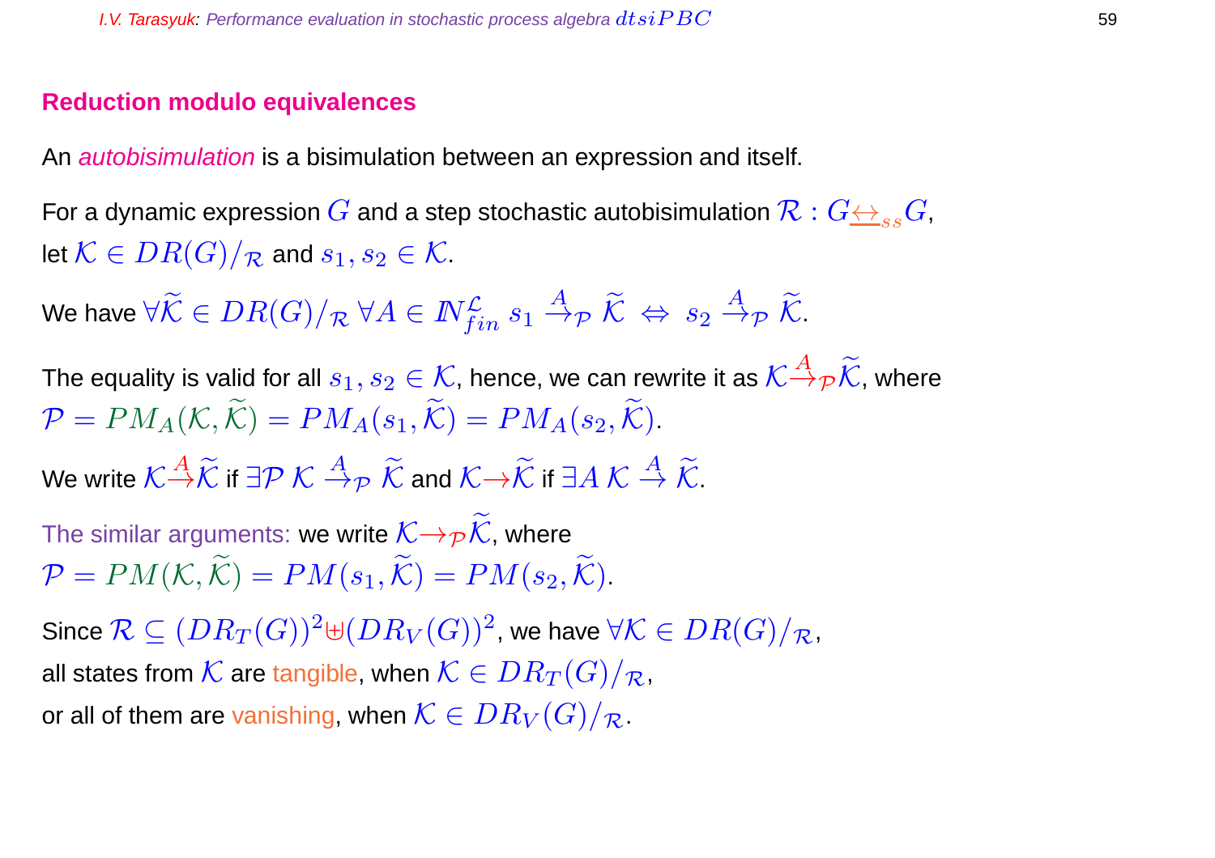## Reduction modulo equivalences

An *autobisimulation* is a bisimulation between an expression and itself.

For a dynamic expression $G$ and a step stochastic autobisimulation $\mathcal{R} : G\underline{\leftrightarrow}_{ss}G$, let $\mathcal{K} \in DR(G)/_{\mathcal{R}}$ and $s_1, s_2 \in \mathcal{K}$.

We have $\forall \widetilde{\mathcal{K}} \in DR(G)/_{\mathcal{R}}\ \forall A \in I\!N_{fin}^{\mathcal{L}}\ s_1 \xrightarrow{A}_{\mathcal{P}} \widetilde{\mathcal{K}} \Leftrightarrow s_2 \xrightarrow{A}_{\mathcal{P}} \widetilde{\mathcal{K}}$.

The equality is valid for all $s_1, s_2 \in \mathcal{K}$, hence, we can rewrite it as $\mathcal{K}\xrightarrow{A}_{\mathcal{P}}\widetilde{\mathcal{K}}$, where $\mathcal{P} = PM_A(\mathcal{K}, \widetilde{\mathcal{K}}) = PM_A(s_1, \widetilde{\mathcal{K}}) = PM_A(s_2, \widetilde{\mathcal{K}})$.

We write $\mathcal{K}\xrightarrow{A}\widetilde{\mathcal{K}}$ if $\exists \mathcal{P}\ \mathcal{K} \xrightarrow{A}_{\mathcal{P}} \widetilde{\mathcal{K}}$ and $\mathcal{K}\rightarrow\widetilde{\mathcal{K}}$ if $\exists A\ \mathcal{K} \xrightarrow{A} \widetilde{\mathcal{K}}$.

The similar arguments: we write $\mathcal{K}\rightarrow_{\mathcal{P}}\widetilde{\mathcal{K}}$, where $\mathcal{P} = PM(\mathcal{K}, \widetilde{\mathcal{K}}) = PM(s_1, \widetilde{\mathcal{K}}) = PM(s_2, \widetilde{\mathcal{K}})$.

Since $\mathcal{R} \subseteq (DR_T(G))^2 \uplus (DR_V(G))^2$, we have $\forall \mathcal{K} \in DR(G)/_{\mathcal{R}}$, all states from $\mathcal{K}$ are tangible, when $\mathcal{K} \in DR_T(G)/_{\mathcal{R}}$, or all of them are vanishing, when $\mathcal{K} \in DR_V(G)/_{\mathcal{R}}$.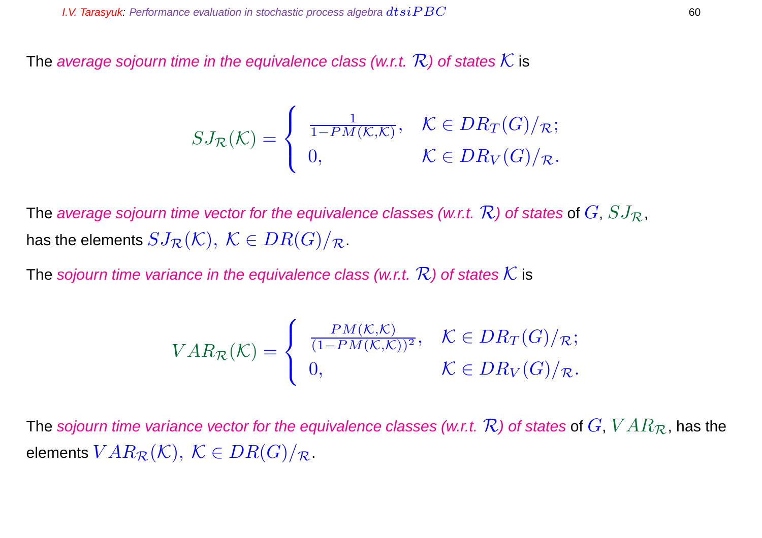The *average sojourn time in the equivalence class (w.r.t. $\mathcal{R}$) of states $\mathcal{K}$* is

$$SJ_{\mathcal{R}}(\mathcal{K}) = \begin{cases} \frac{1}{1-PM(\mathcal{K},\mathcal{K})}, & \mathcal{K} \in DR_T(G)/_{\mathcal{R}}; \\ 0, & \mathcal{K} \in DR_V(G)/_{\mathcal{R}}. \end{cases}$$

The *average sojourn time vector for the equivalence classes (w.r.t. $\mathcal{R}$) of states* of $G$, $SJ_{\mathcal{R}}$, has the elements $SJ_{\mathcal{R}}(\mathcal{K}),\ \mathcal{K} \in DR(G)/_{\mathcal{R}}$.

The *sojourn time variance in the equivalence class (w.r.t. $\mathcal{R}$) of states $\mathcal{K}$* is

$$VAR_{\mathcal{R}}(\mathcal{K}) = \begin{cases} \frac{PM(\mathcal{K},\mathcal{K})}{(1-PM(\mathcal{K},\mathcal{K}))^2}, & \mathcal{K} \in DR_T(G)/_{\mathcal{R}}; \\ 0, & \mathcal{K} \in DR_V(G)/_{\mathcal{R}}. \end{cases}$$

The *sojourn time variance vector for the equivalence classes (w.r.t. $\mathcal{R}$) of states* of $G$, $VAR_{\mathcal{R}}$, has the elements $VAR_{\mathcal{R}}(\mathcal{K}),\ \mathcal{K} \in DR(G)/_{\mathcal{R}}$.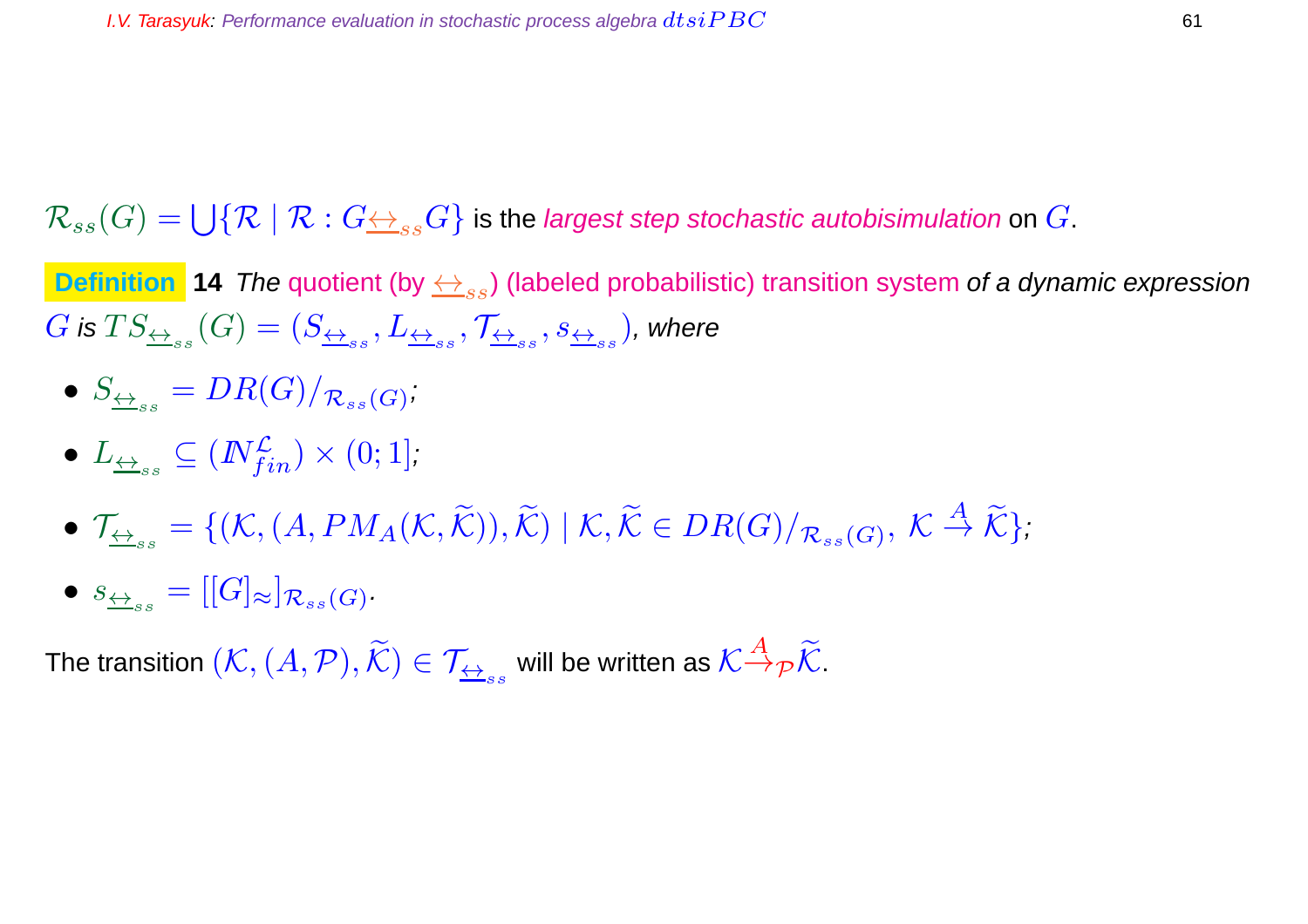$\mathcal{R}_{ss}(G) = \bigcup\{\mathcal{R} \mid \mathcal{R} : G \underline{\leftrightarrow}_{ss} G\}$ is the *largest step stochastic autobisimulation* on $G$.

**Definition 14** *The* quotient (by $\underline{\leftrightarrow}_{ss}$) (labeled probabilistic) transition system *of a dynamic expression* $G$ *is* $TS_{\underline{\leftrightarrow}_{ss}}(G) = (S_{\underline{\leftrightarrow}_{ss}}, L_{\underline{\leftrightarrow}_{ss}}, \mathcal{T}_{\underline{\leftrightarrow}_{ss}}, s_{\underline{\leftrightarrow}_{ss}})$*, where*

- $S_{\underline{\leftrightarrow}_{ss}} = DR(G)/_{\mathcal{R}_{ss}(G)}$;
- $L_{\underline{\leftrightarrow}_{ss}} \subseteq (I\!N_{fin}^{\mathcal{L}}) \times (0;1]$;
- $\mathcal{T}_{\underline{\leftrightarrow}_{ss}} = \{(\mathcal{K}, (A, PM_A(\mathcal{K}, \widetilde{\mathcal{K}})), \widetilde{\mathcal{K}}) \mid \mathcal{K}, \widetilde{\mathcal{K}} \in DR(G)/_{\mathcal{R}_{ss}(G)},\ \mathcal{K} \xrightarrow{A} \widetilde{\mathcal{K}}\}$;
- $s_{\underline{\leftrightarrow}_{ss}} = [[G]_{\approx}]_{\mathcal{R}_{ss}(G)}$.

The transition $(\mathcal{K}, (A, \mathcal{P}), \widetilde{\mathcal{K}}) \in \mathcal{T}_{\underline{\leftrightarrow}_{ss}}$ will be written as $\mathcal{K} \xrightarrow{A}_{\mathcal{P}} \widetilde{\mathcal{K}}$.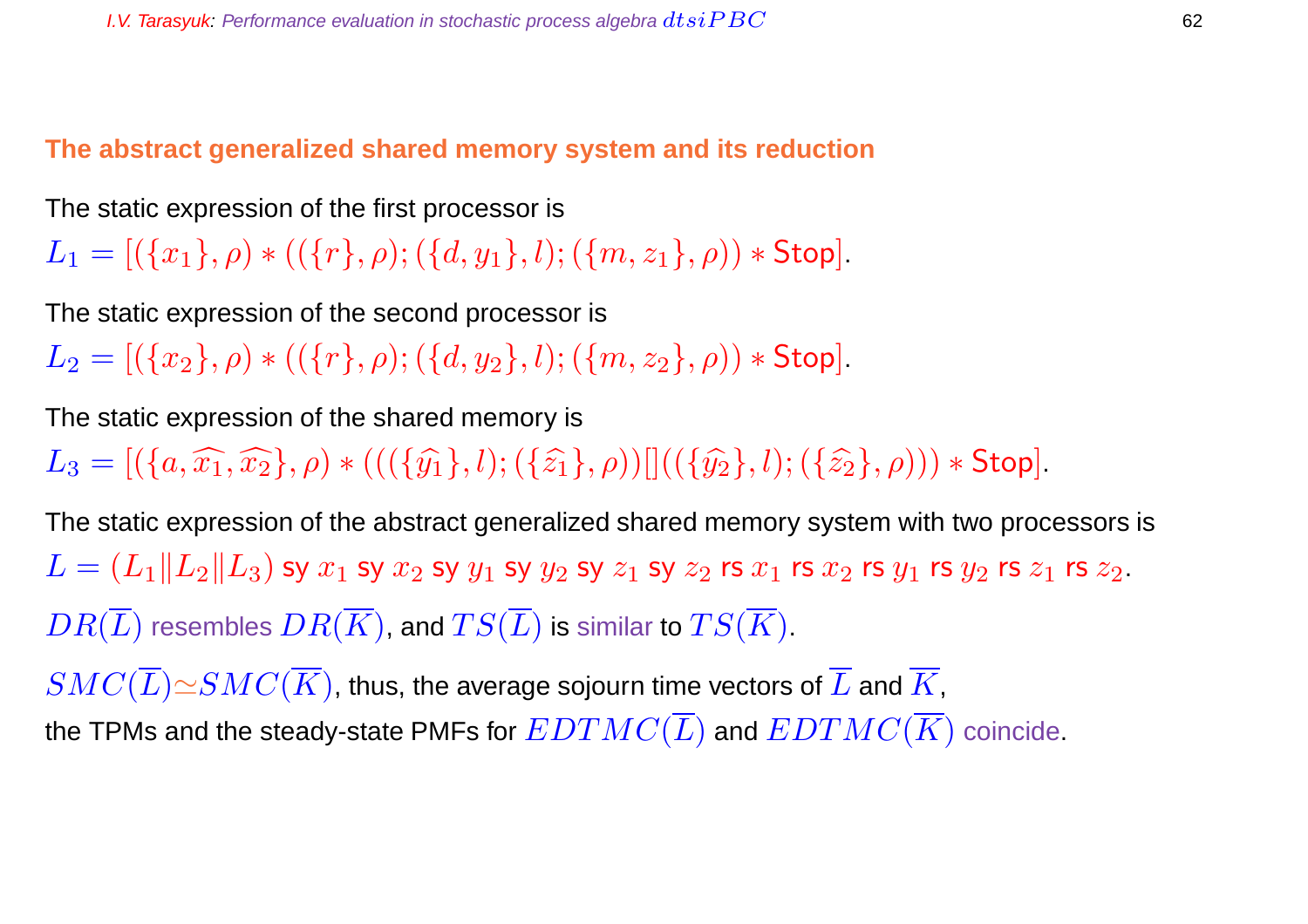## The abstract generalized shared memory system and its reduction

The static expression of the first processor is

$L_1 = [(\{x_1\}, \rho) * ((\{r\}, \rho); (\{d, y_1\}, l); (\{m, z_1\}, \rho)) * \mathsf{Stop}]$.

The static expression of the second processor is

$L_2 = [(\{x_2\}, \rho) * ((\{r\}, \rho); (\{d, y_2\}, l); (\{m, z_2\}, \rho)) * \mathsf{Stop}]$.

The static expression of the shared memory is

$L_3 = [(\{a, \widehat{x_1}, \widehat{x_2}\}, \rho) * (((\{\widehat{y_1}\}, l); (\{\widehat{z_1}\}, \rho))[]((\{\widehat{y_2}\}, l); (\{\widehat{z_2}\}, \rho))) * \mathsf{Stop}]$.

The static expression of the abstract generalized shared memory system with two processors is

$L = (L_1 \| L_2 \| L_3)$ sy $x_1$ sy $x_2$ sy $y_1$ sy $y_2$ sy $z_1$ sy $z_2$ rs $x_1$ rs $x_2$ rs $y_1$ rs $y_2$ rs $z_1$ rs $z_2$.

$DR(\overline{L})$ resembles $DR(\overline{K})$, and $TS(\overline{L})$ is similar to $TS(\overline{K})$.

$SMC(\overline{L}) \simeq SMC(\overline{K})$, thus, the average sojourn time vectors of $\overline{L}$ and $\overline{K}$, the TPMs and the steady-state PMFs for $EDTMC(\overline{L})$ and $EDTMC(\overline{K})$ coincide.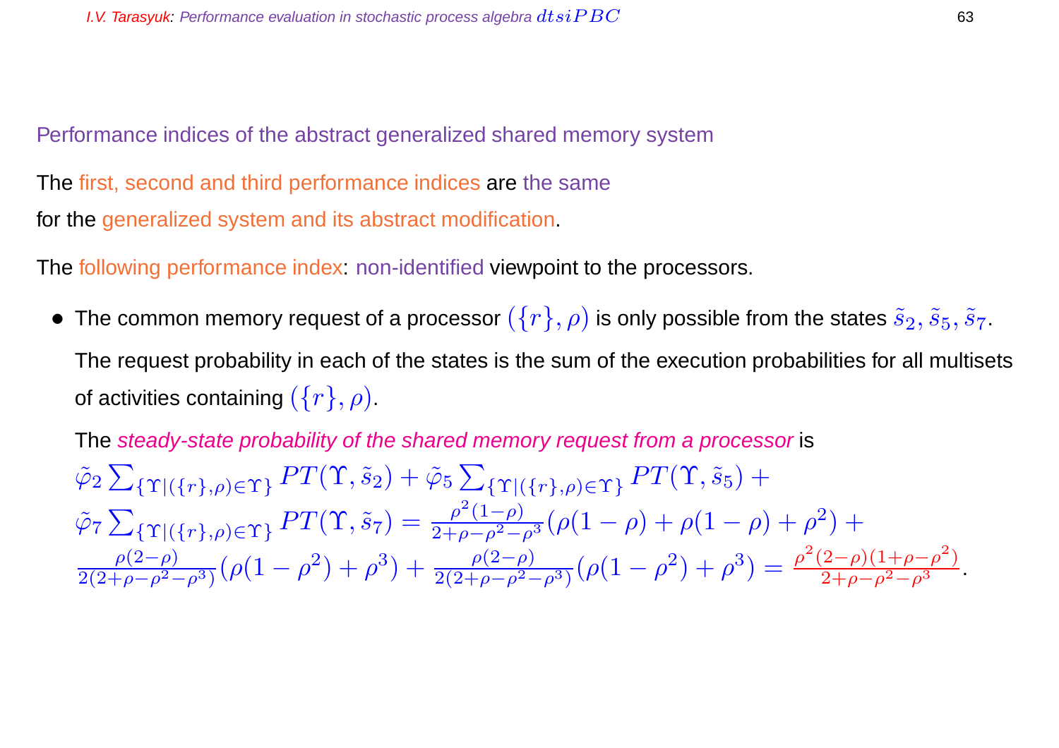## Performance indices of the abstract generalized shared memory system

The first, second and third performance indices are the same for the generalized system and its abstract modification.

The following performance index: non-identified viewpoint to the processors.

- The common memory request of a processor $(\{r\}, \rho)$ is only possible from the states $\tilde{s}_2, \tilde{s}_5, \tilde{s}_7$.

  The request probability in each of the states is the sum of the execution probabilities for all multisets of activities containing $(\{r\}, \rho)$.

  The *steady-state probability of the shared memory request from a processor* is

  $\tilde{\varphi}_2 \sum_{\{\Upsilon|(\{r\},\rho)\in\Upsilon\}} PT(\Upsilon, \tilde{s}_2) + \tilde{\varphi}_5 \sum_{\{\Upsilon|(\{r\},\rho)\in\Upsilon\}} PT(\Upsilon, \tilde{s}_5) + \tilde{\varphi}_7 \sum_{\{\Upsilon|(\{r\},\rho)\in\Upsilon\}} PT(\Upsilon, \tilde{s}_7) = \frac{\rho^2(1-\rho)}{2+\rho-\rho^2-\rho^3}(\rho(1-\rho) + \rho(1-\rho) + \rho^2) + \frac{\rho(2-\rho)}{2(2+\rho-\rho^2-\rho^3)}(\rho(1-\rho^2) + \rho^3) + \frac{\rho(2-\rho)}{2(2+\rho-\rho^2-\rho^3)}(\rho(1-\rho^2) + \rho^3) = \frac{\rho^2(2-\rho)(1+\rho-\rho^2)}{2+\rho-\rho^2-\rho^3}$.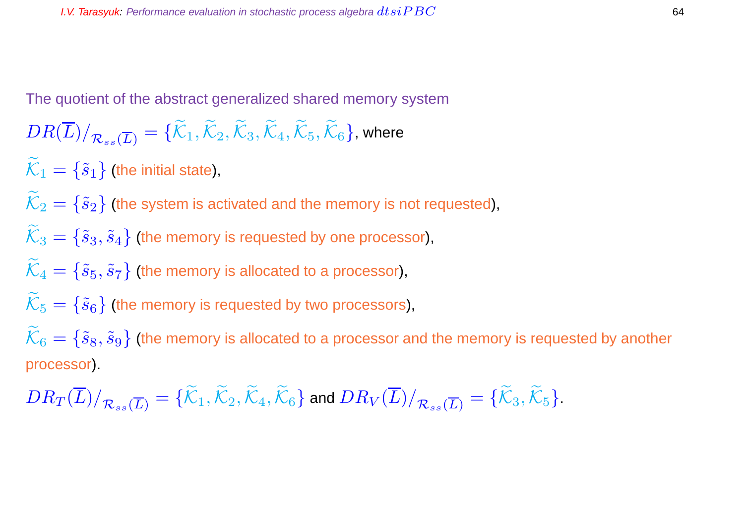The quotient of the abstract generalized shared memory system

$DR(\overline{L})/_{\mathcal{R}_{ss}(\overline{L})} = \{\widetilde{\mathcal{K}}_1, \widetilde{\mathcal{K}}_2, \widetilde{\mathcal{K}}_3, \widetilde{\mathcal{K}}_4, \widetilde{\mathcal{K}}_5, \widetilde{\mathcal{K}}_6\}$, where

$\widetilde{\mathcal{K}}_1 = \{\tilde{s}_1\}$ (the initial state),

$\widetilde{\mathcal{K}}_2 = \{\tilde{s}_2\}$ (the system is activated and the memory is not requested),

$\widetilde{\mathcal{K}}_3 = \{\tilde{s}_3, \tilde{s}_4\}$ (the memory is requested by one processor),

$\widetilde{\mathcal{K}}_4 = \{\tilde{s}_5, \tilde{s}_7\}$ (the memory is allocated to a processor),

$\widetilde{\mathcal{K}}_5 = \{\tilde{s}_6\}$ (the memory is requested by two processors),

$\widetilde{\mathcal{K}}_6 = \{\tilde{s}_8, \tilde{s}_9\}$ (the memory is allocated to a processor and the memory is requested by another processor).

$DR_T(\overline{L})/_{\mathcal{R}_{ss}(\overline{L})} = \{\widetilde{\mathcal{K}}_1, \widetilde{\mathcal{K}}_2, \widetilde{\mathcal{K}}_4, \widetilde{\mathcal{K}}_6\}$ and $DR_V(\overline{L})/_{\mathcal{R}_{ss}(\overline{L})} = \{\widetilde{\mathcal{K}}_3, \widetilde{\mathcal{K}}_5\}$.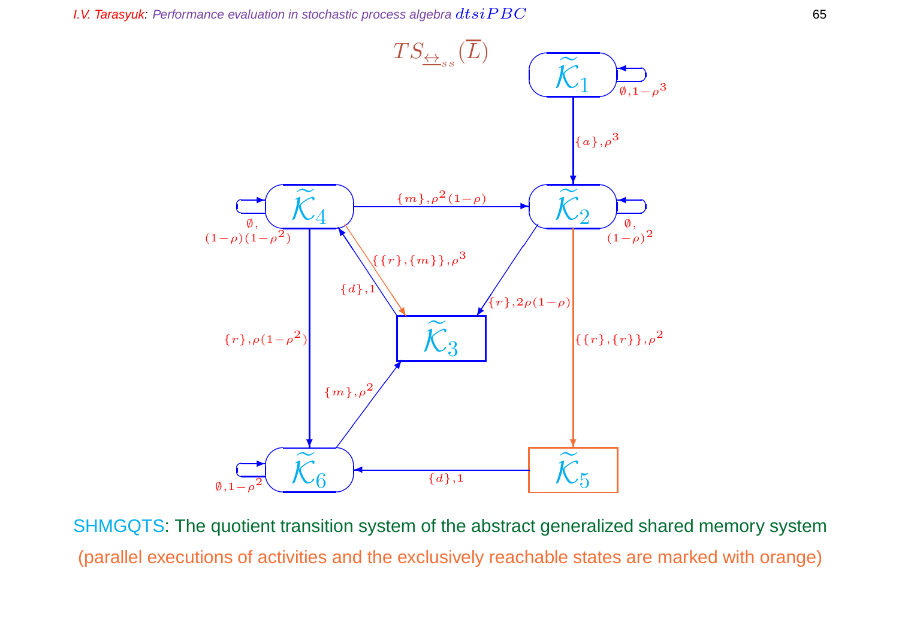$TS_{\underline{\leftrightarrow}_{ss}}(\overline{L})$

$\widetilde{\mathcal{K}}_1$ — $\emptyset, 1-\rho^3$ (self-loop)

$\widetilde{\mathcal{K}}_1 \to \widetilde{\mathcal{K}}_2$: $\{a\}, \rho^3$

$\widetilde{\mathcal{K}}_2$ — $\emptyset, (1-\rho)^2$ (self-loop)

$\widetilde{\mathcal{K}}_2 \to \widetilde{\mathcal{K}}_3$: $\{r\}, 2\rho(1-\rho)$

$\widetilde{\mathcal{K}}_2 \to \widetilde{\mathcal{K}}_5$: $\{\{r\},\{r\}\}, \rho^2$

$\widetilde{\mathcal{K}}_3 \to \widetilde{\mathcal{K}}_4$: $\{d\}, 1$

$\widetilde{\mathcal{K}}_4$ — $\emptyset, (1-\rho)(1-\rho^2)$ (self-loop)

$\widetilde{\mathcal{K}}_4 \to \widetilde{\mathcal{K}}_2$: $\{m\}, \rho^2(1-\rho)$

$\widetilde{\mathcal{K}}_4 \to \widetilde{\mathcal{K}}_3$: $\{\{r\},\{m\}\}, \rho^3$

$\widetilde{\mathcal{K}}_4 \to \widetilde{\mathcal{K}}_6$: $\{r\}, \rho(1-\rho^2)$

$\widetilde{\mathcal{K}}_5 \to \widetilde{\mathcal{K}}_6$: $\{d\}, 1$

$\widetilde{\mathcal{K}}_6$ — $\emptyset, 1-\rho^2$ (self-loop)

$\widetilde{\mathcal{K}}_6 \to \widetilde{\mathcal{K}}_3$: $\{m\}, \rho^2$

SHMGQTS: The quotient transition system of the abstract generalized shared memory system

(parallel executions of activities and the exclusively reachable states are marked with orange)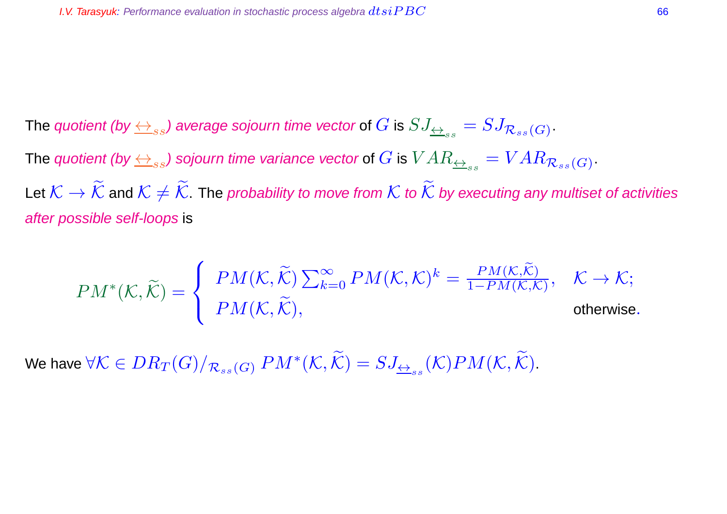The *quotient (by $\underline{\leftrightarrow}_{ss}$) average sojourn time vector* of $G$ is $SJ_{\underline{\leftrightarrow}_{ss}} = SJ_{\mathcal{R}_{ss}(G)}$.

The *quotient (by $\underline{\leftrightarrow}_{ss}$) sojourn time variance vector* of $G$ is $VAR_{\underline{\leftrightarrow}_{ss}} = VAR_{\mathcal{R}_{ss}(G)}$.

Let $\mathcal{K} \to \widetilde{\mathcal{K}}$ and $\mathcal{K} \neq \widetilde{\mathcal{K}}$. The *probability to move from $\mathcal{K}$ to $\widetilde{\mathcal{K}}$ by executing any multiset of activities after possible self-loops* is

$$PM^*(\mathcal{K}, \widetilde{\mathcal{K}}) = \begin{cases} PM(\mathcal{K}, \widetilde{\mathcal{K}}) \sum_{k=0}^{\infty} PM(\mathcal{K}, \mathcal{K})^k = \frac{PM(\mathcal{K}, \widetilde{\mathcal{K}})}{1 - PM(\mathcal{K}, \mathcal{K})}, & \mathcal{K} \to \mathcal{K}; \\ PM(\mathcal{K}, \widetilde{\mathcal{K}}), & \text{otherwise}. \end{cases}$$

We have $\forall \mathcal{K} \in DR_T(G)/_{\mathcal{R}_{ss}(G)}\ PM^*(\mathcal{K}, \widetilde{\mathcal{K}}) = SJ_{\underline{\leftrightarrow}_{ss}}(\mathcal{K}) PM(\mathcal{K}, \widetilde{\mathcal{K}})$.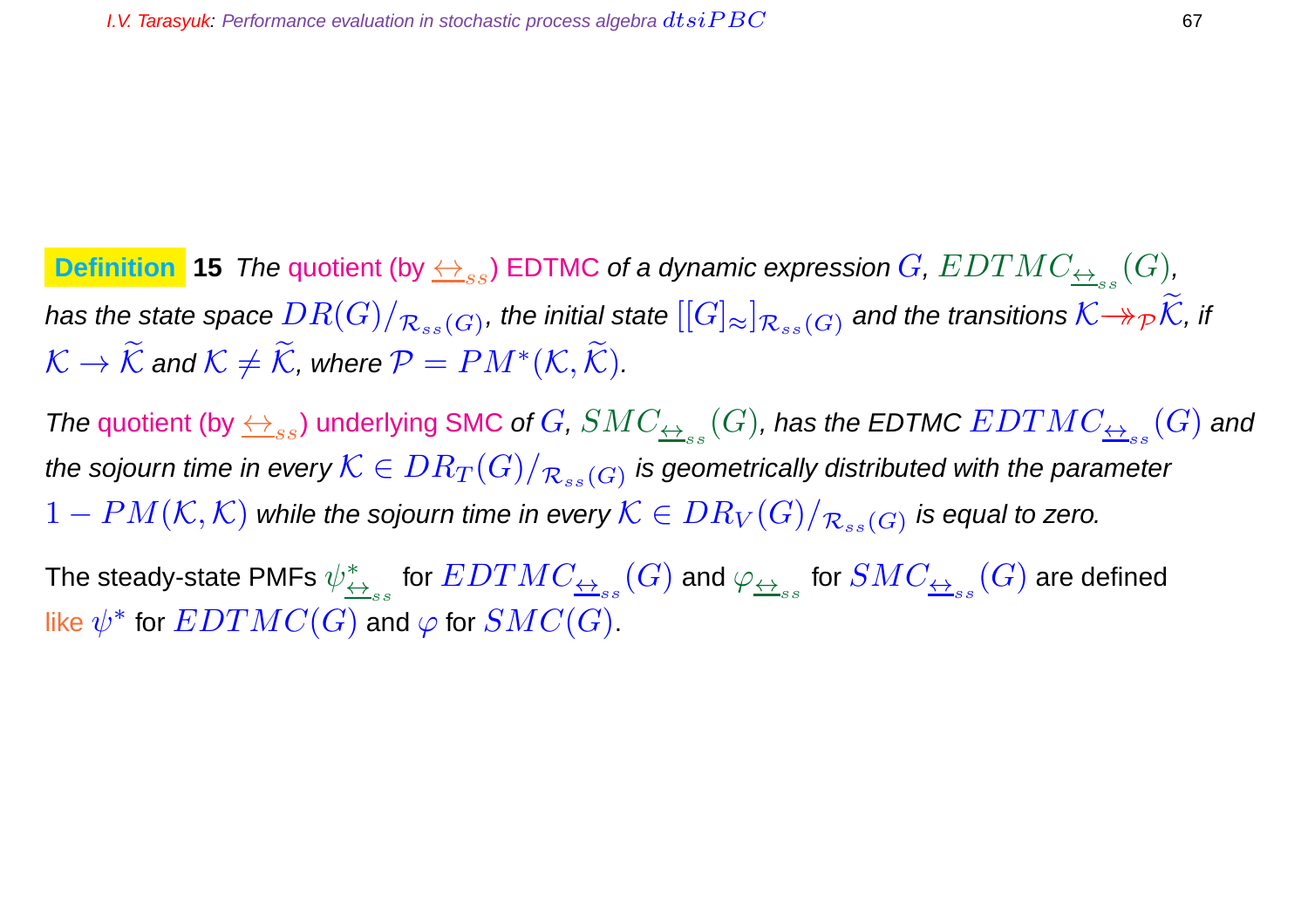**Definition 15** *The* quotient (by $\underline{\leftrightarrow}_{ss}$) EDTMC *of a dynamic expression* $G$, $EDTMC_{\underline{\leftrightarrow}_{ss}}(G)$, *has the state space* $DR(G)/_{\mathcal{R}_{ss}(G)}$, *the initial state* $[[G]_{\approx}]_{\mathcal{R}_{ss}(G)}$ *and the transitions* $\mathcal{K} \twoheadrightarrow_{\mathcal{P}} \widetilde{\mathcal{K}}$, *if* $\mathcal{K} \to \widetilde{\mathcal{K}}$ *and* $\mathcal{K} \neq \widetilde{\mathcal{K}}$, *where* $\mathcal{P} = PM^*(\mathcal{K}, \widetilde{\mathcal{K}})$.

*The* quotient (by $\underline{\leftrightarrow}_{ss}$) underlying SMC *of* $G$, $SMC_{\underline{\leftrightarrow}_{ss}}(G)$, *has the EDTMC* $EDTMC_{\underline{\leftrightarrow}_{ss}}(G)$ *and the sojourn time in every* $\mathcal{K} \in DR_T(G)/_{\mathcal{R}_{ss}(G)}$ *is geometrically distributed with the parameter* $1 - PM(\mathcal{K}, \mathcal{K})$ *while the sojourn time in every* $\mathcal{K} \in DR_V(G)/_{\mathcal{R}_{ss}(G)}$ *is equal to zero.*

The steady-state PMFs $\psi^*_{\underline{\leftrightarrow}_{ss}}$ for $EDTMC_{\underline{\leftrightarrow}_{ss}}(G)$ and $\varphi_{\underline{\leftrightarrow}_{ss}}$ for $SMC_{\underline{\leftrightarrow}_{ss}}(G)$ are defined like $\psi^*$ for $EDTMC(G)$ and $\varphi$ for $SMC(G)$.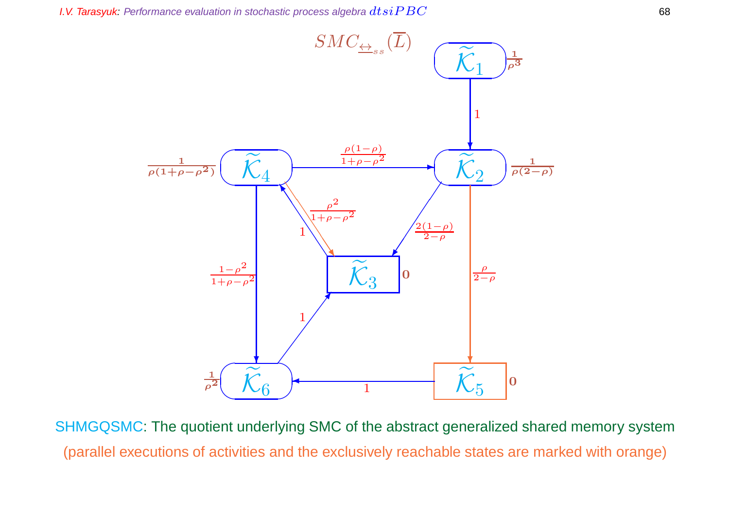$SMC_{\underline{\leftrightarrow}_{ss}}(\overline{L})$

$\widetilde{\mathcal{K}}_1$ $\frac{1}{\rho^3}$

$1$

$\widetilde{\mathcal{K}}_4$ $\frac{1}{\rho(1+\rho-\rho^2)}$ — $\frac{\rho(1-\rho)}{1+\rho-\rho^2}$ → $\widetilde{\mathcal{K}}_2$ $\frac{1}{\rho(2-\rho)}$

$\frac{\rho^2}{1+\rho-\rho^2}$, $1$, $\frac{2(1-\rho)}{2-\rho}$

$\frac{1-\rho^2}{1+\rho-\rho^2}$, $\widetilde{\mathcal{K}}_3$ $\mathbf{0}$, $\frac{\rho}{2-\rho}$

$1$

$\frac{1}{\rho^2}$ $\widetilde{\mathcal{K}}_6$ ← $1$ — $\widetilde{\mathcal{K}}_5$ $\mathbf{0}$

SHMGQSMC: The quotient underlying SMC of the abstract generalized shared memory system

(parallel executions of activities and the exclusively reachable states are marked with orange)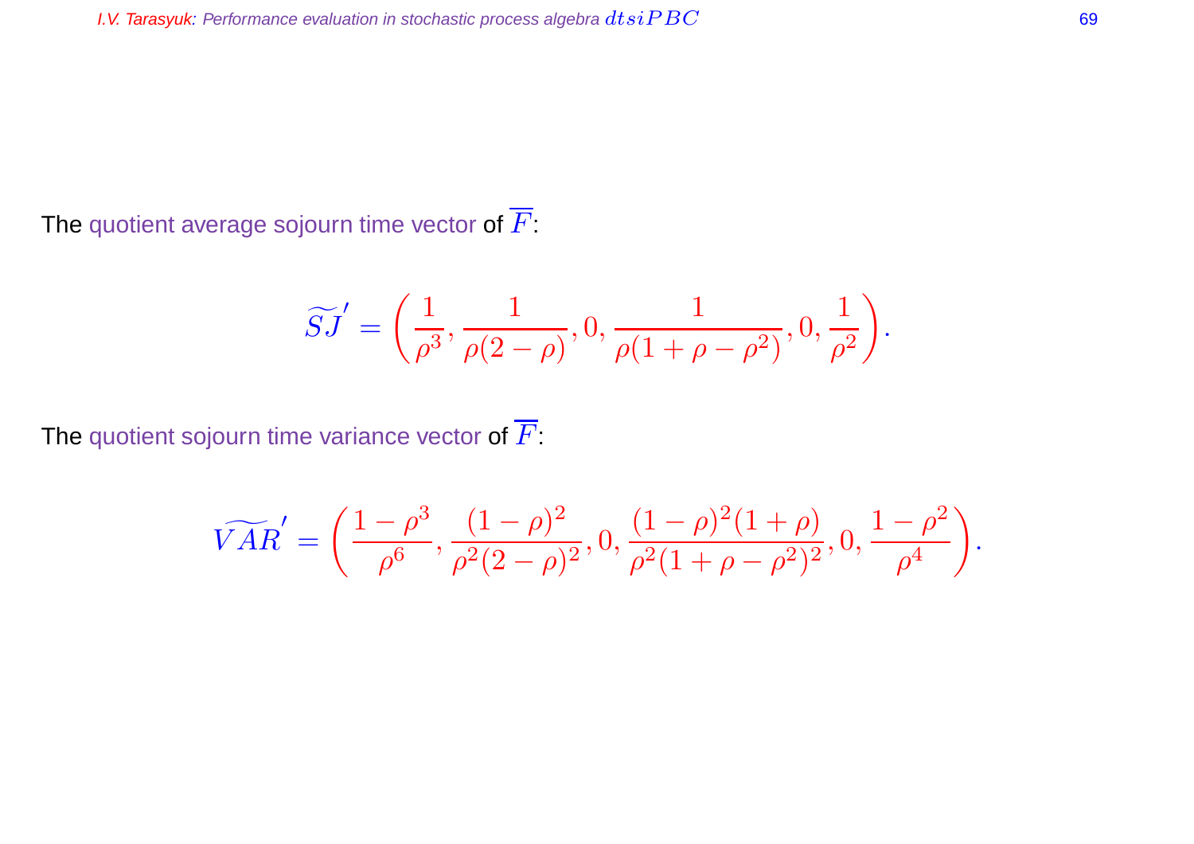The quotient average sojourn time vector of $\overline{F}$:

$$\widetilde{SJ}' = \left(\frac{1}{\rho^3}, \frac{1}{\rho(2-\rho)}, 0, \frac{1}{\rho(1+\rho-\rho^2)}, 0, \frac{1}{\rho^2}\right).$$

The quotient sojourn time variance vector of $\overline{F}$:

$$\widetilde{VAR}' = \left(\frac{1-\rho^3}{\rho^6}, \frac{(1-\rho)^2}{\rho^2(2-\rho)^2}, 0, \frac{(1-\rho)^2(1+\rho)}{\rho^2(1+\rho-\rho^2)^2}, 0, \frac{1-\rho^2}{\rho^4}\right).$$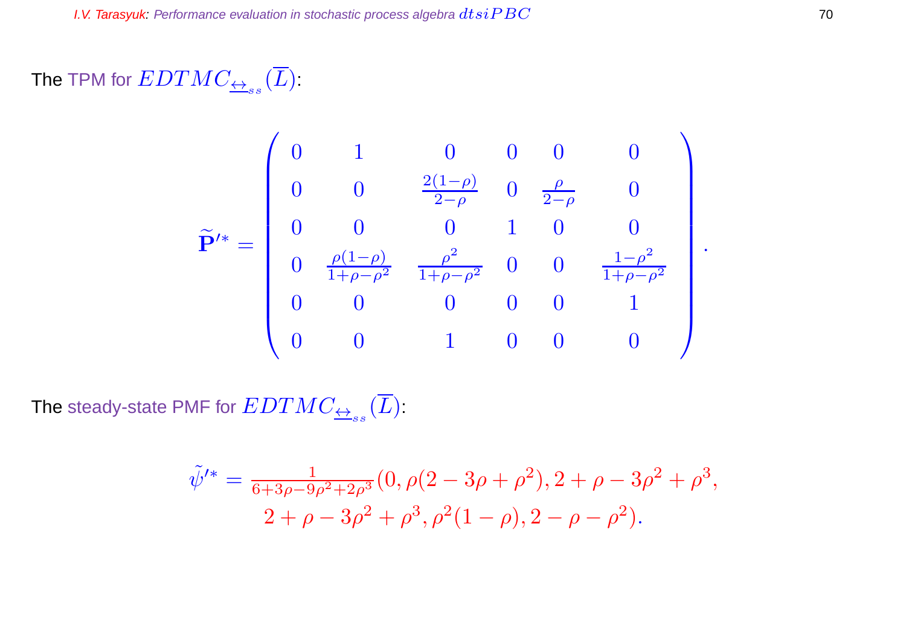The TPM for $EDTMC_{\underline{\leftrightarrow}_{ss}}(\overline{L})$:

$$\widetilde{\mathbf{P}}'^{*} = \begin{pmatrix} 0 & 1 & 0 & 0 & 0 & 0 \\ 0 & 0 & \frac{2(1-\rho)}{2-\rho} & 0 & \frac{\rho}{2-\rho} & 0 \\ 0 & 0 & 0 & 1 & 0 & 0 \\ 0 & \frac{\rho(1-\rho)}{1+\rho-\rho^2} & \frac{\rho^2}{1+\rho-\rho^2} & 0 & 0 & \frac{1-\rho^2}{1+\rho-\rho^2} \\ 0 & 0 & 0 & 0 & 0 & 1 \\ 0 & 0 & 1 & 0 & 0 & 0 \end{pmatrix}.$$

The steady-state PMF for $EDTMC_{\underline{\leftrightarrow}_{ss}}(\overline{L})$:

$$\tilde{\psi}'^{*} = \frac{1}{6+3\rho-9\rho^2+2\rho^3}(0, \rho(2-3\rho+\rho^2), 2+\rho-3\rho^2+\rho^3,$$
$$2+\rho-3\rho^2+\rho^3, \rho^2(1-\rho), 2-\rho-\rho^2).$$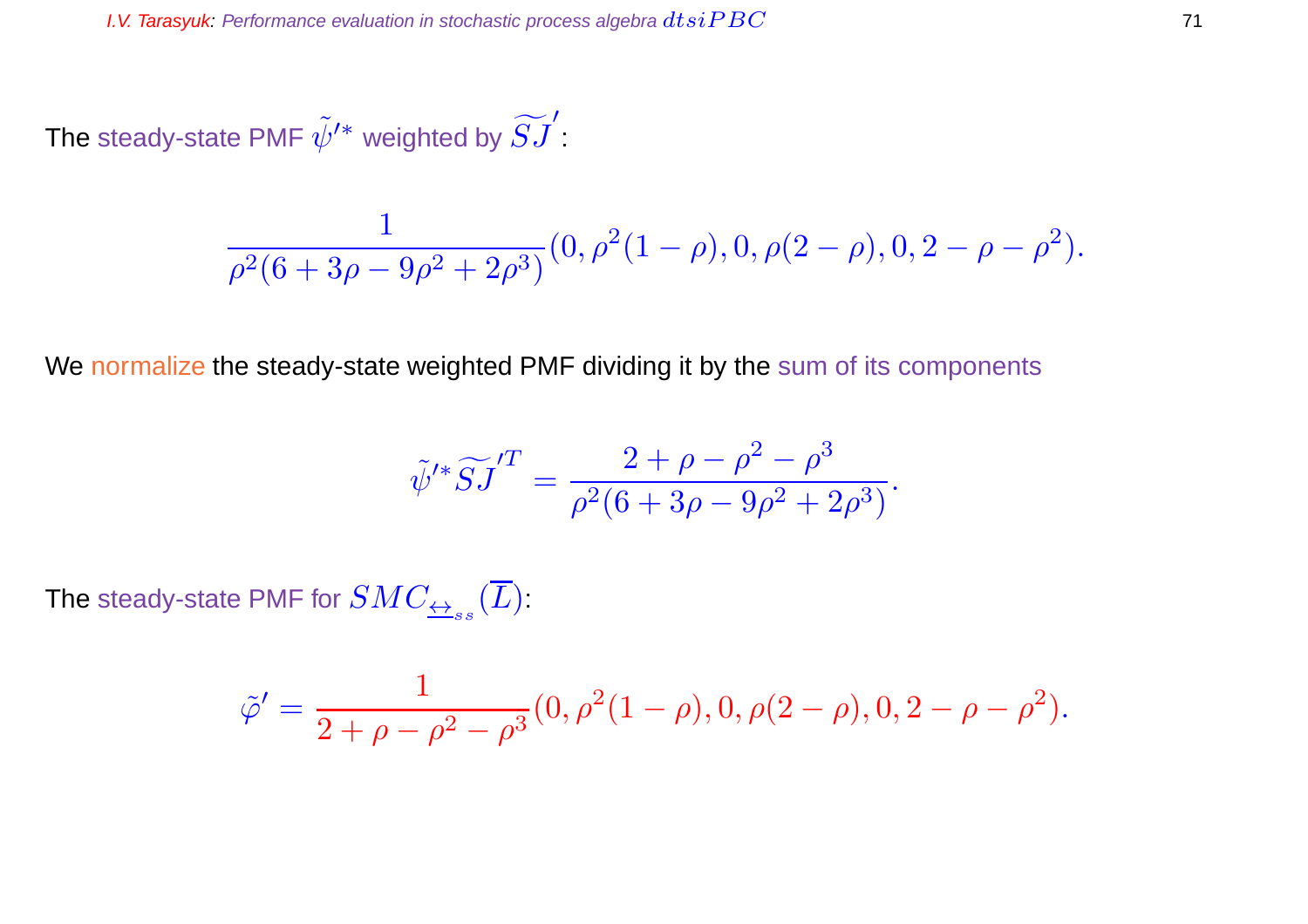The steady-state PMF $\tilde{\psi}'^*$ weighted by $\widetilde{SJ}'$:

$$\frac{1}{\rho^2(6+3\rho-9\rho^2+2\rho^3)}(0, \rho^2(1-\rho), 0, \rho(2-\rho), 0, 2-\rho-\rho^2).$$

We normalize the steady-state weighted PMF dividing it by the sum of its components

$$\tilde{\psi}'^*\widetilde{SJ}'^T = \frac{2+\rho-\rho^2-\rho^3}{\rho^2(6+3\rho-9\rho^2+2\rho^3)}.$$

The steady-state PMF for $SMC_{\underline{\leftrightarrow}_{ss}}(\overline{L})$:

$$\tilde{\varphi}' = \frac{1}{2+\rho-\rho^2-\rho^3}(0, \rho^2(1-\rho), 0, \rho(2-\rho), 0, 2-\rho-\rho^2).$$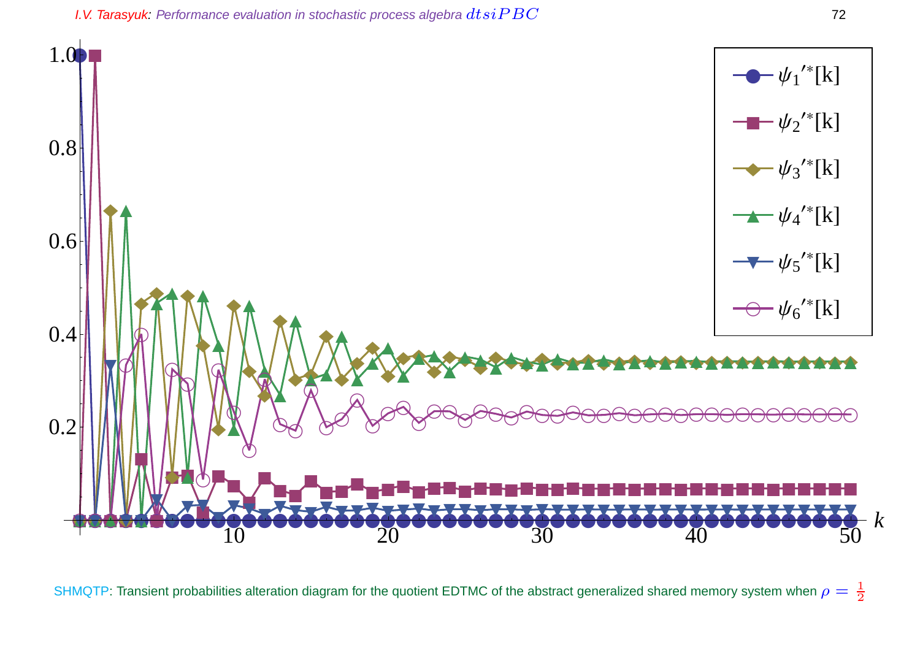SHMQTP: Transient probabilities alteration diagram for the quotient EDTMC of the abstract generalized shared memory system when $\rho = \frac{1}{2}$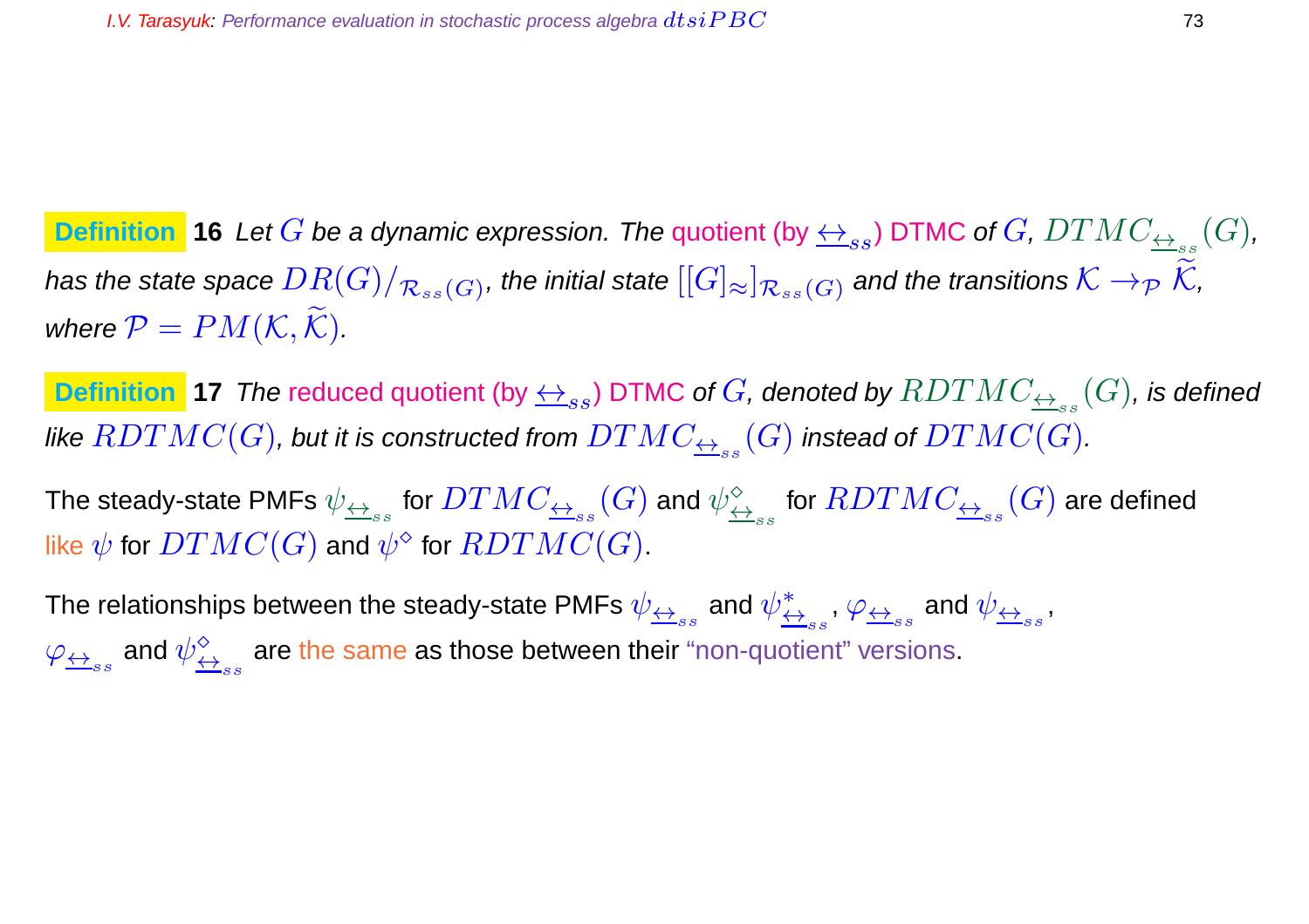**Definition 16** *Let $G$ be a dynamic expression. The* quotient (by $\underline{\leftrightarrow}_{ss}$) DTMC *of $G$, $DTMC_{\underline{\leftrightarrow}_{ss}}(G)$, has the state space $DR(G)/_{\mathcal{R}_{ss}(G)}$, the initial state $[[G]_{\approx}]_{\mathcal{R}_{ss}(G)}$ and the transitions $\mathcal{K} \rightarrow_{\mathcal{P}} \widetilde{\mathcal{K}}$, where $\mathcal{P} = PM(\mathcal{K}, \widetilde{\mathcal{K}})$.*

**Definition 17** *The* reduced quotient (by $\underline{\leftrightarrow}_{ss}$) DTMC *of $G$, denoted by $RDTMC_{\underline{\leftrightarrow}_{ss}}(G)$, is defined like $RDTMC(G)$, but it is constructed from $DTMC_{\underline{\leftrightarrow}_{ss}}(G)$ instead of $DTMC(G)$.*

The steady-state PMFs $\psi_{\underline{\leftrightarrow}_{ss}}$ for $DTMC_{\underline{\leftrightarrow}_{ss}}(G)$ and $\psi^{\diamond}_{\underline{\leftrightarrow}_{ss}}$ for $RDTMC_{\underline{\leftrightarrow}_{ss}}(G)$ are defined like $\psi$ for $DTMC(G)$ and $\psi^{\diamond}$ for $RDTMC(G)$.

The relationships between the steady-state PMFs $\psi_{\underline{\leftrightarrow}_{ss}}$ and $\psi^{*}_{\underline{\leftrightarrow}_{ss}}$, $\varphi_{\underline{\leftrightarrow}_{ss}}$ and $\psi_{\underline{\leftrightarrow}_{ss}}$, $\varphi_{\underline{\leftrightarrow}_{ss}}$ and $\psi^{\diamond}_{\underline{\leftrightarrow}_{ss}}$ are the same as those between their "non-quotient" versions.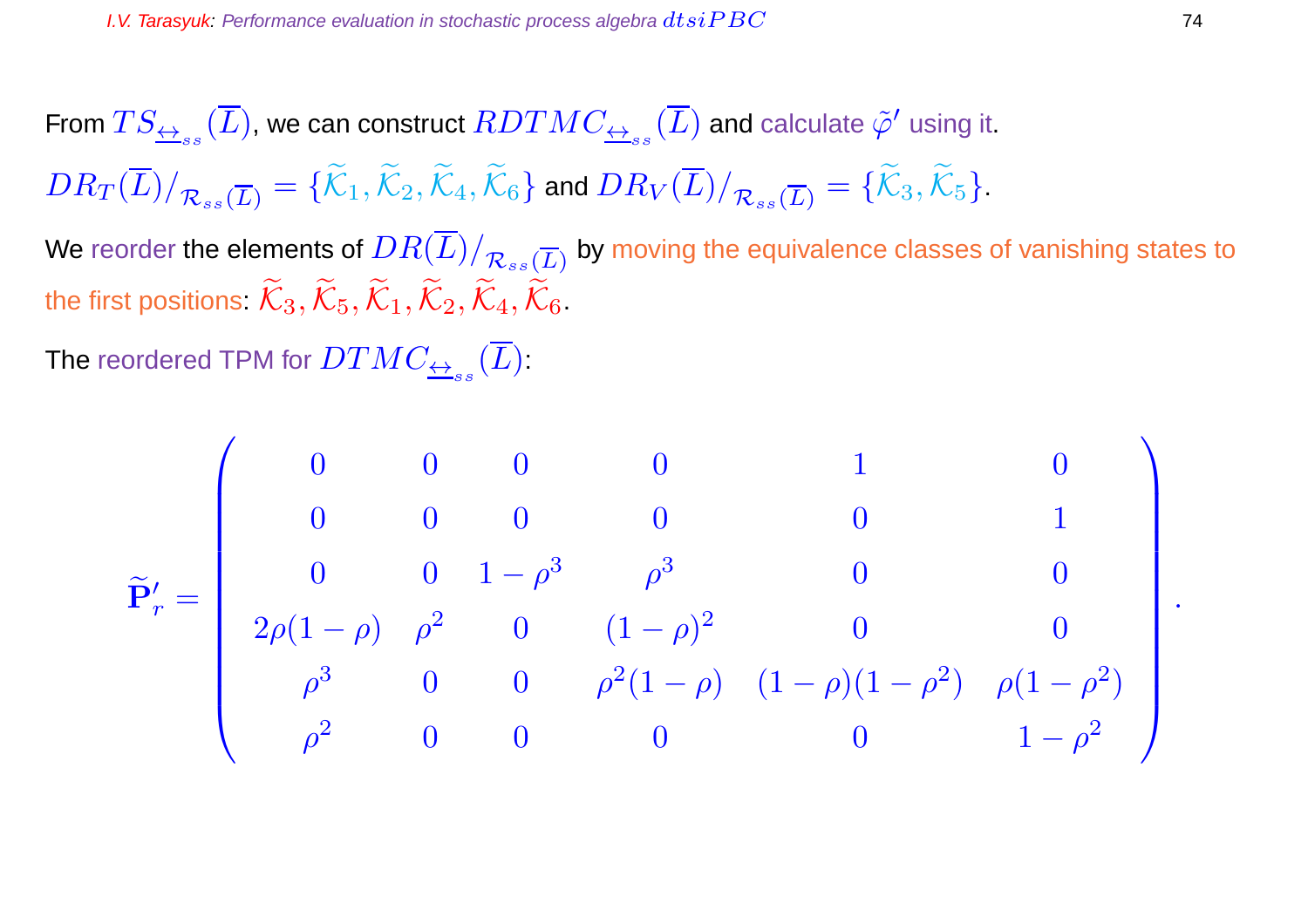From $TS_{\underline{\leftrightarrow}_{ss}}(\overline{L})$, we can construct $RDTMC_{\underline{\leftrightarrow}_{ss}}(\overline{L})$ and calculate $\tilde{\varphi}'$ using it.

$DR_T(\overline{L})/_{\mathcal{R}_{ss}(\overline{L})} = \{\widetilde{\mathcal{K}}_1, \widetilde{\mathcal{K}}_2, \widetilde{\mathcal{K}}_4, \widetilde{\mathcal{K}}_6\}$ and $DR_V(\overline{L})/_{\mathcal{R}_{ss}(\overline{L})} = \{\widetilde{\mathcal{K}}_3, \widetilde{\mathcal{K}}_5\}$.

We reorder the elements of $DR(\overline{L})/_{\mathcal{R}_{ss}(\overline{L})}$ by moving the equivalence classes of vanishing states to the first positions: $\widetilde{\mathcal{K}}_3, \widetilde{\mathcal{K}}_5, \widetilde{\mathcal{K}}_1, \widetilde{\mathcal{K}}_2, \widetilde{\mathcal{K}}_4, \widetilde{\mathcal{K}}_6$.

The reordered TPM for $DTMC_{\underline{\leftrightarrow}_{ss}}(\overline{L})$:

$$\widetilde{\mathbf{P}}'_r = \begin{pmatrix} 0 & 0 & 0 & 0 & 1 & 0 \\ 0 & 0 & 0 & 0 & 0 & 1 \\ 0 & 0 & 1-\rho^3 & \rho^3 & 0 & 0 \\ 2\rho(1-\rho) & \rho^2 & 0 & (1-\rho)^2 & 0 & 0 \\ \rho^3 & 0 & 0 & \rho^2(1-\rho) & (1-\rho)(1-\rho^2) & \rho(1-\rho^2) \\ \rho^2 & 0 & 0 & 0 & 0 & 1-\rho^2 \end{pmatrix}.$$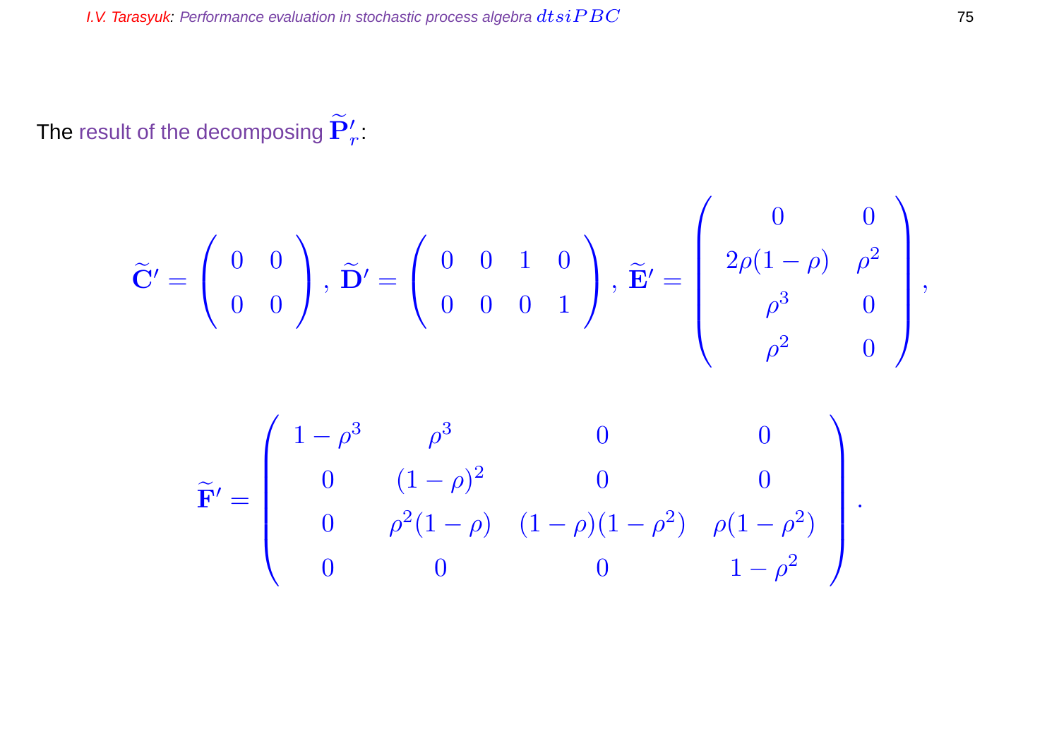The result of the decomposing $\widetilde{\mathbf{P}}'_r$:

$$\widetilde{\mathbf{C}}' = \begin{pmatrix} 0 & 0 \\ 0 & 0 \end{pmatrix},\ \widetilde{\mathbf{D}}' = \begin{pmatrix} 0 & 0 & 1 & 0 \\ 0 & 0 & 0 & 1 \end{pmatrix},\ \widetilde{\mathbf{E}}' = \begin{pmatrix} 0 & 0 \\ 2\rho(1-\rho) & \rho^2 \\ \rho^3 & 0 \\ \rho^2 & 0 \end{pmatrix},$$

$$\widetilde{\mathbf{F}}' = \begin{pmatrix} 1-\rho^3 & \rho^3 & 0 & 0 \\ 0 & (1-\rho)^2 & 0 & 0 \\ 0 & \rho^2(1-\rho) & (1-\rho)(1-\rho^2) & \rho(1-\rho^2) \\ 0 & 0 & 0 & 1-\rho^2 \end{pmatrix}.$$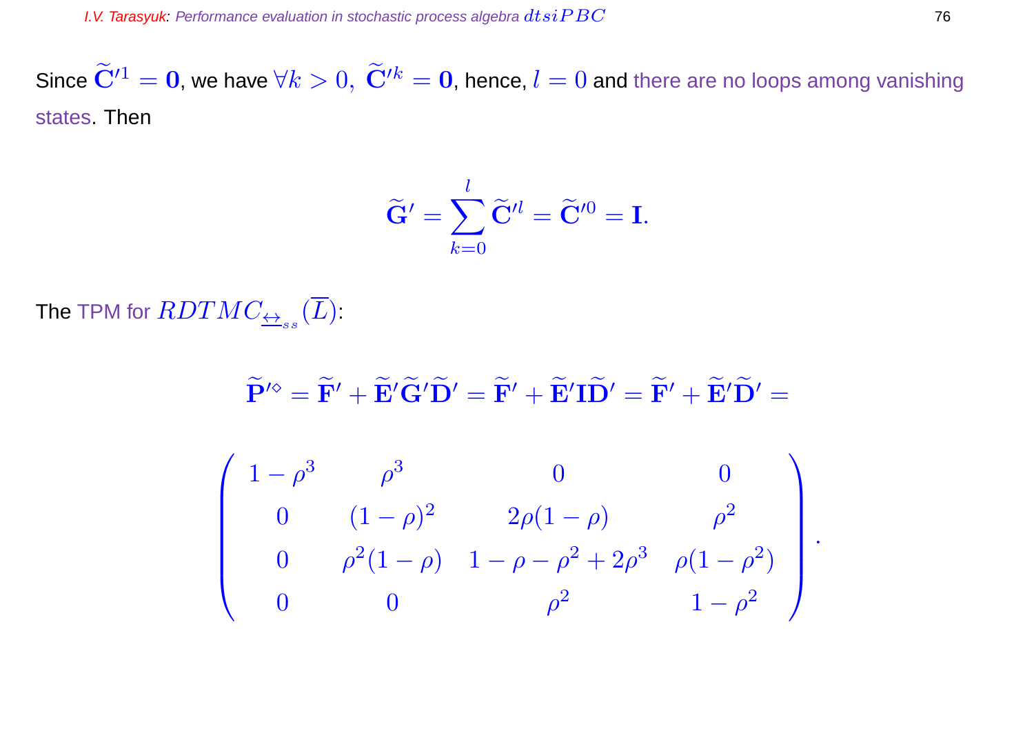Since $\widetilde{\mathbf{C}}'^1 = \mathbf{0}$, we have $\forall k > 0,\ \widetilde{\mathbf{C}}'^k = \mathbf{0}$, hence, $l = 0$ and there are no loops among vanishing states. Then

$$\widetilde{\mathbf{G}}' = \sum_{k=0}^{l} \widetilde{\mathbf{C}}'^l = \widetilde{\mathbf{C}}'^0 = \mathbf{I}.$$

The TPM for $RDTMC_{\underline{\leftrightarrow}_{ss}}(\overline{L})$:

$$\widetilde{\mathbf{P}}'^\diamond = \widetilde{\mathbf{F}}' + \widetilde{\mathbf{E}}'\widetilde{\mathbf{G}}'\widetilde{\mathbf{D}}' = \widetilde{\mathbf{F}}' + \widetilde{\mathbf{E}}'\mathbf{I}\widetilde{\mathbf{D}}' = \widetilde{\mathbf{F}}' + \widetilde{\mathbf{E}}'\widetilde{\mathbf{D}}' =$$

$$\begin{pmatrix} 1-\rho^3 & \rho^3 & 0 & 0 \\ 0 & (1-\rho)^2 & 2\rho(1-\rho) & \rho^2 \\ 0 & \rho^2(1-\rho) & 1-\rho-\rho^2+2\rho^3 & \rho(1-\rho^2) \\ 0 & 0 & \rho^2 & 1-\rho^2 \end{pmatrix}.$$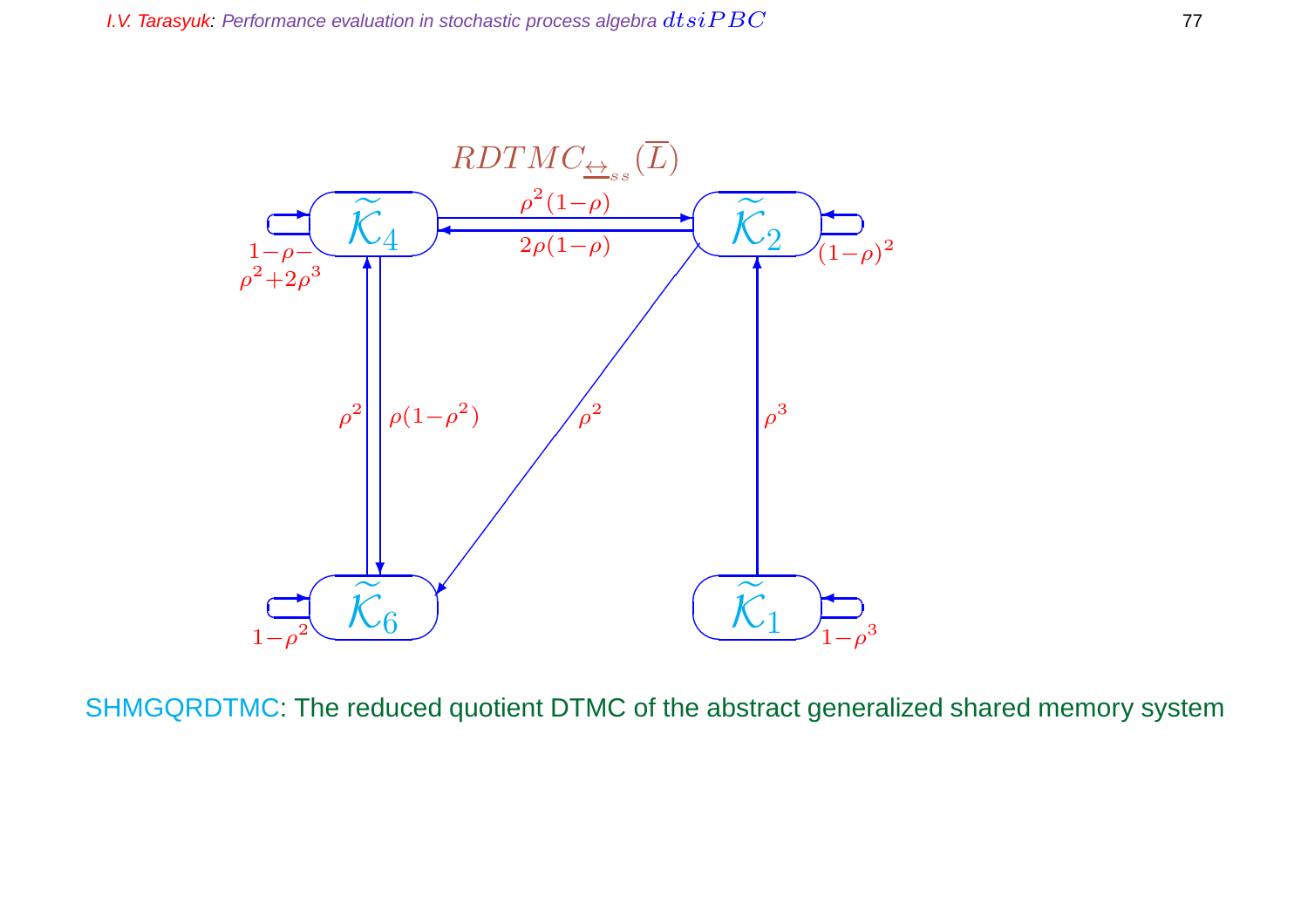$RDTMC_{\underline{\leftrightarrow}_{ss}}(\overline{L})$

| From | To | Probability |
|---|---|---|
| $\widetilde{\mathcal{K}}_4$ | $\widetilde{\mathcal{K}}_4$ | $1-\rho-\rho^2+2\rho^3$ |
| $\widetilde{\mathcal{K}}_4$ | $\widetilde{\mathcal{K}}_2$ | $\rho^2(1-\rho)$ |
| $\widetilde{\mathcal{K}}_4$ | $\widetilde{\mathcal{K}}_6$ | $\rho(1-\rho^2)$ |
| $\widetilde{\mathcal{K}}_2$ | $\widetilde{\mathcal{K}}_2$ | $(1-\rho)^2$ |
| $\widetilde{\mathcal{K}}_2$ | $\widetilde{\mathcal{K}}_4$ | $2\rho(1-\rho)$ |
| $\widetilde{\mathcal{K}}_2$ | $\widetilde{\mathcal{K}}_6$ | $\rho^2$ |
| $\widetilde{\mathcal{K}}_6$ | $\widetilde{\mathcal{K}}_6$ | $1-\rho^2$ |
| $\widetilde{\mathcal{K}}_6$ | $\widetilde{\mathcal{K}}_4$ | $\rho^2$ |
| $\widetilde{\mathcal{K}}_1$ | $\widetilde{\mathcal{K}}_1$ | $1-\rho^3$ |
| $\widetilde{\mathcal{K}}_1$ | $\widetilde{\mathcal{K}}_2$ | $\rho^3$ |

SHMGQRDTMC: The reduced quotient DTMC of the abstract generalized shared memory system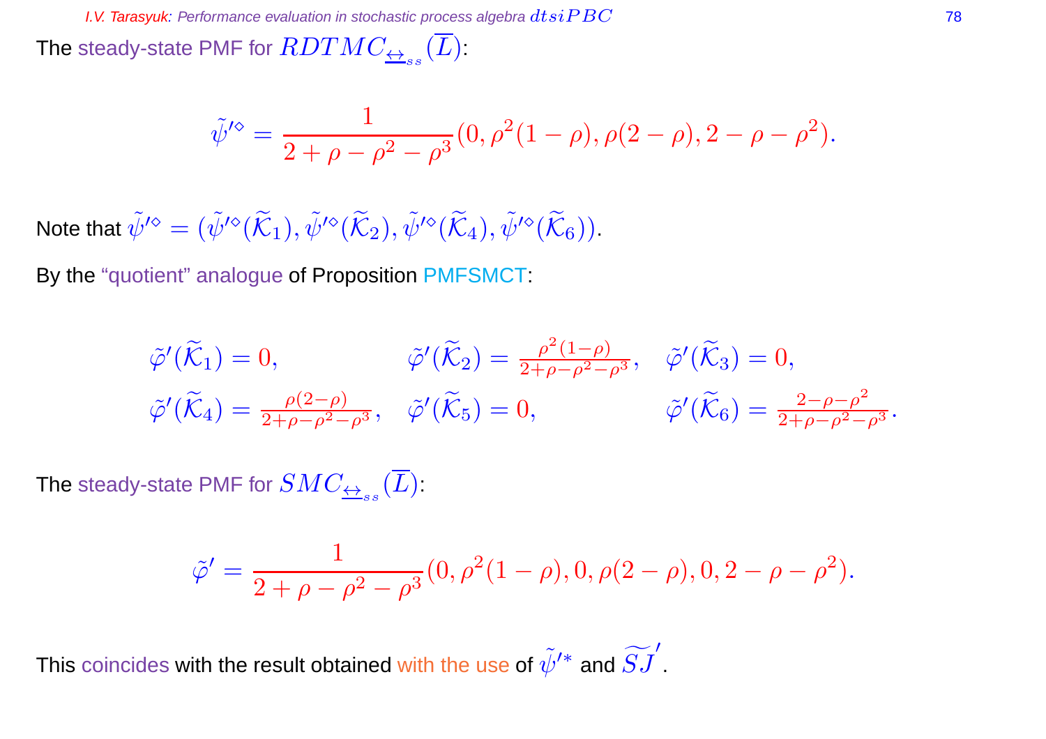The steady-state PMF for $RDTMC_{\underline{\leftrightarrow}_{ss}}(\overline{L})$:

$$\tilde{\psi}'^{\diamond} = \frac{1}{2+\rho-\rho^2-\rho^3}(0, \rho^2(1-\rho), \rho(2-\rho), 2-\rho-\rho^2).$$

Note that $\tilde{\psi}'^{\diamond} = (\tilde{\psi}'^{\diamond}(\widetilde{\mathcal{K}}_1), \tilde{\psi}'^{\diamond}(\widetilde{\mathcal{K}}_2), \tilde{\psi}'^{\diamond}(\widetilde{\mathcal{K}}_4), \tilde{\psi}'^{\diamond}(\widetilde{\mathcal{K}}_6))$.

By the "quotient" analogue of Proposition PMFSMCT:

$$\tilde{\varphi}'(\widetilde{\mathcal{K}}_1) = 0, \quad \tilde{\varphi}'(\widetilde{\mathcal{K}}_2) = \frac{\rho^2(1-\rho)}{2+\rho-\rho^2-\rho^3}, \quad \tilde{\varphi}'(\widetilde{\mathcal{K}}_3) = 0,$$
$$\tilde{\varphi}'(\widetilde{\mathcal{K}}_4) = \frac{\rho(2-\rho)}{2+\rho-\rho^2-\rho^3}, \quad \tilde{\varphi}'(\widetilde{\mathcal{K}}_5) = 0, \quad \tilde{\varphi}'(\widetilde{\mathcal{K}}_6) = \frac{2-\rho-\rho^2}{2+\rho-\rho^2-\rho^3}.$$

The steady-state PMF for $SMC_{\underline{\leftrightarrow}_{ss}}(\overline{L})$:

$$\tilde{\varphi}' = \frac{1}{2+\rho-\rho^2-\rho^3}(0, \rho^2(1-\rho), 0, \rho(2-\rho), 0, 2-\rho-\rho^2).$$

This coincides with the result obtained with the use of $\tilde{\psi}'^{*}$ and $\widetilde{SJ}'$.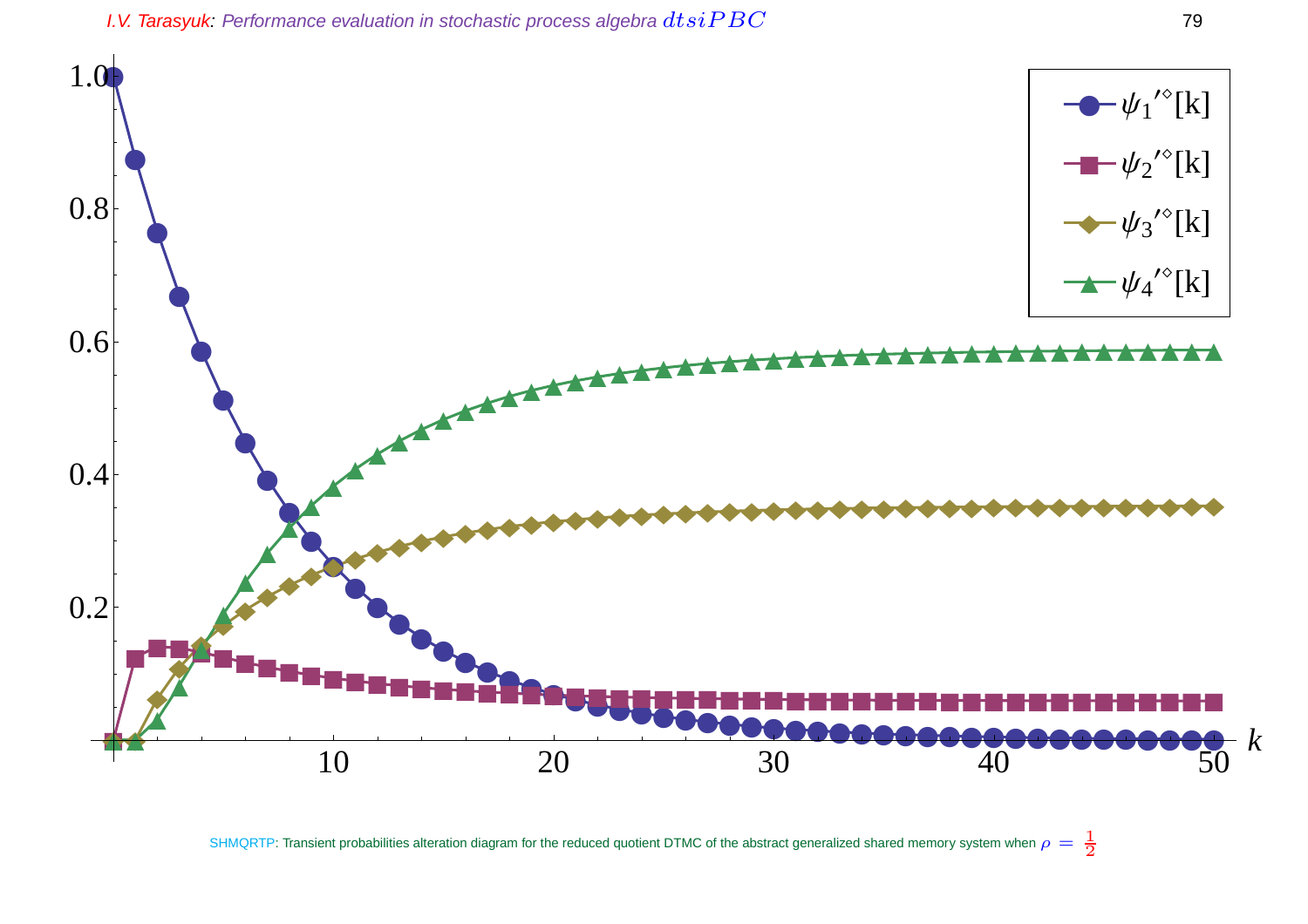SHMQRTP: Transient probabilities alteration diagram for the reduced quotient DTMC of the abstract generalized shared memory system when $\rho = \frac{1}{2}$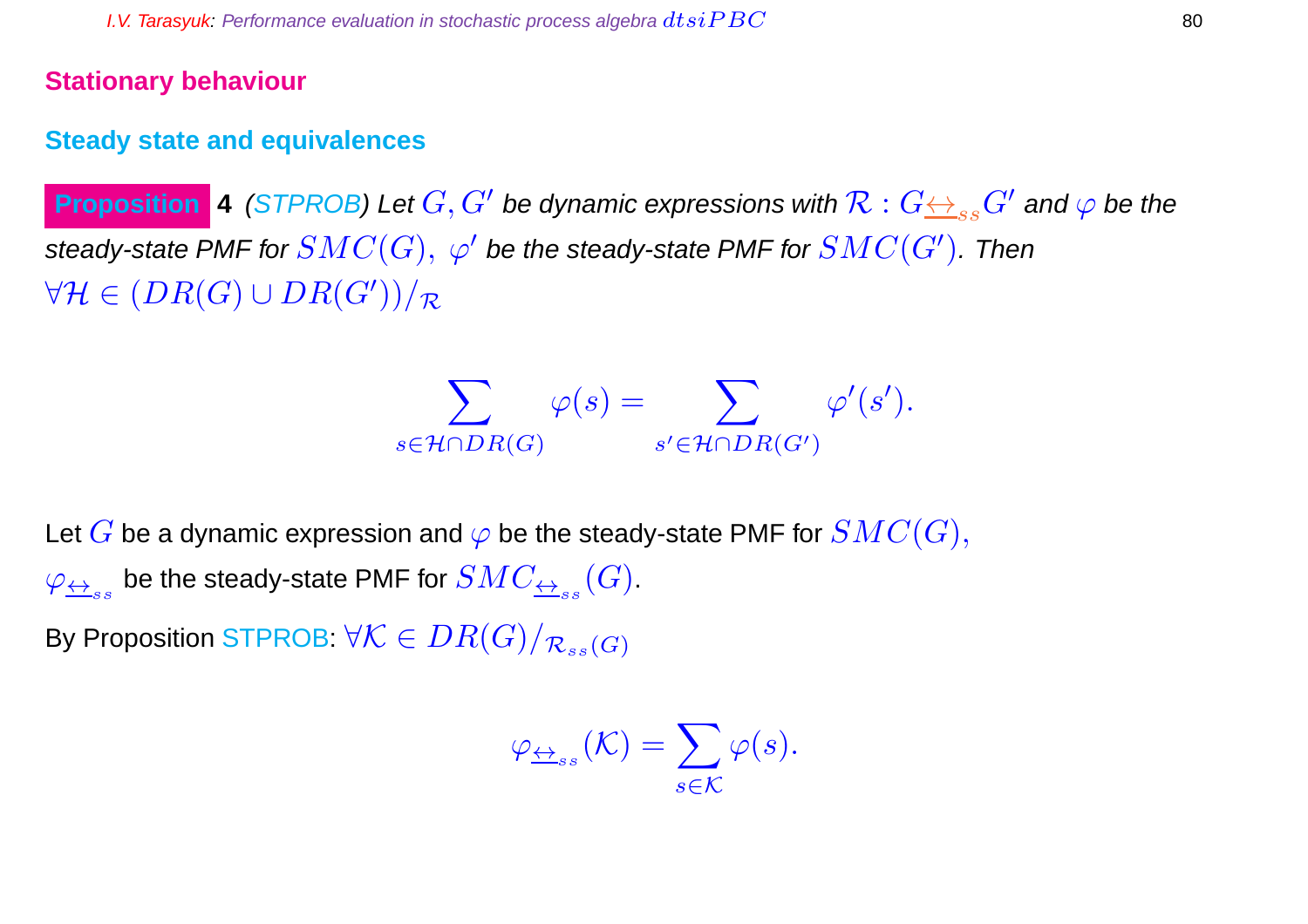## Stationary behaviour

### Steady state and equivalences

**Proposition 4** *(STPROB) Let $G, G'$ be dynamic expressions with $\mathcal{R} : G \underline{\leftrightarrow}_{ss} G'$ and $\varphi$ be the steady-state PMF for $SMC(G)$, $\varphi'$ be the steady-state PMF for $SMC(G')$. Then $\forall \mathcal{H} \in (DR(G) \cup DR(G'))/_{\mathcal{R}}$*

$$\sum_{s \in \mathcal{H} \cap DR(G)} \varphi(s) = \sum_{s' \in \mathcal{H} \cap DR(G')} \varphi'(s').$$

Let $G$ be a dynamic expression and $\varphi$ be the steady-state PMF for $SMC(G)$, $\varphi_{\underline{\leftrightarrow}_{ss}}$ be the steady-state PMF for $SMC_{\underline{\leftrightarrow}_{ss}}(G)$.

By Proposition STPROB: $\forall \mathcal{K} \in DR(G)/_{\mathcal{R}_{ss}(G)}$

$$\varphi_{\underline{\leftrightarrow}_{ss}}(\mathcal{K}) = \sum_{s \in \mathcal{K}} \varphi(s).$$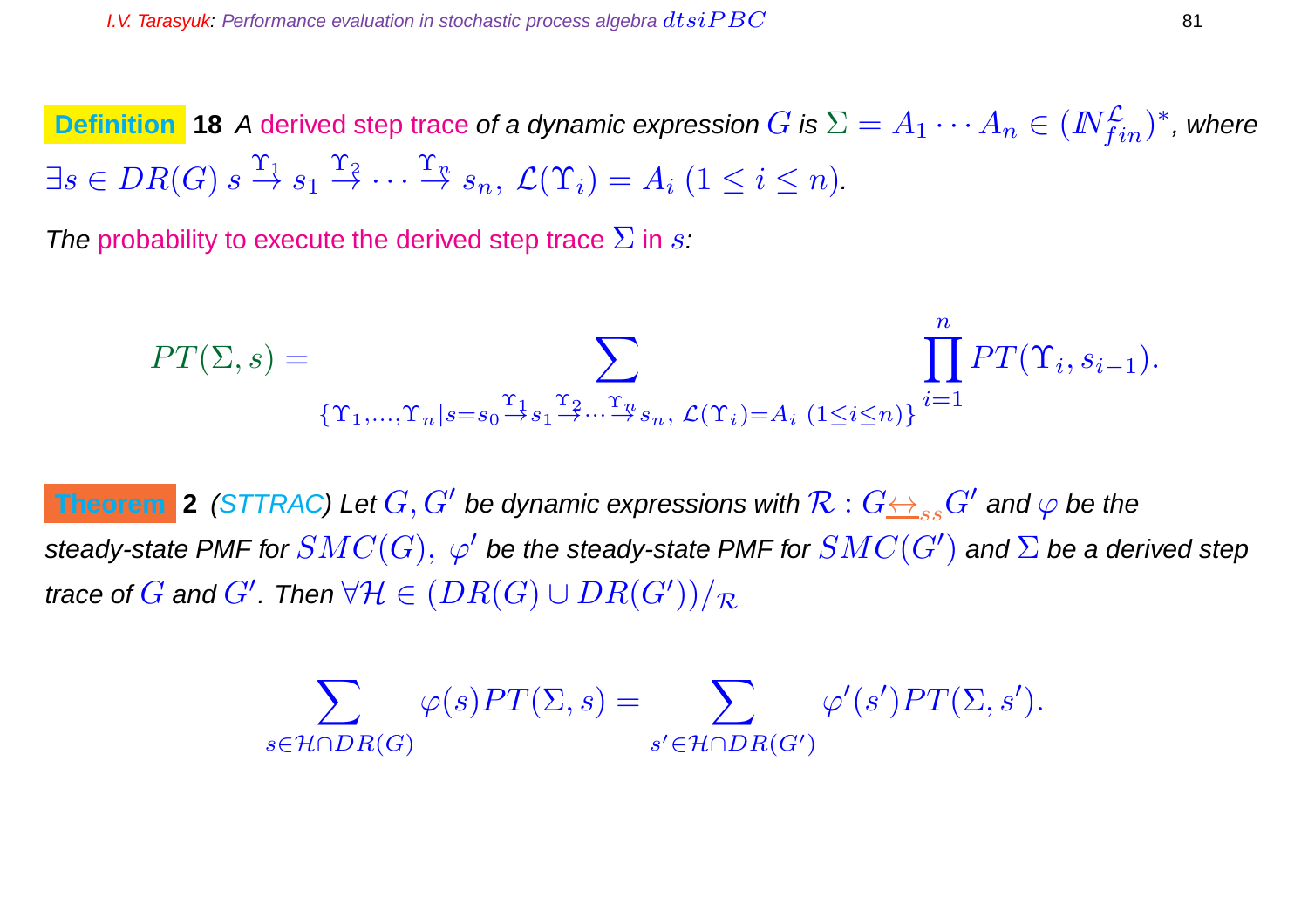**Definition 18** *A* derived step trace *of a dynamic expression* $G$ *is* $\Sigma = A_1 \cdots A_n \in (\mathbb{N}_{fin}^{\mathcal{L}})^*$*, where* $\exists s \in DR(G)\ s \stackrel{\Upsilon_1}{\to} s_1 \stackrel{\Upsilon_2}{\to} \cdots \stackrel{\Upsilon_n}{\to} s_n,\ \mathcal{L}(\Upsilon_i) = A_i\ (1 \leq i \leq n)$.

*The* probability to execute the derived step trace $\Sigma$ in $s$*:*

$$PT(\Sigma, s) = \sum_{\{\Upsilon_1,\ldots,\Upsilon_n \mid s=s_0 \stackrel{\Upsilon_1}{\to} s_1 \stackrel{\Upsilon_2}{\to} \cdots \stackrel{\Upsilon_n}{\to} s_n,\ \mathcal{L}(\Upsilon_i)=A_i\ (1\leq i\leq n)\}} \prod_{i=1}^{n} PT(\Upsilon_i, s_{i-1}).$$

**Theorem 2** *(STTRAC) Let* $G, G'$ *be dynamic expressions with* $\mathcal{R} : G \underline{\leftrightarrow}_{ss} G'$ *and* $\varphi$ *be the steady-state PMF for* $SMC(G),\ \varphi'$ *be the steady-state PMF for* $SMC(G')$ *and* $\Sigma$ *be a derived step trace of* $G$ *and* $G'$*. Then* $\forall \mathcal{H} \in (DR(G) \cup DR(G'))/_{\mathcal{R}}$

$$\sum_{s \in \mathcal{H} \cap DR(G)} \varphi(s) PT(\Sigma, s) = \sum_{s' \in \mathcal{H} \cap DR(G')} \varphi'(s') PT(\Sigma, s').$$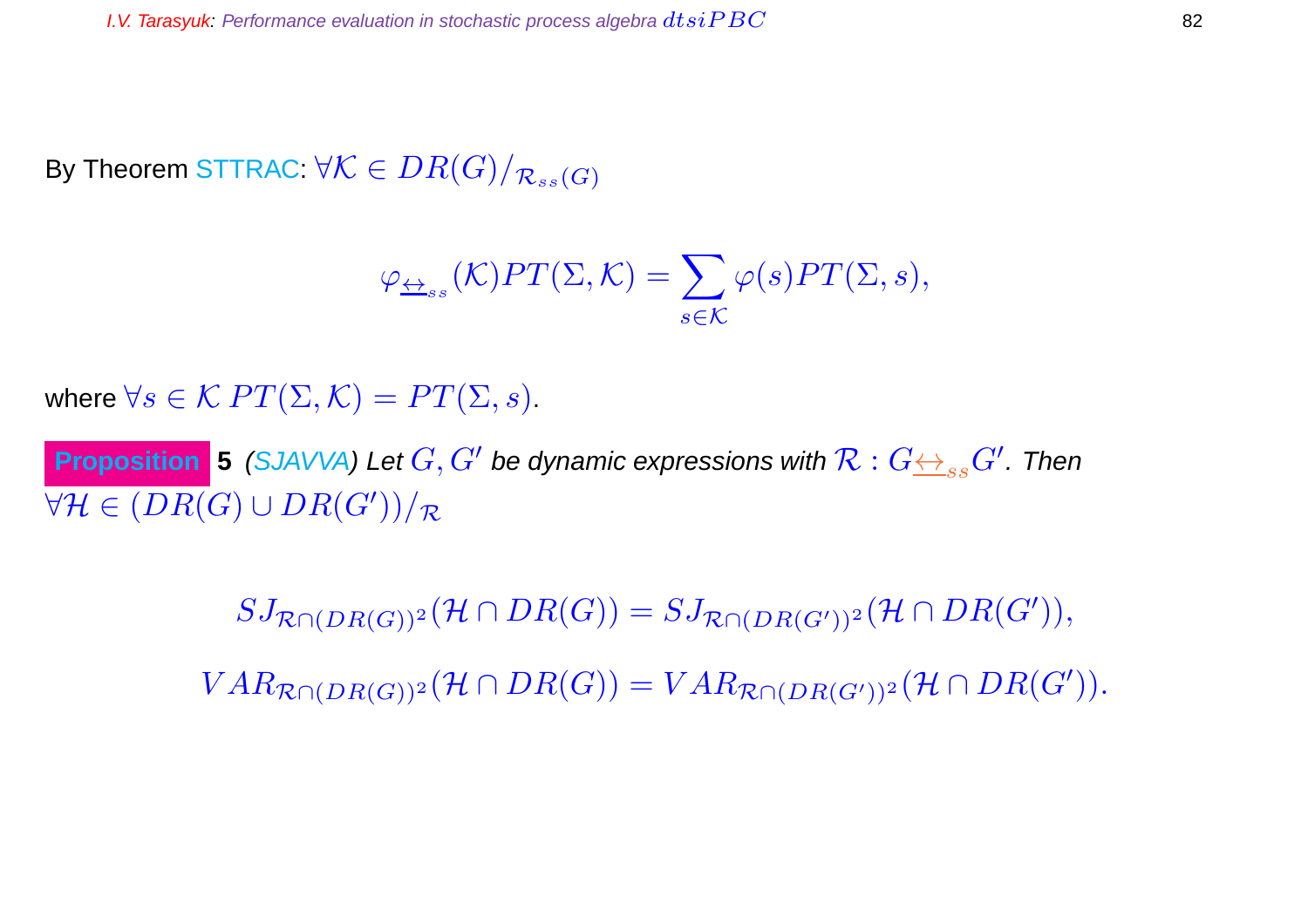By Theorem STTRAC: $\forall \mathcal{K} \in DR(G)/_{\mathcal{R}_{ss}(G)}$

$$\varphi_{\underline{\leftrightarrow}_{ss}}(\mathcal{K})PT(\Sigma, \mathcal{K}) = \sum_{s \in \mathcal{K}} \varphi(s)PT(\Sigma, s),$$

where $\forall s \in \mathcal{K}\ PT(\Sigma, \mathcal{K}) = PT(\Sigma, s)$.

**Proposition 5** *(SJAVVA) Let $G, G'$ be dynamic expressions with $\mathcal{R} : G\underline{\leftrightarrow}_{ss}G'$. Then* $\forall \mathcal{H} \in (DR(G) \cup DR(G'))/_{\mathcal{R}}$

$$SJ_{\mathcal{R} \cap (DR(G))^2}(\mathcal{H} \cap DR(G)) = SJ_{\mathcal{R} \cap (DR(G'))^2}(\mathcal{H} \cap DR(G')),$$

$$VAR_{\mathcal{R} \cap (DR(G))^2}(\mathcal{H} \cap DR(G)) = VAR_{\mathcal{R} \cap (DR(G'))^2}(\mathcal{H} \cap DR(G')).$$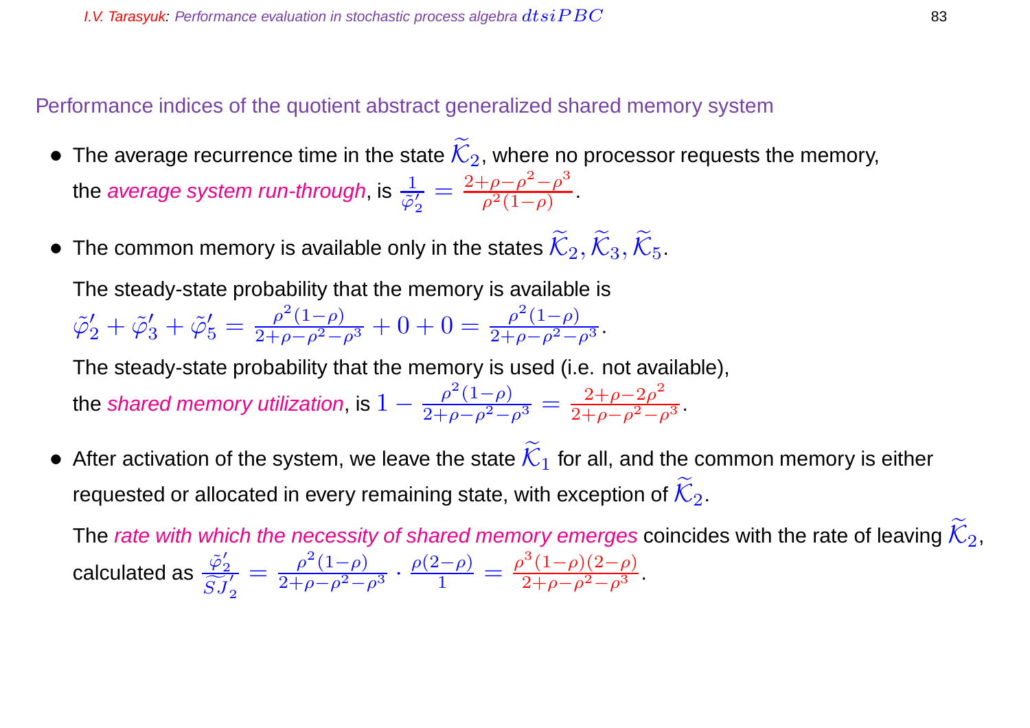## Performance indices of the quotient abstract generalized shared memory system

- The average recurrence time in the state $\widetilde{\mathcal{K}}_2$, where no processor requests the memory, the *average system run-through*, is $\frac{1}{\tilde{\varphi}'_2} = \frac{2+\rho-\rho^2-\rho^3}{\rho^2(1-\rho)}$.

- The common memory is available only in the states $\widetilde{\mathcal{K}}_2, \widetilde{\mathcal{K}}_3, \widetilde{\mathcal{K}}_5$.

  The steady-state probability that the memory is available is
  $\tilde{\varphi}'_2 + \tilde{\varphi}'_3 + \tilde{\varphi}'_5 = \frac{\rho^2(1-\rho)}{2+\rho-\rho^2-\rho^3} + 0 + 0 = \frac{\rho^2(1-\rho)}{2+\rho-\rho^2-\rho^3}$.

  The steady-state probability that the memory is used (i.e. not available), the *shared memory utilization*, is $1 - \frac{\rho^2(1-\rho)}{2+\rho-\rho^2-\rho^3} = \frac{2+\rho-2\rho^2}{2+\rho-\rho^2-\rho^3}$.

- After activation of the system, we leave the state $\widetilde{\mathcal{K}}_1$ for all, and the common memory is either requested or allocated in every remaining state, with exception of $\widetilde{\mathcal{K}}_2$.

  The *rate with which the necessity of shared memory emerges* coincides with the rate of leaving $\widetilde{\mathcal{K}}_2$, calculated as $\frac{\tilde{\varphi}'_2}{\widetilde{SJ}'_2} = \frac{\rho^2(1-\rho)}{2+\rho-\rho^2-\rho^3} \cdot \frac{\rho(2-\rho)}{1} = \frac{\rho^3(1-\rho)(2-\rho)}{2+\rho-\rho^2-\rho^3}$.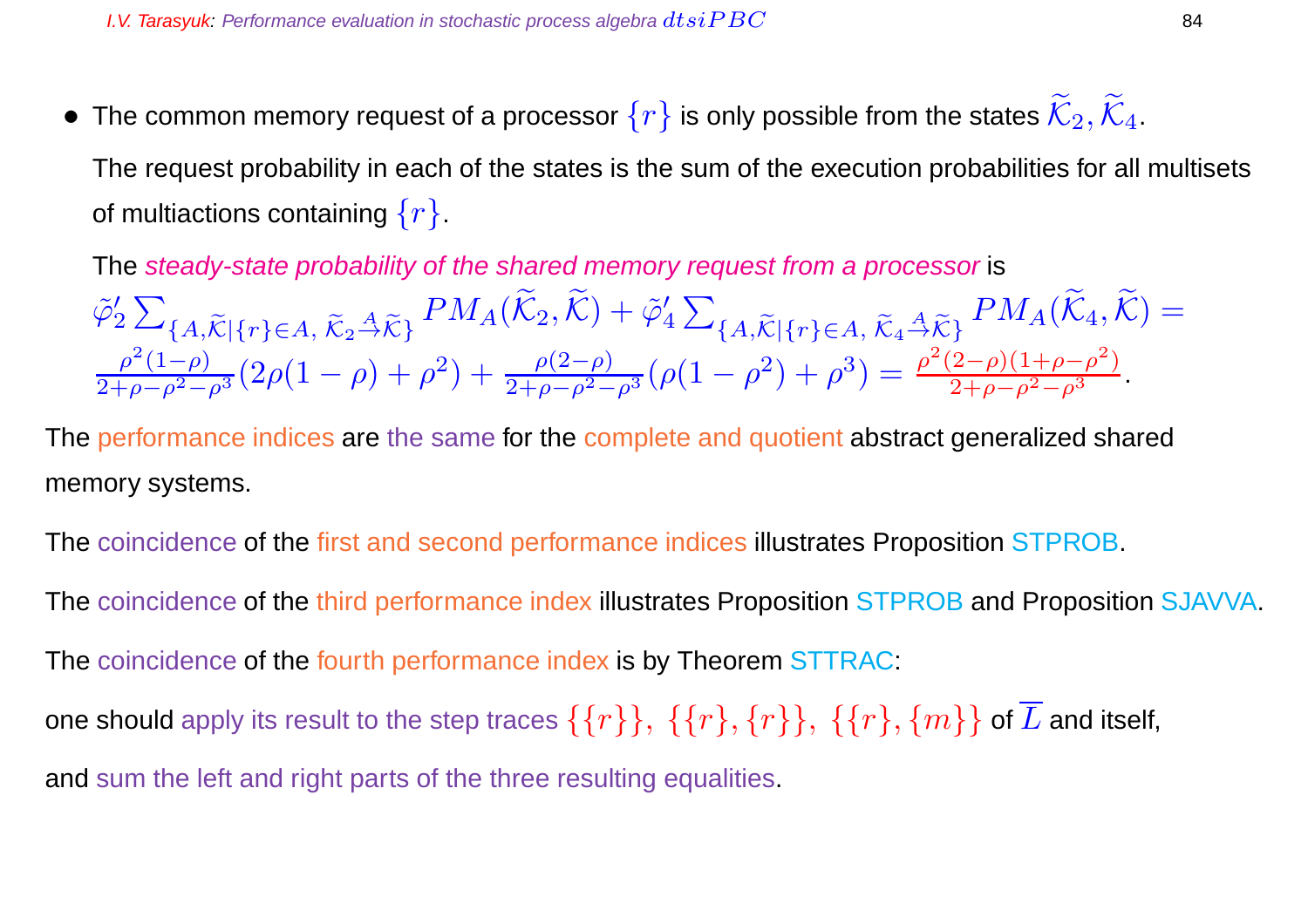- The common memory request of a processor $\{r\}$ is only possible from the states $\widetilde{\mathcal{K}}_2, \widetilde{\mathcal{K}}_4$.

  The request probability in each of the states is the sum of the execution probabilities for all multisets of multiactions containing $\{r\}$.

  The *steady-state probability of the shared memory request from a processor* is

  $$\tilde{\varphi}'_2 \sum_{\{A,\widetilde{\mathcal{K}}|\{r\}\in A,\ \widetilde{\mathcal{K}}_2 \stackrel{A}{\to} \widetilde{\mathcal{K}}\}} PM_A(\widetilde{\mathcal{K}}_2, \widetilde{\mathcal{K}}) + \tilde{\varphi}'_4 \sum_{\{A,\widetilde{\mathcal{K}}|\{r\}\in A,\ \widetilde{\mathcal{K}}_4 \stackrel{A}{\to} \widetilde{\mathcal{K}}\}} PM_A(\widetilde{\mathcal{K}}_4, \widetilde{\mathcal{K}}) =$$
  $$\frac{\rho^2(1-\rho)}{2+\rho-\rho^2-\rho^3}(2\rho(1-\rho)+\rho^2) + \frac{\rho(2-\rho)}{2+\rho-\rho^2-\rho^3}(\rho(1-\rho^2)+\rho^3) = \frac{\rho^2(2-\rho)(1+\rho-\rho^2)}{2+\rho-\rho^2-\rho^3}.$$

The performance indices are the same for the complete and quotient abstract generalized shared memory systems.

The coincidence of the first and second performance indices illustrates Proposition STPROB.

The coincidence of the third performance index illustrates Proposition STPROB and Proposition SJAVVA.

The coincidence of the fourth performance index is by Theorem STTRAC:

one should apply its result to the step traces $\{\{r\}\},\ \{\{r\},\{r\}\},\ \{\{r\},\{m\}\}$ of $\overline{L}$ and itself,

and sum the left and right parts of the three resulting equalities.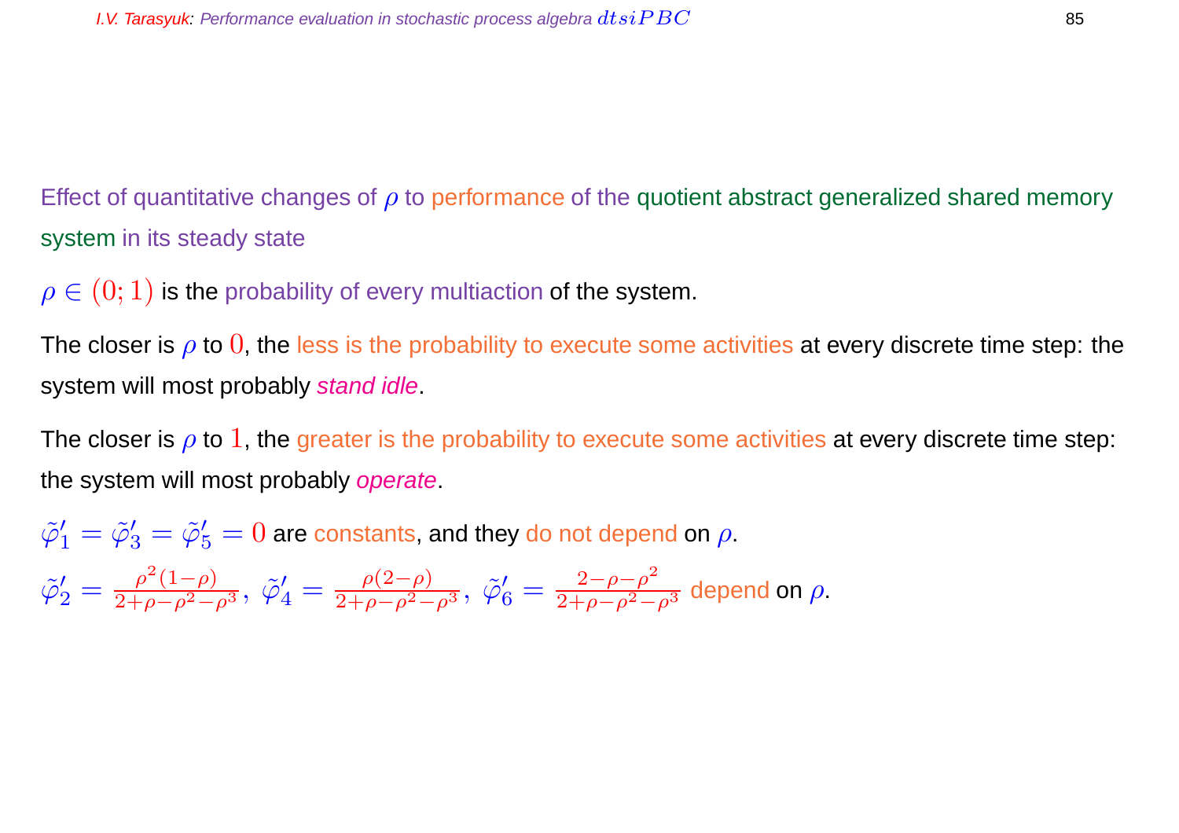Effect of quantitative changes of $\rho$ to performance of the quotient abstract generalized shared memory system in its steady state

$\rho \in (0;1)$ is the probability of every multiaction of the system.

The closer is $\rho$ to $0$, the less is the probability to execute some activities at every discrete time step: the system will most probably *stand idle*.

The closer is $\rho$ to $1$, the greater is the probability to execute some activities at every discrete time step: the system will most probably *operate*.

$\tilde{\varphi}_1' = \tilde{\varphi}_3' = \tilde{\varphi}_5' = 0$ are constants, and they do not depend on $\rho$.

$\tilde{\varphi}_2' = \frac{\rho^2(1-\rho)}{2+\rho-\rho^2-\rho^3},\ \tilde{\varphi}_4' = \frac{\rho(2-\rho)}{2+\rho-\rho^2-\rho^3},\ \tilde{\varphi}_6' = \frac{2-\rho-\rho^2}{2+\rho-\rho^2-\rho^3}$ depend on $\rho$.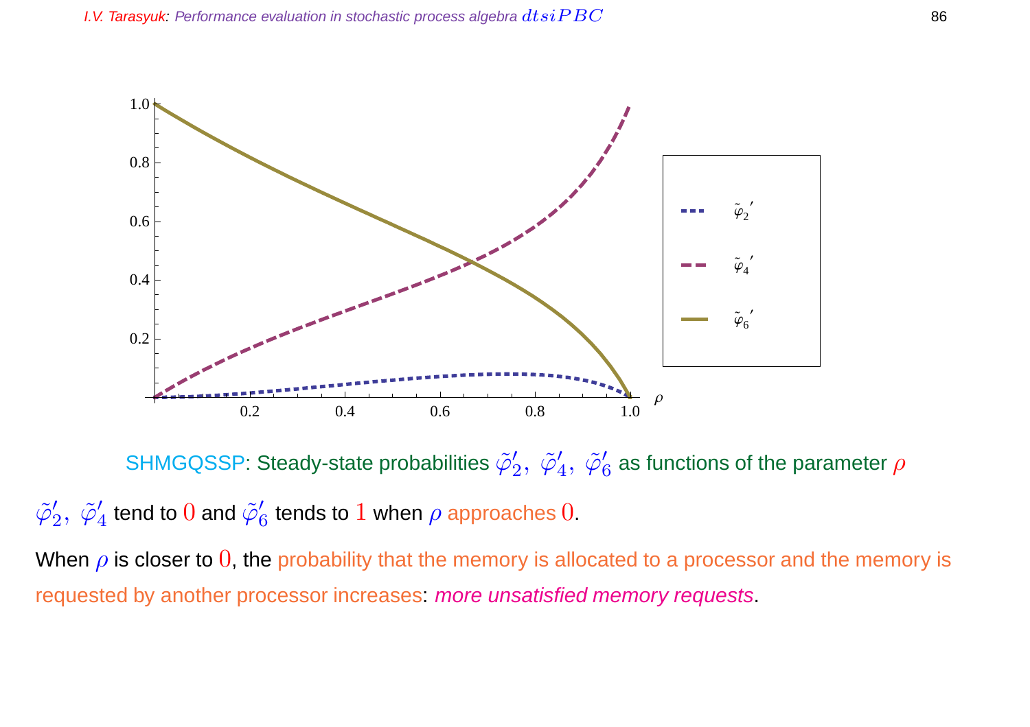SHMGQSSP: Steady-state probabilities $\tilde{\varphi}'_2,\ \tilde{\varphi}'_4,\ \tilde{\varphi}'_6$ as functions of the parameter $\rho$

$\tilde{\varphi}'_2,\ \tilde{\varphi}'_4$ tend to $0$ and $\tilde{\varphi}'_6$ tends to $1$ when $\rho$ approaches $0$.

When $\rho$ is closer to $0$, the probability that the memory is allocated to a processor and the memory is requested by another processor increases: *more unsatisfied memory requests*.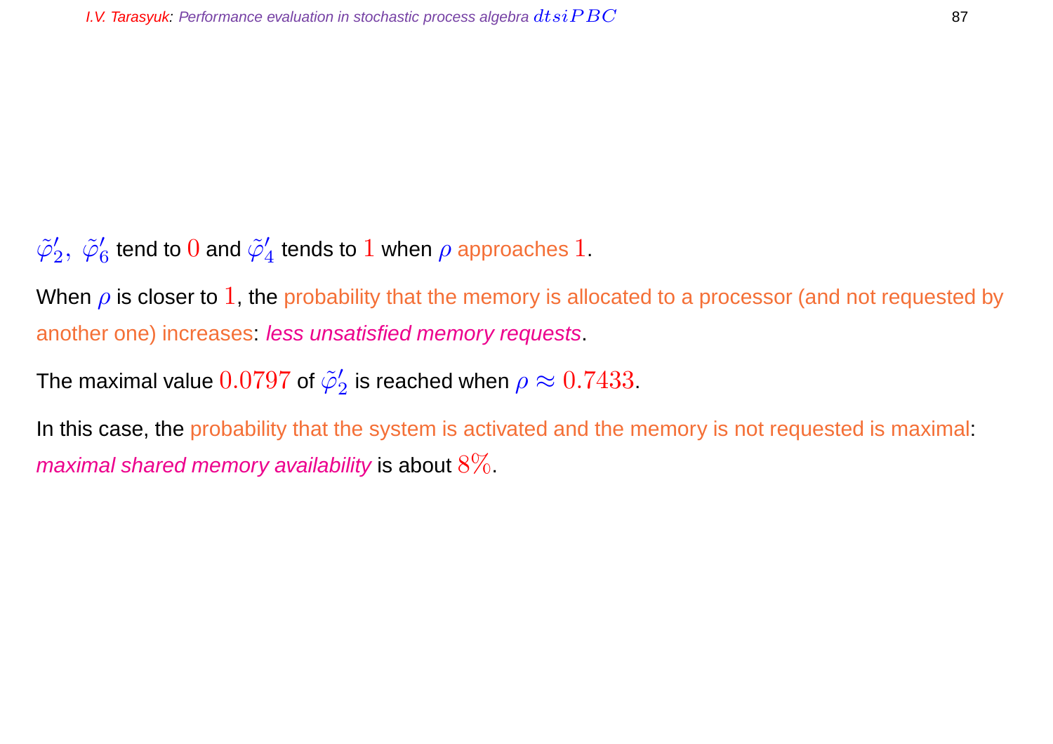$\tilde{\varphi}'_2,\ \tilde{\varphi}'_6$ tend to $0$ and $\tilde{\varphi}'_4$ tends to $1$ when $\rho$ approaches $1$.

When $\rho$ is closer to $1$, the probability that the memory is allocated to a processor (and not requested by another one) increases: *less unsatisfied memory requests*.

The maximal value $0.0797$ of $\tilde{\varphi}'_2$ is reached when $\rho \approx 0.7433$.

In this case, the probability that the system is activated and the memory is not requested is maximal: *maximal shared memory availability* is about $8\%$.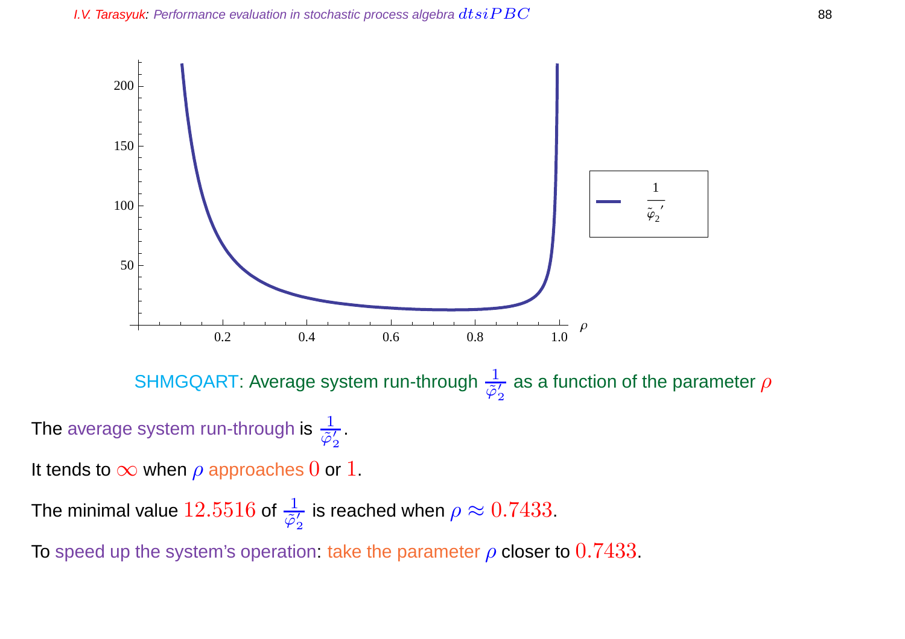SHMGQART: Average system run-through $\frac{1}{\tilde{\varphi}_2'}$ as a function of the parameter $\rho$

The average system run-through is $\frac{1}{\tilde{\varphi}_2'}$.

It tends to $\infty$ when $\rho$ approaches $0$ or $1$.

The minimal value $12.5516$ of $\frac{1}{\tilde{\varphi}_2'}$ is reached when $\rho \approx 0.7433$.

To speed up the system's operation: take the parameter $\rho$ closer to $0.7433$.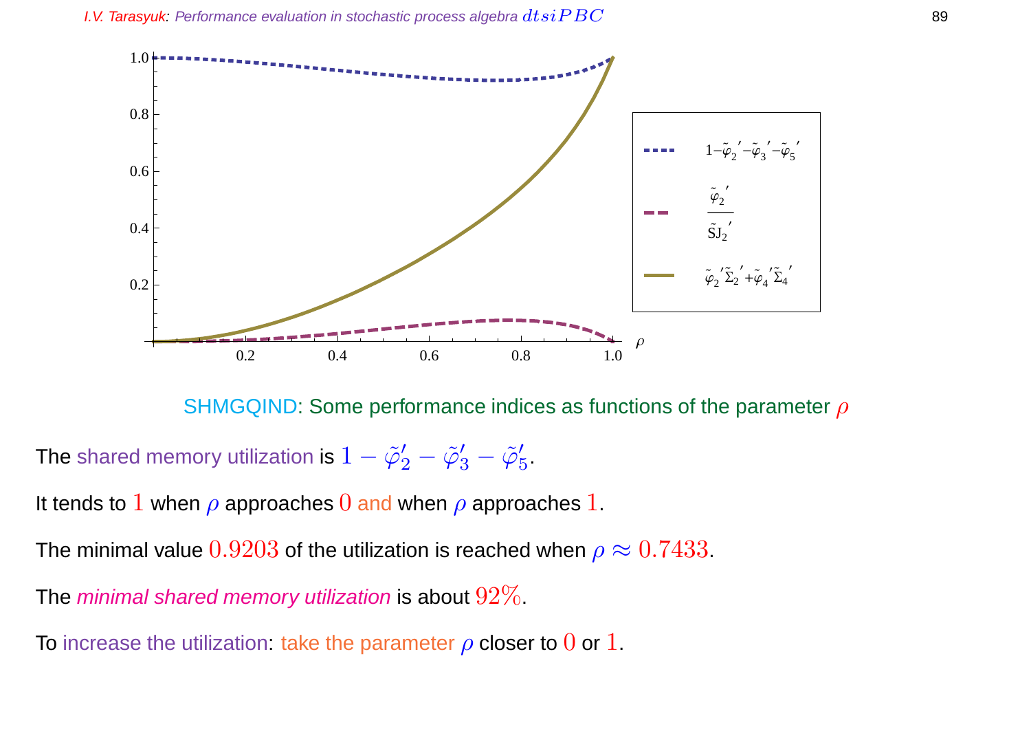SHMGQIND: Some performance indices as functions of the parameter $\rho$

The shared memory utilization is $1 - \tilde{\varphi}_2' - \tilde{\varphi}_3' - \tilde{\varphi}_5'$.

It tends to $1$ when $\rho$ approaches $0$ and when $\rho$ approaches $1$.

The minimal value $0.9203$ of the utilization is reached when $\rho \approx 0.7433$.

The *minimal shared memory utilization* is about $92\%$.

To increase the utilization: take the parameter $\rho$ closer to $0$ or $1$.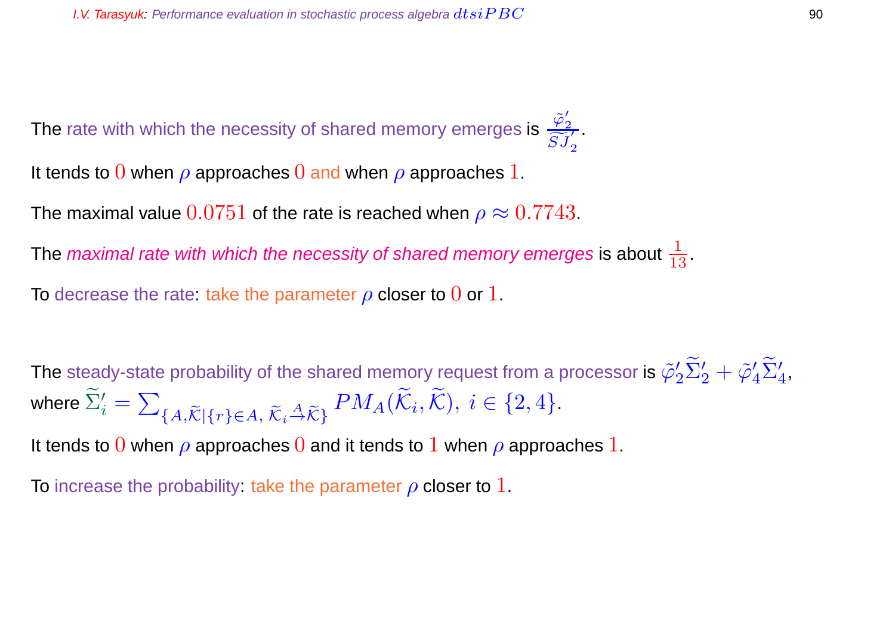The rate with which the necessity of shared memory emerges is $\frac{\tilde{\varphi}'_2}{\widetilde{SJ}'_2}$.

It tends to $0$ when $\rho$ approaches $0$ and when $\rho$ approaches $1$.

The maximal value $0.0751$ of the rate is reached when $\rho \approx 0.7743$.

The *maximal rate with which the necessity of shared memory emerges* is about $\frac{1}{13}$.

To decrease the rate: take the parameter $\rho$ closer to $0$ or $1$.

The steady-state probability of the shared memory request from a processor is $\tilde{\varphi}'_2\widetilde{\Sigma}'_2 + \tilde{\varphi}'_4\widetilde{\Sigma}'_4$, where $\widetilde{\Sigma}'_i = \sum_{\{A,\widetilde{\mathcal{K}} \mid \{r\}\in A,\ \widetilde{\mathcal{K}}_i \xrightarrow{A} \widetilde{\mathcal{K}}\}} PM_A(\widetilde{\mathcal{K}}_i, \widetilde{\mathcal{K}}),\ i \in \{2,4\}$.

It tends to $0$ when $\rho$ approaches $0$ and it tends to $1$ when $\rho$ approaches $1$.

To increase the probability: take the parameter $\rho$ closer to $1$.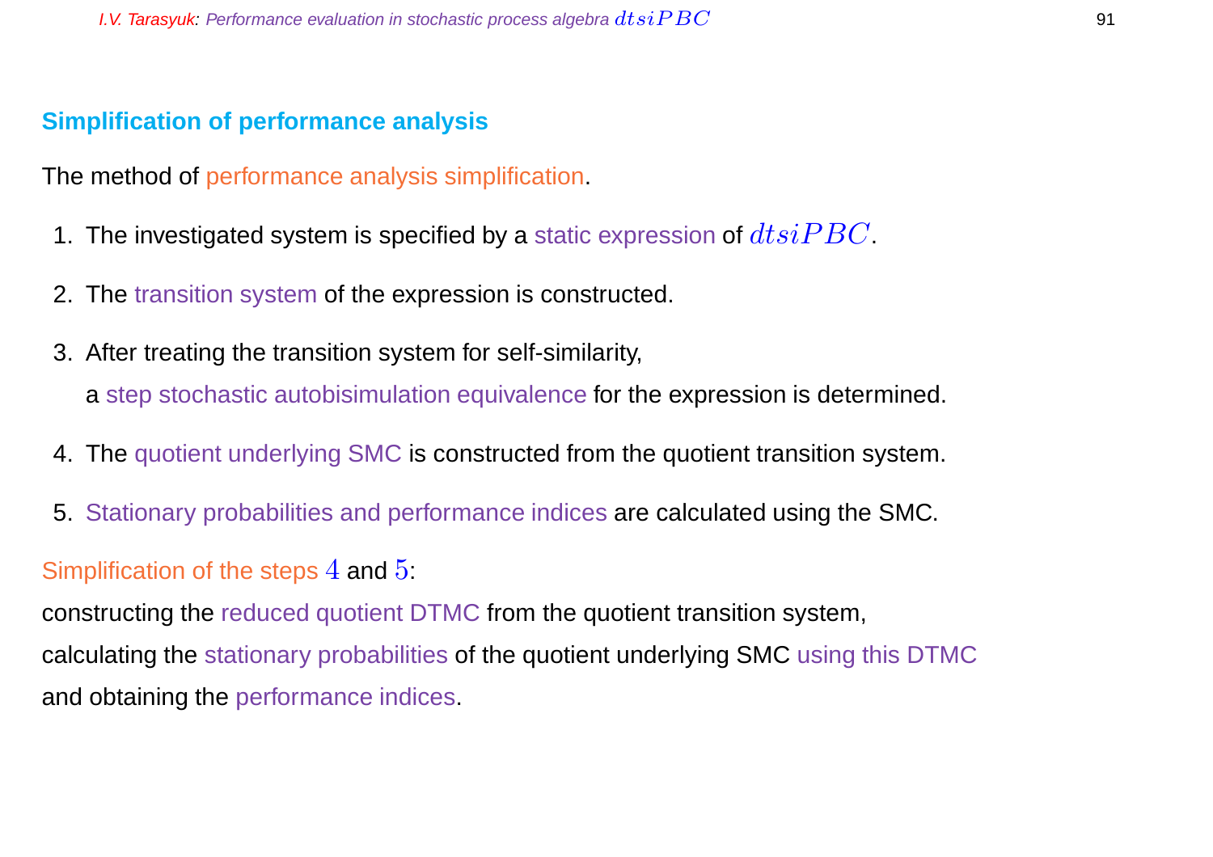## Simplification of performance analysis

The method of performance analysis simplification.

1. The investigated system is specified by a static expression of $dtsiPBC$.
2. The transition system of the expression is constructed.
3. After treating the transition system for self-similarity,
   a step stochastic autobisimulation equivalence for the expression is determined.
4. The quotient underlying SMC is constructed from the quotient transition system.
5. Stationary probabilities and performance indices are calculated using the SMC.

Simplification of the steps $4$ and $5$:

constructing the reduced quotient DTMC from the quotient transition system,
calculating the stationary probabilities of the quotient underlying SMC using this DTMC
and obtaining the performance indices.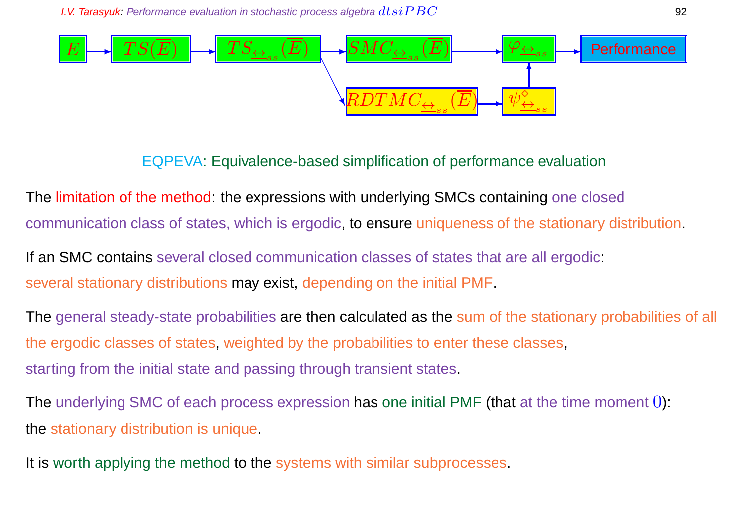$E \rightarrow TS(\overline{E}) \rightarrow TS_{\underline{\leftrightarrow}_{ss}}(\overline{E}) \rightarrow SMC_{\underline{\leftrightarrow}_{ss}}(\overline{E}) \rightarrow \varphi_{\underline{\leftrightarrow}_{ss}} \rightarrow$ Performance

$TS_{\underline{\leftrightarrow}_{ss}}(\overline{E}) \rightarrow RDTMC_{\underline{\leftrightarrow}_{ss}}(\overline{E}) \rightarrow \psi^{\diamond}_{\underline{\leftrightarrow}_{ss}} \rightarrow \varphi_{\underline{\leftrightarrow}_{ss}}$

EQPEVA: Equivalence-based simplification of performance evaluation

The limitation of the method: the expressions with underlying SMCs containing one closed communication class of states, which is ergodic, to ensure uniqueness of the stationary distribution.

If an SMC contains several closed communication classes of states that are all ergodic: several stationary distributions may exist, depending on the initial PMF.

The general steady-state probabilities are then calculated as the sum of the stationary probabilities of all the ergodic classes of states, weighted by the probabilities to enter these classes, starting from the initial state and passing through transient states.

The underlying SMC of each process expression has one initial PMF (that at the time moment $0$): the stationary distribution is unique.

It is worth applying the method to the systems with similar subprocesses.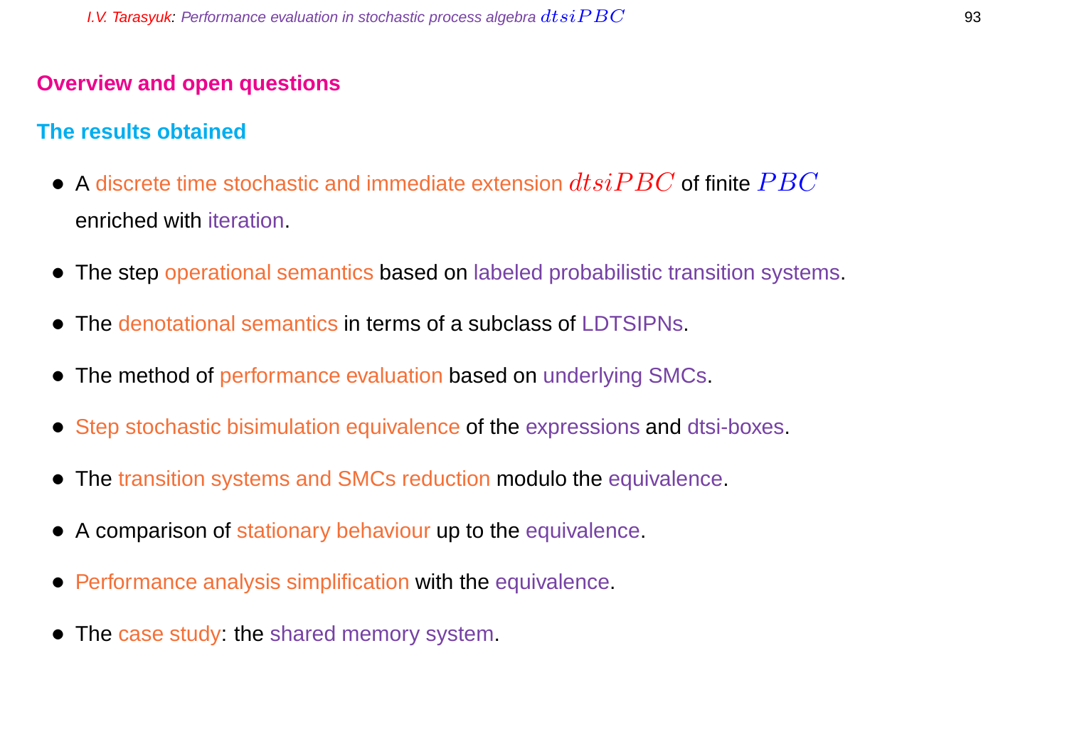## Overview and open questions

### The results obtained

- A discrete time stochastic and immediate extension $dtsiPBC$ of finite $PBC$ enriched with iteration.
- The step operational semantics based on labeled probabilistic transition systems.
- The denotational semantics in terms of a subclass of LDTSIPNs.
- The method of performance evaluation based on underlying SMCs.
- Step stochastic bisimulation equivalence of the expressions and dtsi-boxes.
- The transition systems and SMCs reduction modulo the equivalence.
- A comparison of stationary behaviour up to the equivalence.
- Performance analysis simplification with the equivalence.
- The case study: the shared memory system.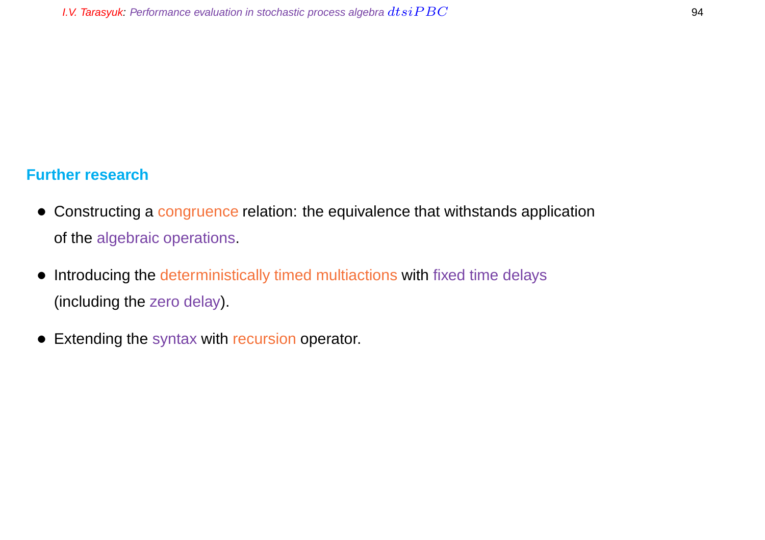## Further research

- Constructing a congruence relation: the equivalence that withstands application of the algebraic operations.
- Introducing the deterministically timed multiactions with fixed time delays (including the zero delay).
- Extending the syntax with recursion operator.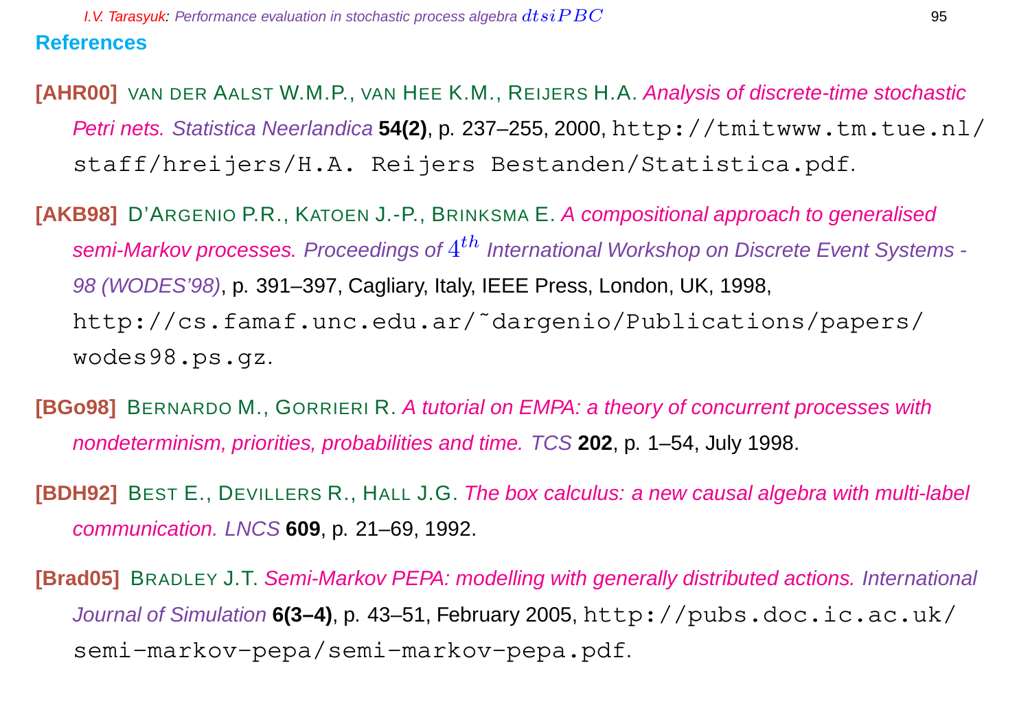## References

**[AHR00]** van der Aalst W.M.P., van Hee K.M., Reijers H.A. *Analysis of discrete-time stochastic Petri nets. Statistica Neerlandica* **54(2)**, p. 237–255, 2000, `http://tmitwww.tm.tue.nl/staff/hreijers/H.A. Reijers Bestanden/Statistica.pdf`.

**[AKB98]** D'Argenio P.R., Katoen J.-P., Brinksma E. *A compositional approach to generalised semi-Markov processes. Proceedings of $4^{th}$ International Workshop on Discrete Event Systems - 98 (WODES'98)*, p. 391–397, Cagliary, Italy, IEEE Press, London, UK, 1998, `http://cs.famaf.unc.edu.ar/~dargenio/Publications/papers/wodes98.ps.gz`.

**[BGo98]** Bernardo M., Gorrieri R. *A tutorial on EMPA: a theory of concurrent processes with nondeterminism, priorities, probabilities and time. TCS* **202**, p. 1–54, July 1998.

**[BDH92]** Best E., Devillers R., Hall J.G. *The box calculus: a new causal algebra with multi-label communication. LNCS* **609**, p. 21–69, 1992.

**[Brad05]** Bradley J.T. *Semi-Markov PEPA: modelling with generally distributed actions. International Journal of Simulation* **6(3–4)**, p. 43–51, February 2005, `http://pubs.doc.ic.ac.uk/semi-markov-pepa/semi-markov-pepa.pdf`.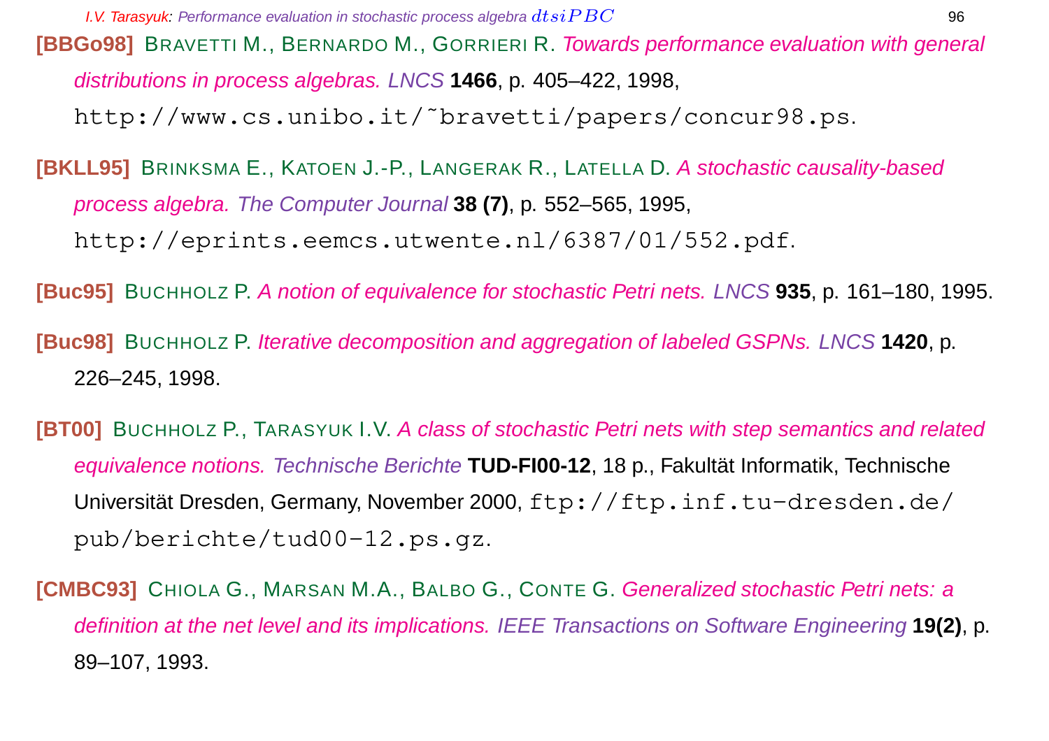**[BBGo98]** Bravetti M., Bernardo M., Gorrieri R. *Towards performance evaluation with general distributions in process algebras.* *LNCS* **1466**, p. 405–422, 1998, http://www.cs.unibo.it/˜bravetti/papers/concur98.ps.

**[BKLL95]** Brinksma E., Katoen J.-P., Langerak R., Latella D. *A stochastic causality-based process algebra.* *The Computer Journal* **38 (7)**, p. 552–565, 1995, http://eprints.eemcs.utwente.nl/6387/01/552.pdf.

**[Buc95]** Buchholz P. *A notion of equivalence for stochastic Petri nets.* *LNCS* **935**, p. 161–180, 1995.

**[Buc98]** Buchholz P. *Iterative decomposition and aggregation of labeled GSPNs.* *LNCS* **1420**, p. 226–245, 1998.

**[BT00]** Buchholz P., Tarasyuk I.V. *A class of stochastic Petri nets with step semantics and related equivalence notions.* *Technische Berichte* **TUD-FI00-12**, 18 p., Fakultät Informatik, Technische Universität Dresden, Germany, November 2000, ftp://ftp.inf.tu-dresden.de/pub/berichte/tud00-12.ps.gz.

**[CMBC93]** Chiola G., Marsan M.A., Balbo G., Conte G. *Generalized stochastic Petri nets: a definition at the net level and its implications.* *IEEE Transactions on Software Engineering* **19(2)**, p. 89–107, 1993.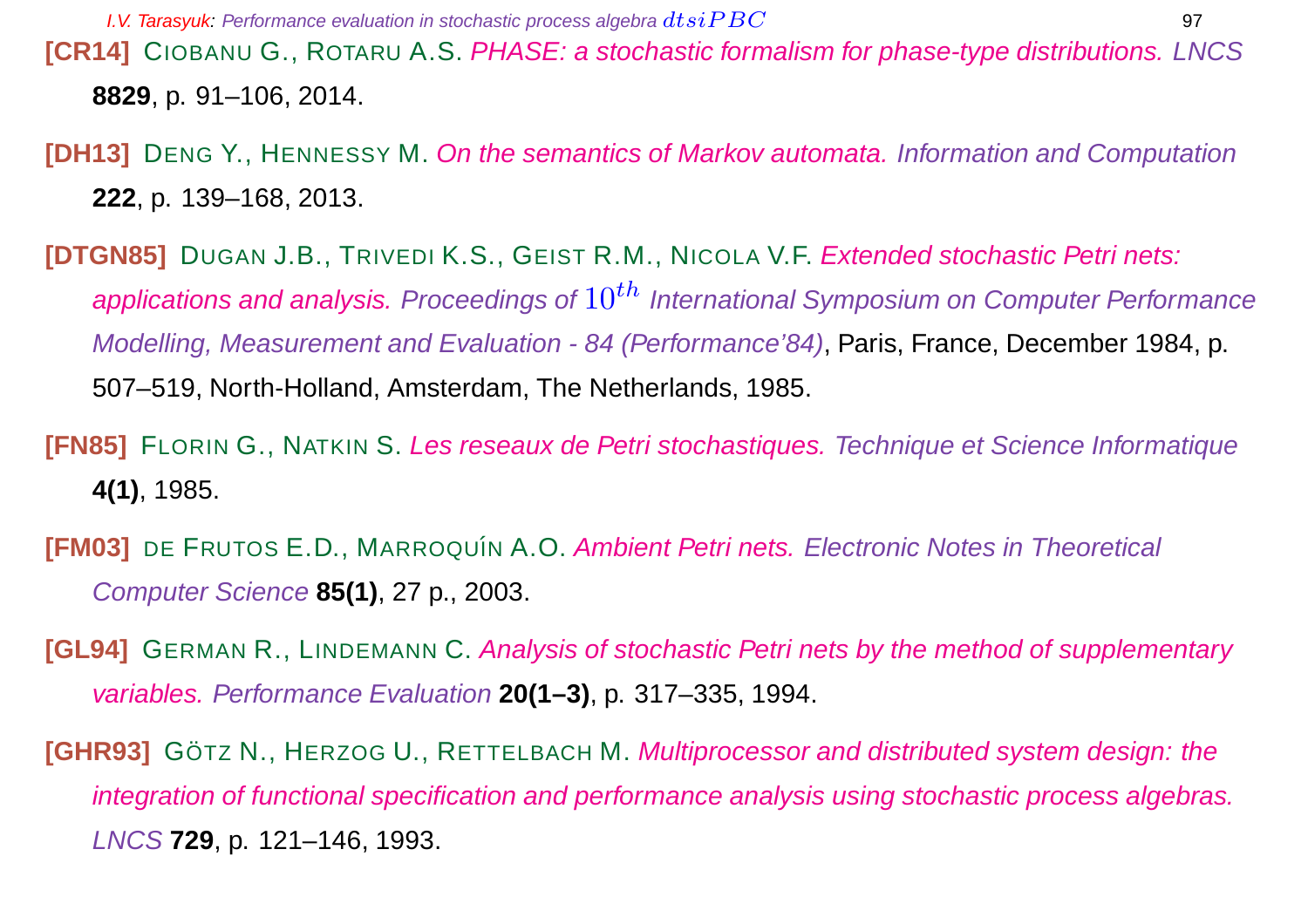**[CR14]** CIOBANU G., ROTARU A.S. *PHASE: a stochastic formalism for phase-type distributions. LNCS* **8829**, p. 91–106, 2014.

**[DH13]** DENG Y., HENNESSY M. *On the semantics of Markov automata. Information and Computation* **222**, p. 139–168, 2013.

**[DTGN85]** DUGAN J.B., TRIVEDI K.S., GEIST R.M., NICOLA V.F. *Extended stochastic Petri nets: applications and analysis. Proceedings of $10^{th}$ International Symposium on Computer Performance Modelling, Measurement and Evaluation - 84 (Performance'84)*, Paris, France, December 1984, p. 507–519, North-Holland, Amsterdam, The Netherlands, 1985.

**[FN85]** FLORIN G., NATKIN S. *Les reseaux de Petri stochastiques. Technique et Science Informatique* **4(1)**, 1985.

**[FM03]** DE FRUTOS E.D., MARROQUÍN A.O. *Ambient Petri nets. Electronic Notes in Theoretical Computer Science* **85(1)**, 27 p., 2003.

**[GL94]** GERMAN R., LINDEMANN C. *Analysis of stochastic Petri nets by the method of supplementary variables. Performance Evaluation* **20(1–3)**, p. 317–335, 1994.

**[GHR93]** GÖTZ N., HERZOG U., RETTELBACH M. *Multiprocessor and distributed system design: the integration of functional specification and performance analysis using stochastic process algebras. LNCS* **729**, p. 121–146, 1993.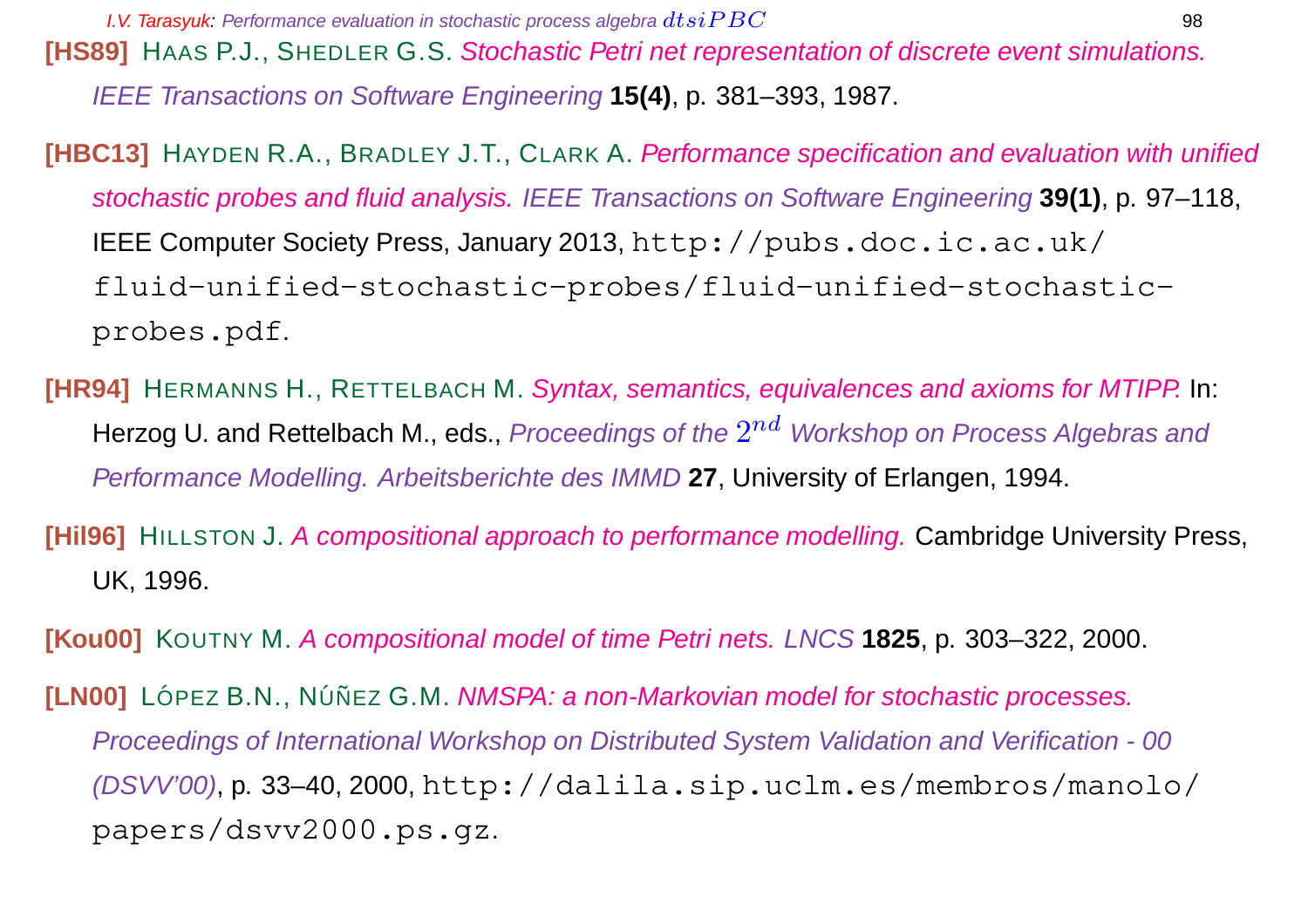**[HS89]** HAAS P.J., SHEDLER G.S. *Stochastic Petri net representation of discrete event simulations. IEEE Transactions on Software Engineering* **15(4)**, p. 381–393, 1987.

**[HBC13]** HAYDEN R.A., BRADLEY J.T., CLARK A. *Performance specification and evaluation with unified stochastic probes and fluid analysis. IEEE Transactions on Software Engineering* **39(1)**, p. 97–118, IEEE Computer Society Press, January 2013, `http://pubs.doc.ic.ac.uk/fluid-unified-stochastic-probes/fluid-unified-stochastic-probes.pdf`.

**[HR94]** HERMANNS H., RETTELBACH M. *Syntax, semantics, equivalences and axioms for MTIPP.* In: Herzog U. and Rettelbach M., eds., *Proceedings of the $2^{nd}$ Workshop on Process Algebras and Performance Modelling. Arbeitsberichte des IMMD* **27**, University of Erlangen, 1994.

**[Hil96]** HILLSTON J. *A compositional approach to performance modelling.* Cambridge University Press, UK, 1996.

**[Kou00]** KOUTNY M. *A compositional model of time Petri nets. LNCS* **1825**, p. 303–322, 2000.

**[LN00]** LÓPEZ B.N., NÚÑEZ G.M. *NMSPA: a non-Markovian model for stochastic processes. Proceedings of International Workshop on Distributed System Validation and Verification - 00 (DSVV'00)*, p. 33–40, 2000, `http://dalila.sip.uclm.es/membros/manolo/papers/dsvv2000.ps.gz`.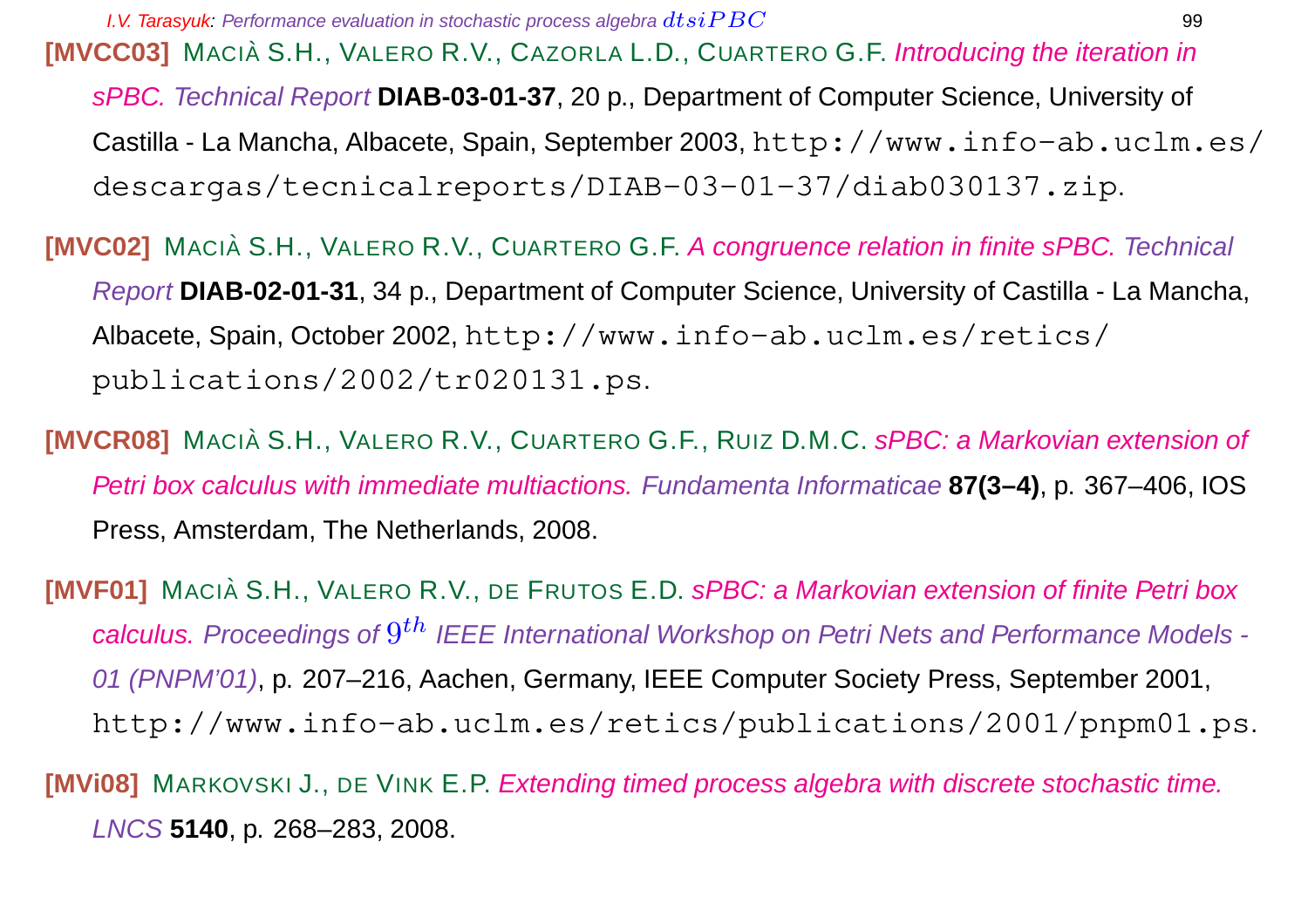**[MVCC03]** MACIÀ S.H., VALERO R.V., CAZORLA L.D., CUARTERO G.F. *Introducing the iteration in sPBC. Technical Report* **DIAB-03-01-37**, 20 p., Department of Computer Science, University of Castilla - La Mancha, Albacete, Spain, September 2003, `http://www.info-ab.uclm.es/descargas/tecnicalreports/DIAB-03-01-37/diab030137.zip`.

**[MVC02]** MACIÀ S.H., VALERO R.V., CUARTERO G.F. *A congruence relation in finite sPBC. Technical Report* **DIAB-02-01-31**, 34 p., Department of Computer Science, University of Castilla - La Mancha, Albacete, Spain, October 2002, `http://www.info-ab.uclm.es/retics/publications/2002/tr020131.ps`.

**[MVCR08]** MACIÀ S.H., VALERO R.V., CUARTERO G.F., RUIZ D.M.C. *sPBC: a Markovian extension of Petri box calculus with immediate multiactions. Fundamenta Informaticae* **87(3–4)**, p. 367–406, IOS Press, Amsterdam, The Netherlands, 2008.

**[MVF01]** MACIÀ S.H., VALERO R.V., DE FRUTOS E.D. *sPBC: a Markovian extension of finite Petri box calculus. Proceedings of $9^{th}$ IEEE International Workshop on Petri Nets and Performance Models - 01 (PNPM'01)*, p. 207–216, Aachen, Germany, IEEE Computer Society Press, September 2001, `http://www.info-ab.uclm.es/retics/publications/2001/pnpm01.ps`.

**[MVi08]** MARKOVSKI J., DE VINK E.P. *Extending timed process algebra with discrete stochastic time. LNCS* **5140**, p. 268–283, 2008.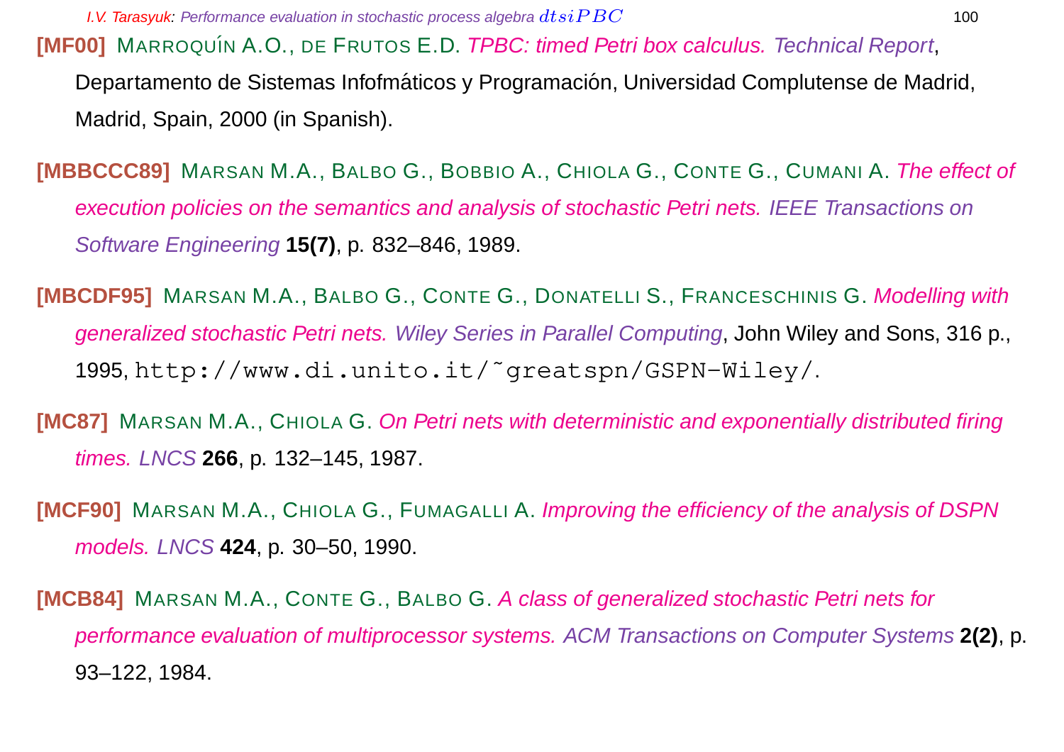**[MF00]** Marroquín A.O., de Frutos E.D. *TPBC: timed Petri box calculus. Technical Report*, Departamento de Sistemas Infofmáticos y Programación, Universidad Complutense de Madrid, Madrid, Spain, 2000 (in Spanish).

**[MBBCCC89]** Marsan M.A., Balbo G., Bobbio A., Chiola G., Conte G., Cumani A. *The effect of execution policies on the semantics and analysis of stochastic Petri nets. IEEE Transactions on Software Engineering* **15(7)**, p. 832–846, 1989.

**[MBCDF95]** Marsan M.A., Balbo G., Conte G., Donatelli S., Franceschinis G. *Modelling with generalized stochastic Petri nets. Wiley Series in Parallel Computing*, John Wiley and Sons, 316 p., 1995, `http://www.di.unito.it/~greatspn/GSPN-Wiley/`.

**[MC87]** Marsan M.A., Chiola G. *On Petri nets with deterministic and exponentially distributed firing times. LNCS* **266**, p. 132–145, 1987.

**[MCF90]** Marsan M.A., Chiola G., Fumagalli A. *Improving the efficiency of the analysis of DSPN models. LNCS* **424**, p. 30–50, 1990.

**[MCB84]** Marsan M.A., Conte G., Balbo G. *A class of generalized stochastic Petri nets for performance evaluation of multiprocessor systems. ACM Transactions on Computer Systems* **2(2)**, p. 93–122, 1984.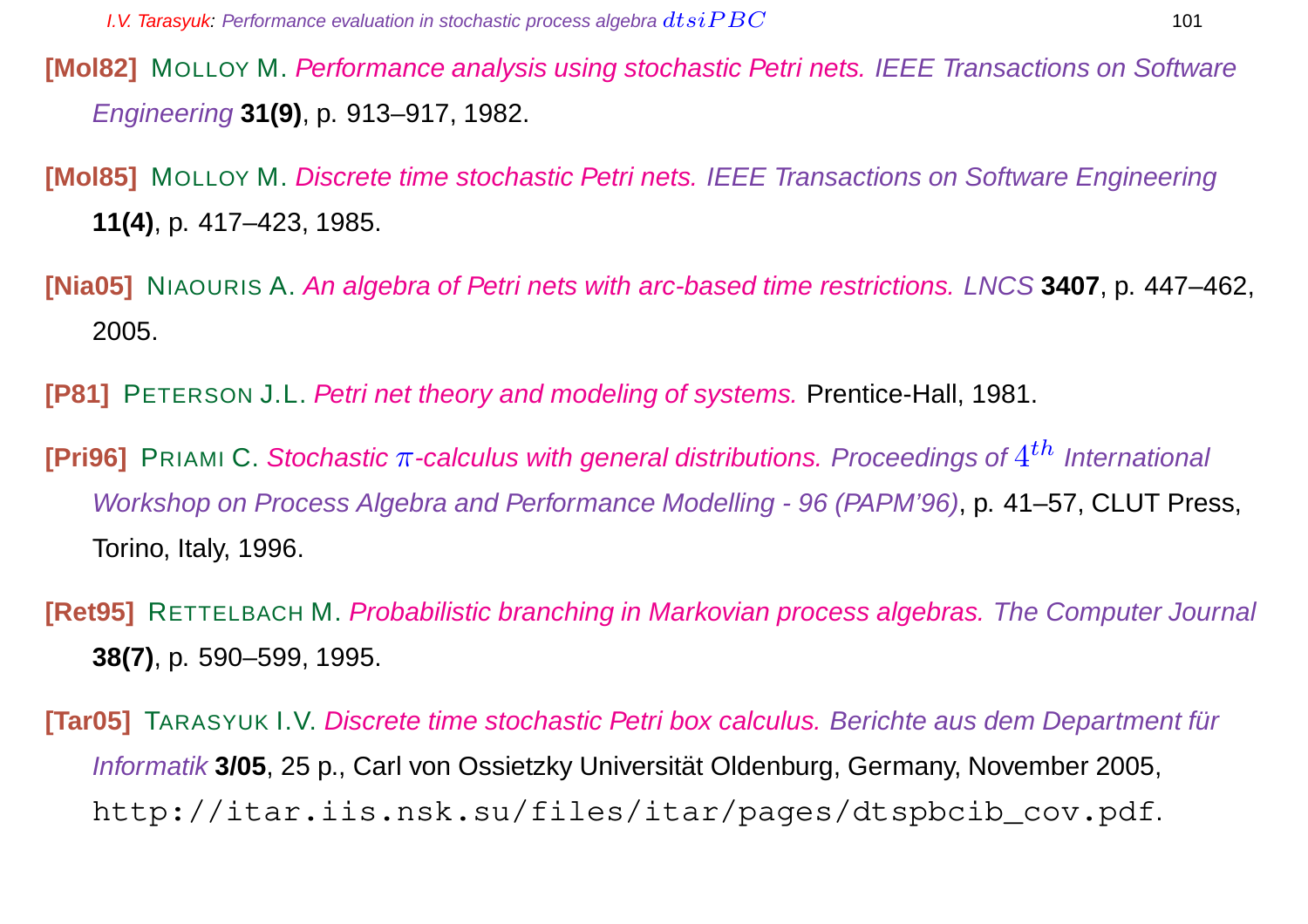**[Mol82]** MOLLOY M. *Performance analysis using stochastic Petri nets. IEEE Transactions on Software Engineering* **31(9)**, p. 913–917, 1982.

**[Mol85]** MOLLOY M. *Discrete time stochastic Petri nets. IEEE Transactions on Software Engineering* **11(4)**, p. 417–423, 1985.

**[Nia05]** NIAOURIS A. *An algebra of Petri nets with arc-based time restrictions. LNCS* **3407**, p. 447–462, 2005.

**[P81]** PETERSON J.L. *Petri net theory and modeling of systems.* Prentice-Hall, 1981.

**[Pri96]** PRIAMI C. *Stochastic $\pi$-calculus with general distributions. Proceedings of $4^{th}$ International Workshop on Process Algebra and Performance Modelling - 96 (PAPM'96)*, p. 41–57, CLUT Press, Torino, Italy, 1996.

**[Ret95]** RETTELBACH M. *Probabilistic branching in Markovian process algebras. The Computer Journal* **38(7)**, p. 590–599, 1995.

**[Tar05]** TARASYUK I.V. *Discrete time stochastic Petri box calculus. Berichte aus dem Department für Informatik* **3/05**, 25 p., Carl von Ossietzky Universität Oldenburg, Germany, November 2005, `http://itar.iis.nsk.su/files/itar/pages/dtspbcib_cov.pdf`.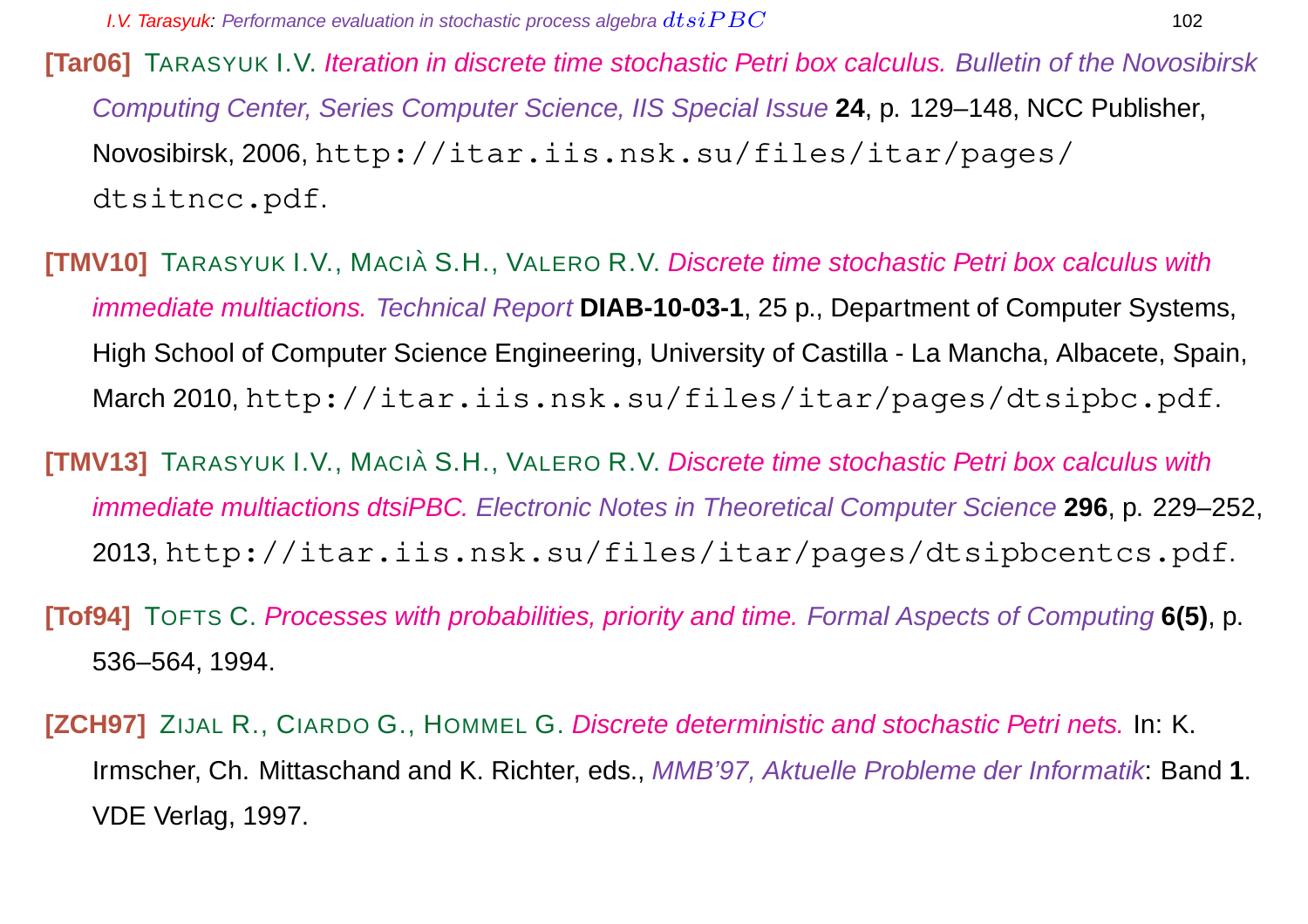**[Tar06]** TARASYUK I.V. *Iteration in discrete time stochastic Petri box calculus. Bulletin of the Novosibirsk Computing Center, Series Computer Science, IIS Special Issue* **24**, p. 129–148, NCC Publisher, Novosibirsk, 2006, `http://itar.iis.nsk.su/files/itar/pages/dtsitncc.pdf`.

**[TMV10]** TARASYUK I.V., MACIÀ S.H., VALERO R.V. *Discrete time stochastic Petri box calculus with immediate multiactions. Technical Report* **DIAB-10-03-1**, 25 p., Department of Computer Systems, High School of Computer Science Engineering, University of Castilla - La Mancha, Albacete, Spain, March 2010, `http://itar.iis.nsk.su/files/itar/pages/dtsipbc.pdf`.

**[TMV13]** TARASYUK I.V., MACIÀ S.H., VALERO R.V. *Discrete time stochastic Petri box calculus with immediate multiactions dtsiPBC. Electronic Notes in Theoretical Computer Science* **296**, p. 229–252, 2013, `http://itar.iis.nsk.su/files/itar/pages/dtsipbcentcs.pdf`.

**[Tof94]** TOFTS C. *Processes with probabilities, priority and time. Formal Aspects of Computing* **6(5)**, p. 536–564, 1994.

**[ZCH97]** ZIJAL R., CIARDO G., HOMMEL G. *Discrete deterministic and stochastic Petri nets.* In: K. Irmscher, Ch. Mittaschand and K. Richter, eds., *MMB'97, Aktuelle Probleme der Informatik*: Band **1**. VDE Verlag, 1997.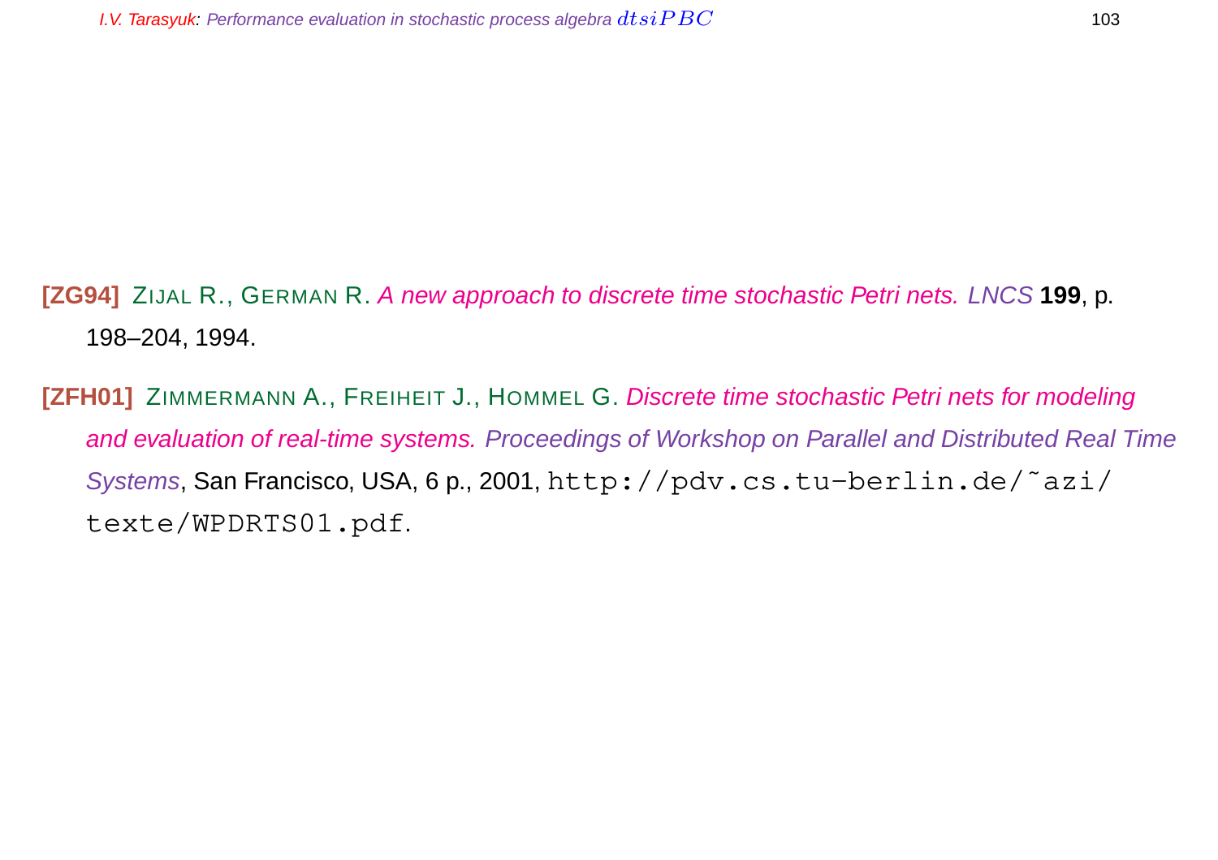**[ZG94]** ZIJAL R., GERMAN R. *A new approach to discrete time stochastic Petri nets. LNCS* **199**, p. 198–204, 1994.

**[ZFH01]** ZIMMERMANN A., FREIHEIT J., HOMMEL G. *Discrete time stochastic Petri nets for modeling and evaluation of real-time systems. Proceedings of Workshop on Parallel and Distributed Real Time Systems*, San Francisco, USA, 6 p., 2001, `http://pdv.cs.tu-berlin.de/~azi/texte/WPDRTS01.pdf`.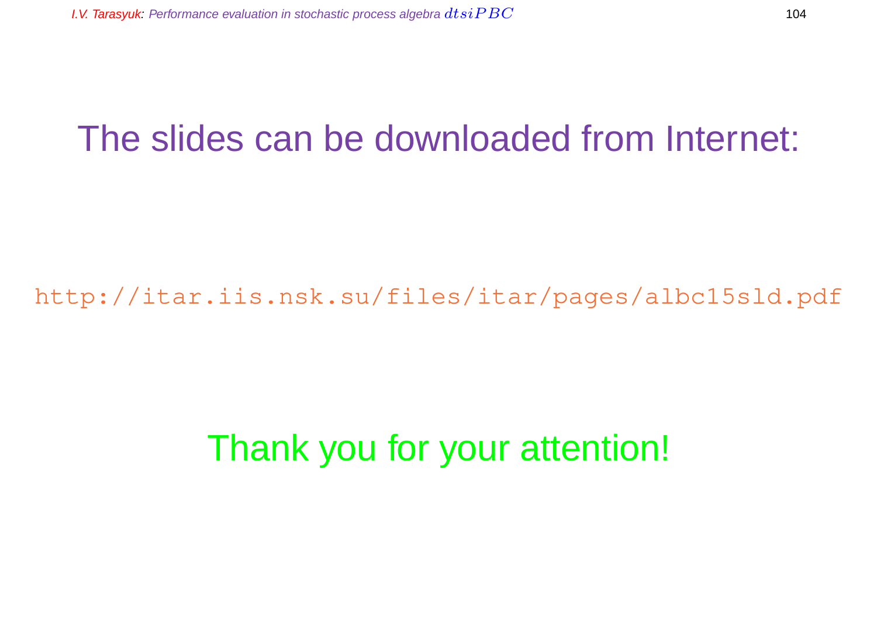# The slides can be downloaded from Internet:

http://itar.iis.nsk.su/files/itar/pages/albc15sld.pdf

## Thank you for your attention!